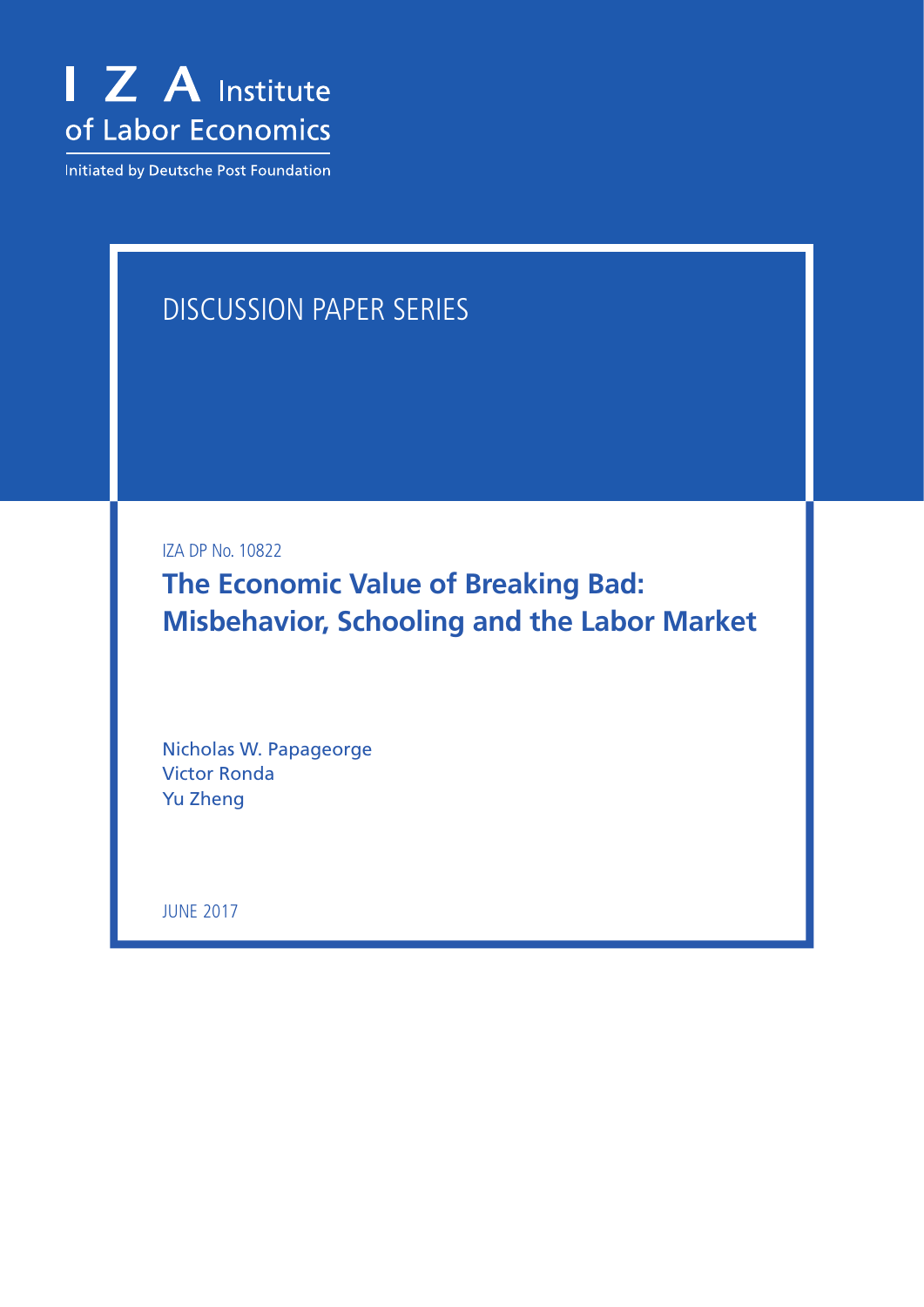I Z A Institute of Labor Economics

Initiated by Deutsche Post Foundation

DISCUSSION PAPER SERIES

IZA DP No. 10822

# The Economic Value of Breaking Bad: Misbehavior, Schooling and the Labor Market

Nicholas W. Papageorge
Victor Ronda
Yu Zheng

JUNE 2017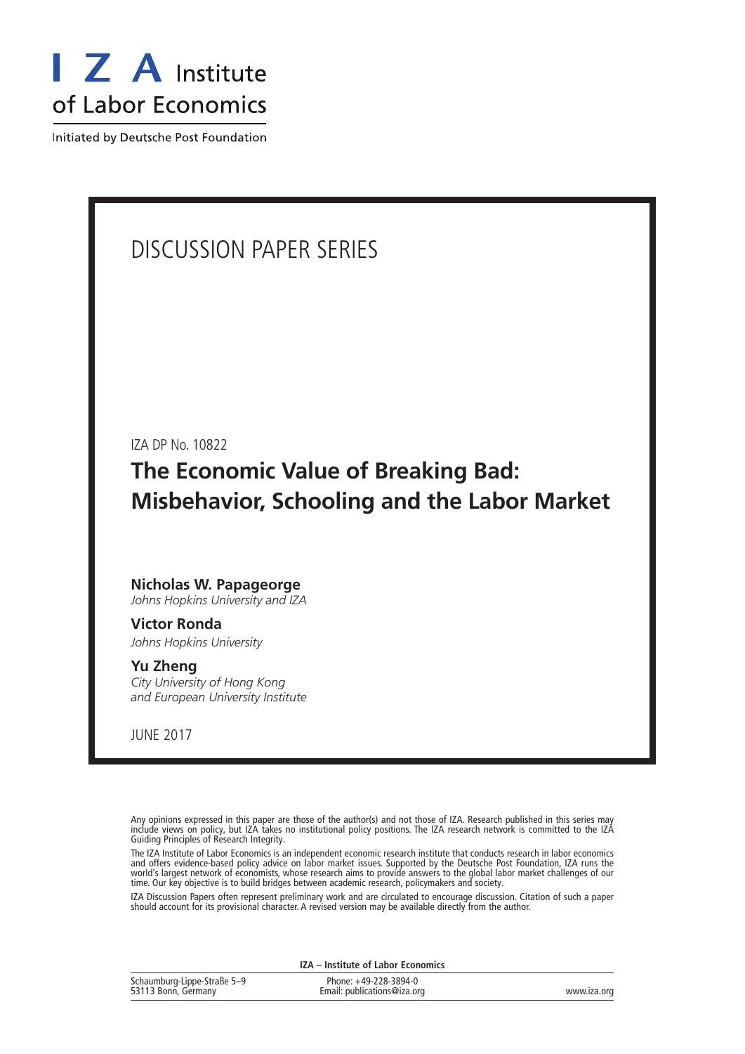# DISCUSSION PAPER SERIES

IZA DP No. 10822

# The Economic Value of Breaking Bad: Misbehavior, Schooling and the Labor Market

**Nicholas W. Papageorge**
*Johns Hopkins University and IZA*

**Victor Ronda**
*Johns Hopkins University*

**Yu Zheng**
*City University of Hong Kong and European University Institute*

JUNE 2017

Any opinions expressed in this paper are those of the author(s) and not those of IZA. Research published in this series may include views on policy, but IZA takes no institutional policy positions. The IZA research network is committed to the IZA Guiding Principles of Research Integrity.

The IZA Institute of Labor Economics is an independent economic research institute that conducts research in labor economics and offers evidence-based policy advice on labor market issues. Supported by the Deutsche Post Foundation, IZA runs the world's largest network of economists, whose research aims to provide answers to the global labor market challenges of our time. Our key objective is to build bridges between academic research, policymakers and society.

IZA Discussion Papers often represent preliminary work and are circulated to encourage discussion. Citation of such a paper should account for its provisional character. A revised version may be available directly from the author.

**IZA – Institute of Labor Economics**

Schaumburg-Lippe-Straße 5–9
53113 Bonn, Germany

Phone: +49-228-3894-0
Email: publications@iza.org

www.iza.org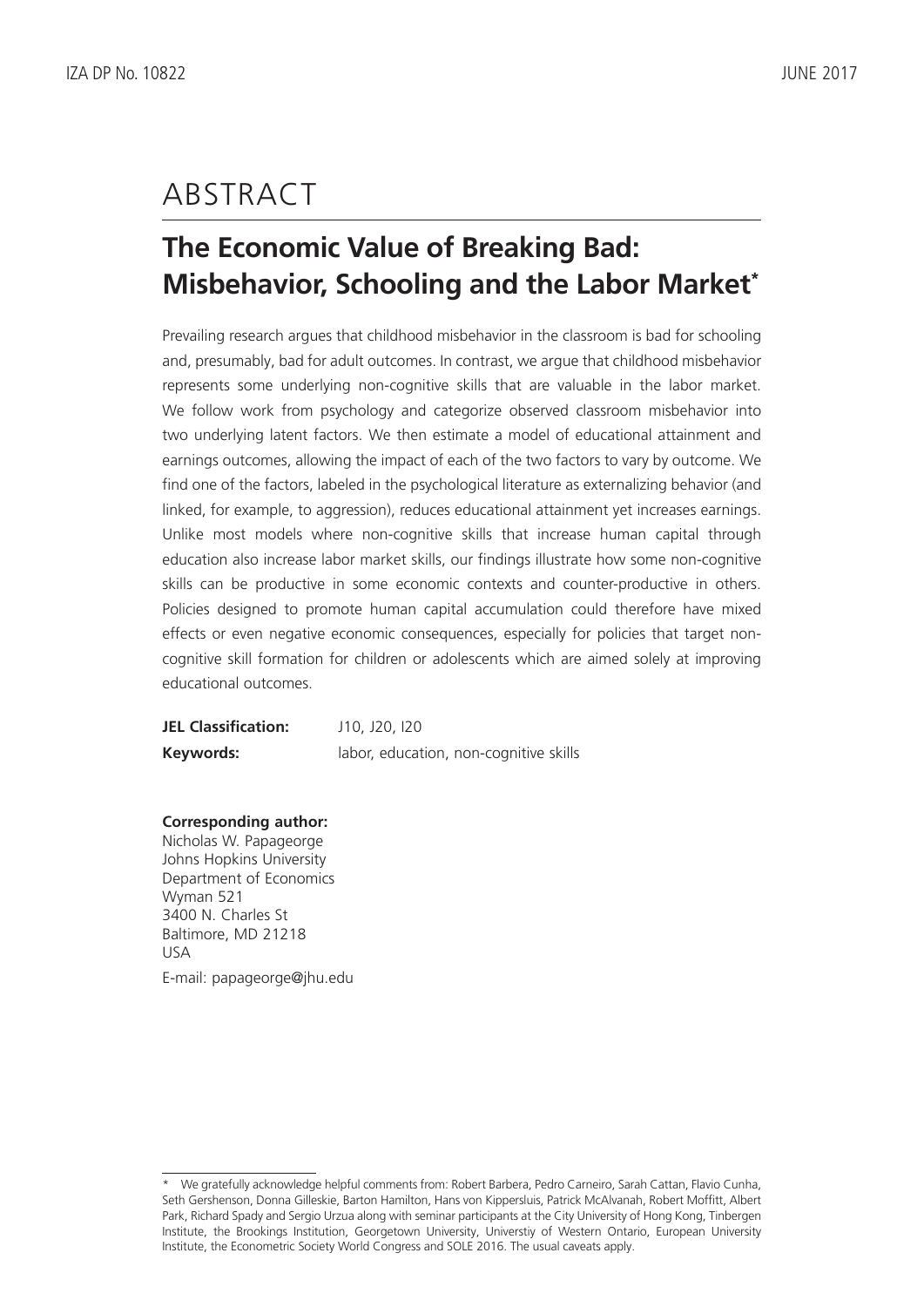# ABSTRACT

## The Economic Value of Breaking Bad: Misbehavior, Schooling and the Labor Market*

Prevailing research argues that childhood misbehavior in the classroom is bad for schooling and, presumably, bad for adult outcomes. In contrast, we argue that childhood misbehavior represents some underlying non-cognitive skills that are valuable in the labor market. We follow work from psychology and categorize observed classroom misbehavior into two underlying latent factors. We then estimate a model of educational attainment and earnings outcomes, allowing the impact of each of the two factors to vary by outcome. We find one of the factors, labeled in the psychological literature as externalizing behavior (and linked, for example, to aggression), reduces educational attainment yet increases earnings. Unlike most models where non-cognitive skills that increase human capital through education also increase labor market skills, our findings illustrate how some non-cognitive skills can be productive in some economic contexts and counter-productive in others. Policies designed to promote human capital accumulation could therefore have mixed effects or even negative economic consequences, especially for policies that target non-cognitive skill formation for children or adolescents which are aimed solely at improving educational outcomes.

**JEL Classification:** J10, J20, I20

**Keywords:** labor, education, non-cognitive skills

**Corresponding author:**
Nicholas W. Papageorge
Johns Hopkins University
Department of Economics
Wyman 521
3400 N. Charles St
Baltimore, MD 21218
USA

E-mail: papageorge@jhu.edu

* We gratefully acknowledge helpful comments from: Robert Barbera, Pedro Carneiro, Sarah Cattan, Flavio Cunha, Seth Gershenson, Donna Gilleskie, Barton Hamilton, Hans von Kippersluis, Patrick McAlvanah, Robert Moffitt, Albert Park, Richard Spady and Sergio Urzua along with seminar participants at the City University of Hong Kong, Tinbergen Institute, the Brookings Institution, Georgetown University, Universtiy of Western Ontario, European University Institute, the Econometric Society World Congress and SOLE 2016. The usual caveats apply.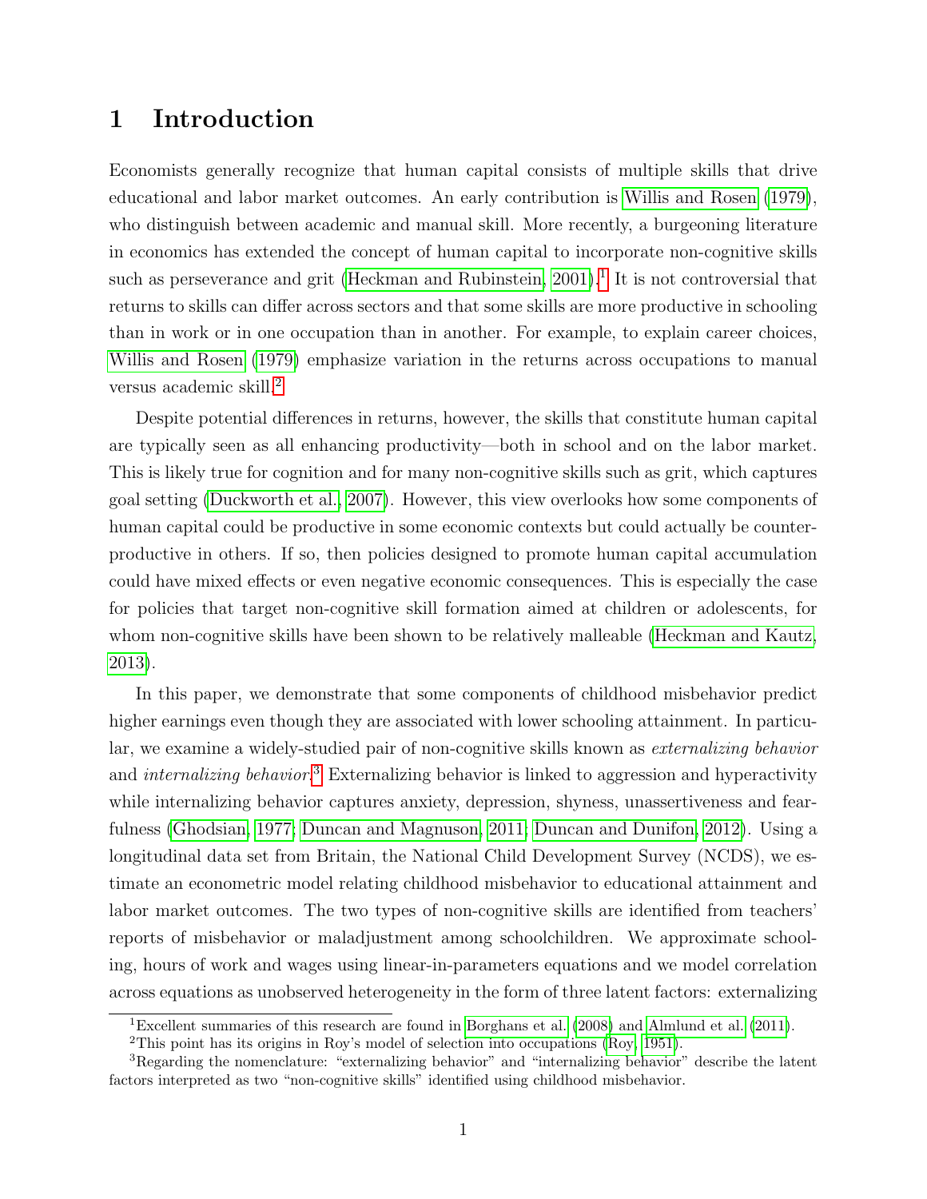# 1 Introduction

Economists generally recognize that human capital consists of multiple skills that drive educational and labor market outcomes. An early contribution is Willis and Rosen (1979), who distinguish between academic and manual skill. More recently, a burgeoning literature in economics has extended the concept of human capital to incorporate non-cognitive skills such as perseverance and grit (Heckman and Rubinstein, 2001).[1] It is not controversial that returns to skills can differ across sectors and that some skills are more productive in schooling than in work or in one occupation than in another. For example, to explain career choices, Willis and Rosen (1979) emphasize variation in the returns across occupations to manual versus academic skill.[2]

Despite potential differences in returns, however, the skills that constitute human capital are typically seen as all enhancing productivity—both in school and on the labor market. This is likely true for cognition and for many non-cognitive skills such as grit, which captures goal setting (Duckworth et al., 2007). However, this view overlooks how some components of human capital could be productive in some economic contexts but could actually be counter-productive in others. If so, then policies designed to promote human capital accumulation could have mixed effects or even negative economic consequences. This is especially the case for policies that target non-cognitive skill formation aimed at children or adolescents, for whom non-cognitive skills have been shown to be relatively malleable (Heckman and Kautz, 2013).

In this paper, we demonstrate that some components of childhood misbehavior predict higher earnings even though they are associated with lower schooling attainment. In particular, we examine a widely-studied pair of non-cognitive skills known as *externalizing behavior* and *internalizing behavior*.[3] Externalizing behavior is linked to aggression and hyperactivity while internalizing behavior captures anxiety, depression, shyness, unassertiveness and fearfulness (Ghodsian, 1977; Duncan and Magnuson, 2011; Duncan and Dunifon, 2012). Using a longitudinal data set from Britain, the National Child Development Survey (NCDS), we estimate an econometric model relating childhood misbehavior to educational attainment and labor market outcomes. The two types of non-cognitive skills are identified from teachers' reports of misbehavior or maladjustment among schoolchildren. We approximate schooling, hours of work and wages using linear-in-parameters equations and we model correlation across equations as unobserved heterogeneity in the form of three latent factors: externalizing

[1] Excellent summaries of this research are found in Borghans et al. (2008) and Almlund et al. (2011).

[2] This point has its origins in Roy's model of selection into occupations (Roy, 1951).

[3] Regarding the nomenclature: "externalizing behavior" and "internalizing behavior" describe the latent factors interpreted as two "non-cognitive skills" identified using childhood misbehavior.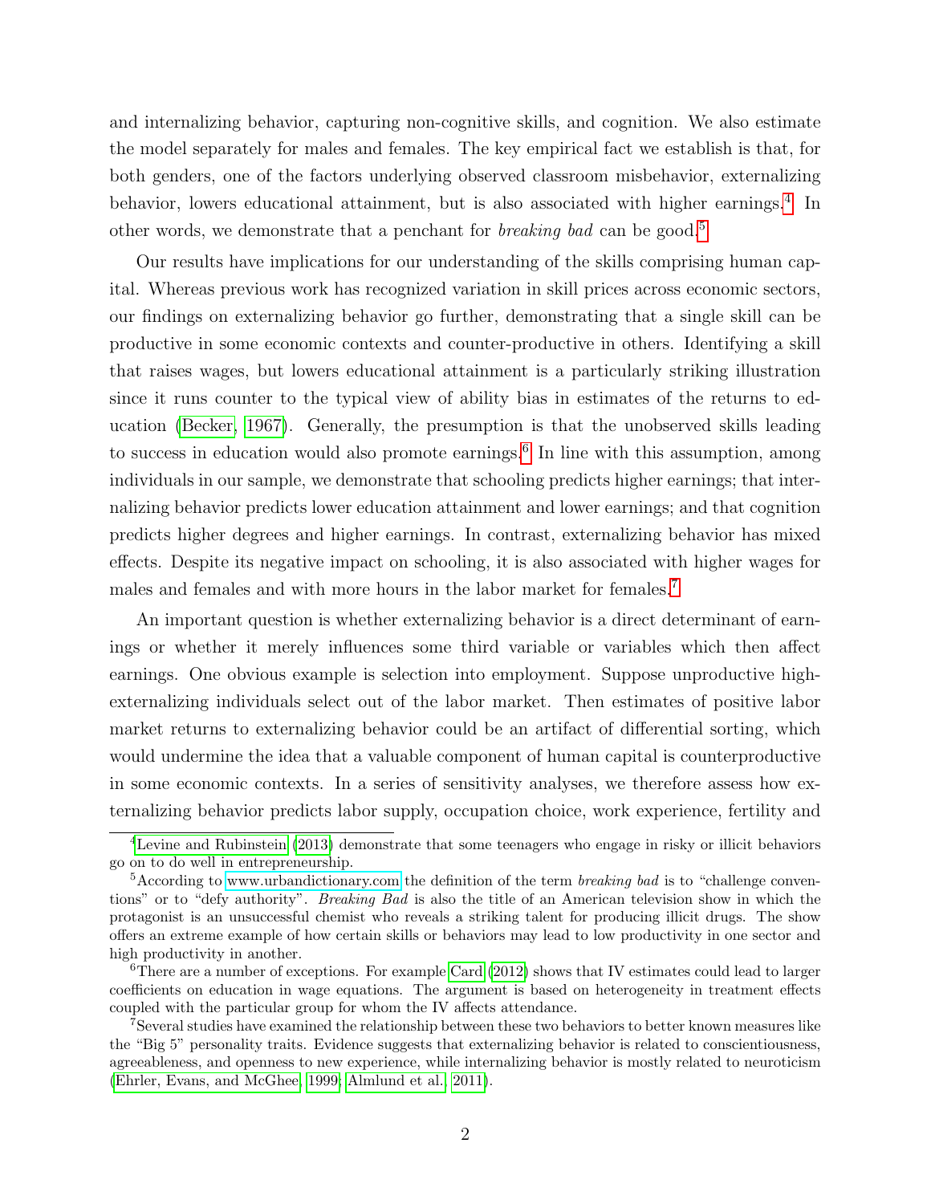and internalizing behavior, capturing non-cognitive skills, and cognition. We also estimate the model separately for males and females. The key empirical fact we establish is that, for both genders, one of the factors underlying observed classroom misbehavior, externalizing behavior, lowers educational attainment, but is also associated with higher earnings.[4] In other words, we demonstrate that a penchant for *breaking bad* can be good.[5]

Our results have implications for our understanding of the skills comprising human capital. Whereas previous work has recognized variation in skill prices across economic sectors, our findings on externalizing behavior go further, demonstrating that a single skill can be productive in some economic contexts and counter-productive in others. Identifying a skill that raises wages, but lowers educational attainment is a particularly striking illustration since it runs counter to the typical view of ability bias in estimates of the returns to education (Becker, 1967). Generally, the presumption is that the unobserved skills leading to success in education would also promote earnings.[6] In line with this assumption, among individuals in our sample, we demonstrate that schooling predicts higher earnings; that internalizing behavior predicts lower education attainment and lower earnings; and that cognition predicts higher degrees and higher earnings. In contrast, externalizing behavior has mixed effects. Despite its negative impact on schooling, it is also associated with higher wages for males and females and with more hours in the labor market for females.[7]

An important question is whether externalizing behavior is a direct determinant of earnings or whether it merely influences some third variable or variables which then affect earnings. One obvious example is selection into employment. Suppose unproductive high-externalizing individuals select out of the labor market. Then estimates of positive labor market returns to externalizing behavior could be an artifact of differential sorting, which would undermine the idea that a valuable component of human capital is counterproductive in some economic contexts. In a series of sensitivity analyses, we therefore assess how externalizing behavior predicts labor supply, occupation choice, work experience, fertility and

---

[4] Levine and Rubinstein (2013) demonstrate that some teenagers who engage in risky or illicit behaviors go on to do well in entrepreneurship.

[5] According to www.urbandictionary.com the definition of the term *breaking bad* is to "challenge conventions" or to "defy authority". *Breaking Bad* is also the title of an American television show in which the protagonist is an unsuccessful chemist who reveals a striking talent for producing illicit drugs. The show offers an extreme example of how certain skills or behaviors may lead to low productivity in one sector and high productivity in another.

[6] There are a number of exceptions. For example Card (2012) shows that IV estimates could lead to larger coefficients on education in wage equations. The argument is based on heterogeneity in treatment effects coupled with the particular group for whom the IV affects attendance.

[7] Several studies have examined the relationship between these two behaviors to better known measures like the "Big 5" personality traits. Evidence suggests that externalizing behavior is related to conscientiousness, agreeableness, and openness to new experience, while internalizing behavior is mostly related to neuroticism (Ehrler, Evans, and McGhee, 1999; Almlund et al., 2011).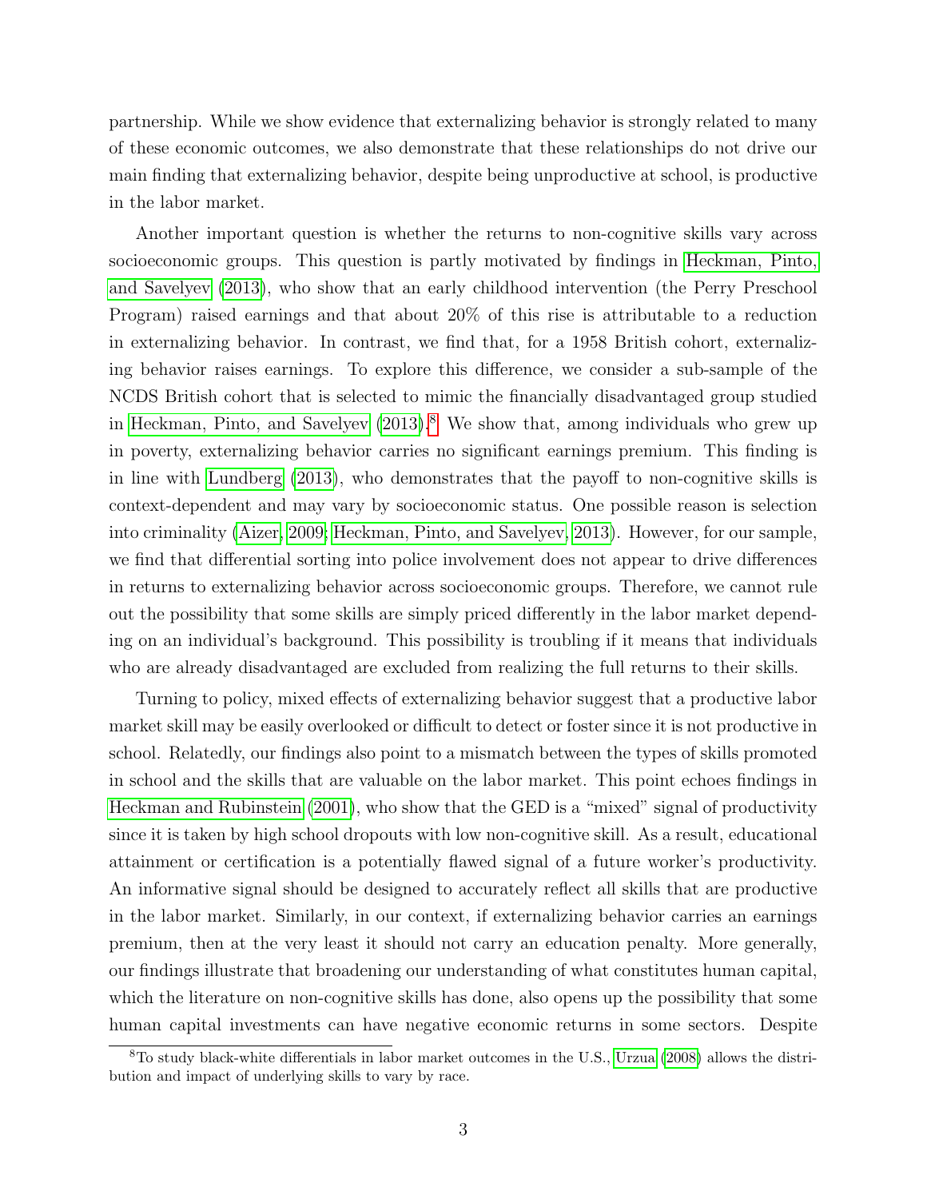partnership. While we show evidence that externalizing behavior is strongly related to many of these economic outcomes, we also demonstrate that these relationships do not drive our main finding that externalizing behavior, despite being unproductive at school, is productive in the labor market.

Another important question is whether the returns to non-cognitive skills vary across socioeconomic groups. This question is partly motivated by findings in Heckman, Pinto, and Savelyev (2013), who show that an early childhood intervention (the Perry Preschool Program) raised earnings and that about 20% of this rise is attributable to a reduction in externalizing behavior. In contrast, we find that, for a 1958 British cohort, externalizing behavior raises earnings. To explore this difference, we consider a sub-sample of the NCDS British cohort that is selected to mimic the financially disadvantaged group studied in Heckman, Pinto, and Savelyev (2013).[8] We show that, among individuals who grew up in poverty, externalizing behavior carries no significant earnings premium. This finding is in line with Lundberg (2013), who demonstrates that the payoff to non-cognitive skills is context-dependent and may vary by socioeconomic status. One possible reason is selection into criminality (Aizer, 2009; Heckman, Pinto, and Savelyev, 2013). However, for our sample, we find that differential sorting into police involvement does not appear to drive differences in returns to externalizing behavior across socioeconomic groups. Therefore, we cannot rule out the possibility that some skills are simply priced differently in the labor market depending on an individual's background. This possibility is troubling if it means that individuals who are already disadvantaged are excluded from realizing the full returns to their skills.

Turning to policy, mixed effects of externalizing behavior suggest that a productive labor market skill may be easily overlooked or difficult to detect or foster since it is not productive in school. Relatedly, our findings also point to a mismatch between the types of skills promoted in school and the skills that are valuable on the labor market. This point echoes findings in Heckman and Rubinstein (2001), who show that the GED is a "mixed" signal of productivity since it is taken by high school dropouts with low non-cognitive skill. As a result, educational attainment or certification is a potentially flawed signal of a future worker's productivity. An informative signal should be designed to accurately reflect all skills that are productive in the labor market. Similarly, in our context, if externalizing behavior carries an earnings premium, then at the very least it should not carry an education penalty. More generally, our findings illustrate that broadening our understanding of what constitutes human capital, which the literature on non-cognitive skills has done, also opens up the possibility that some human capital investments can have negative economic returns in some sectors. Despite

[8] To study black-white differentials in labor market outcomes in the U.S., Urzua (2008) allows the distribution and impact of underlying skills to vary by race.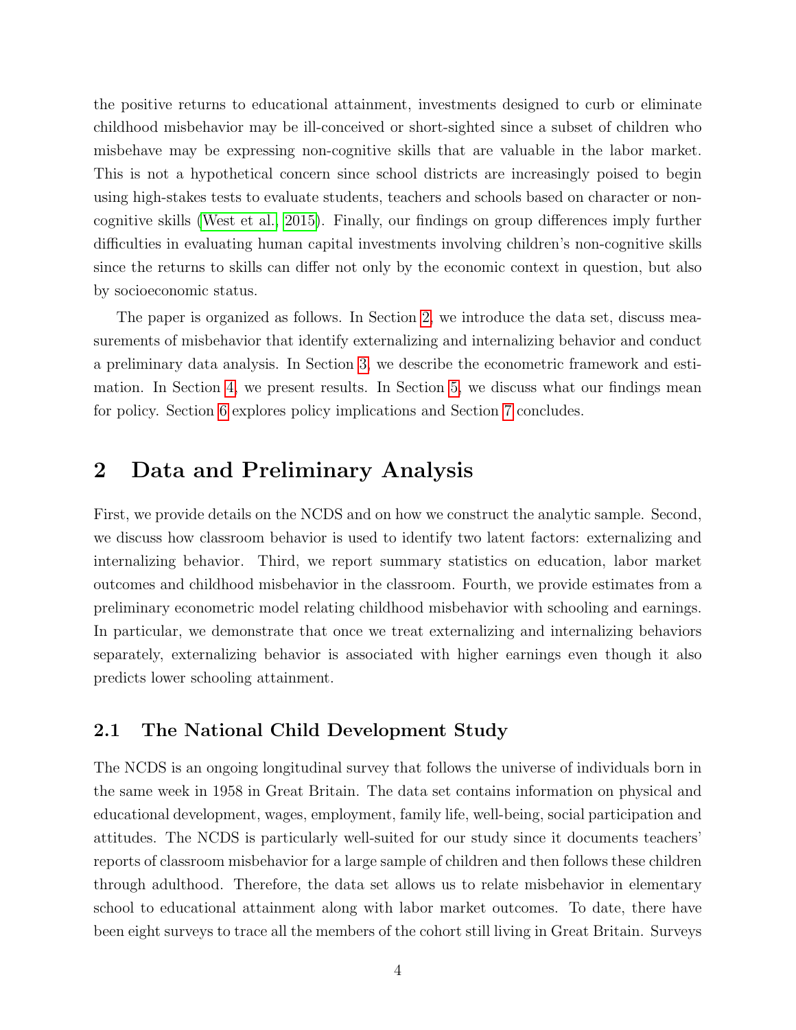the positive returns to educational attainment, investments designed to curb or eliminate childhood misbehavior may be ill-conceived or short-sighted since a subset of children who misbehave may be expressing non-cognitive skills that are valuable in the labor market. This is not a hypothetical concern since school districts are increasingly poised to begin using high-stakes tests to evaluate students, teachers and schools based on character or non-cognitive skills (West et al., 2015). Finally, our findings on group differences imply further difficulties in evaluating human capital investments involving children's non-cognitive skills since the returns to skills can differ not only by the economic context in question, but also by socioeconomic status.

The paper is organized as follows. In Section 2, we introduce the data set, discuss measurements of misbehavior that identify externalizing and internalizing behavior and conduct a preliminary data analysis. In Section 3, we describe the econometric framework and estimation. In Section 4, we present results. In Section 5, we discuss what our findings mean for policy. Section 6 explores policy implications and Section 7 concludes.

## 2 Data and Preliminary Analysis

First, we provide details on the NCDS and on how we construct the analytic sample. Second, we discuss how classroom behavior is used to identify two latent factors: externalizing and internalizing behavior. Third, we report summary statistics on education, labor market outcomes and childhood misbehavior in the classroom. Fourth, we provide estimates from a preliminary econometric model relating childhood misbehavior with schooling and earnings. In particular, we demonstrate that once we treat externalizing and internalizing behaviors separately, externalizing behavior is associated with higher earnings even though it also predicts lower schooling attainment.

### 2.1 The National Child Development Study

The NCDS is an ongoing longitudinal survey that follows the universe of individuals born in the same week in 1958 in Great Britain. The data set contains information on physical and educational development, wages, employment, family life, well-being, social participation and attitudes. The NCDS is particularly well-suited for our study since it documents teachers' reports of classroom misbehavior for a large sample of children and then follows these children through adulthood. Therefore, the data set allows us to relate misbehavior in elementary school to educational attainment along with labor market outcomes. To date, there have been eight surveys to trace all the members of the cohort still living in Great Britain. Surveys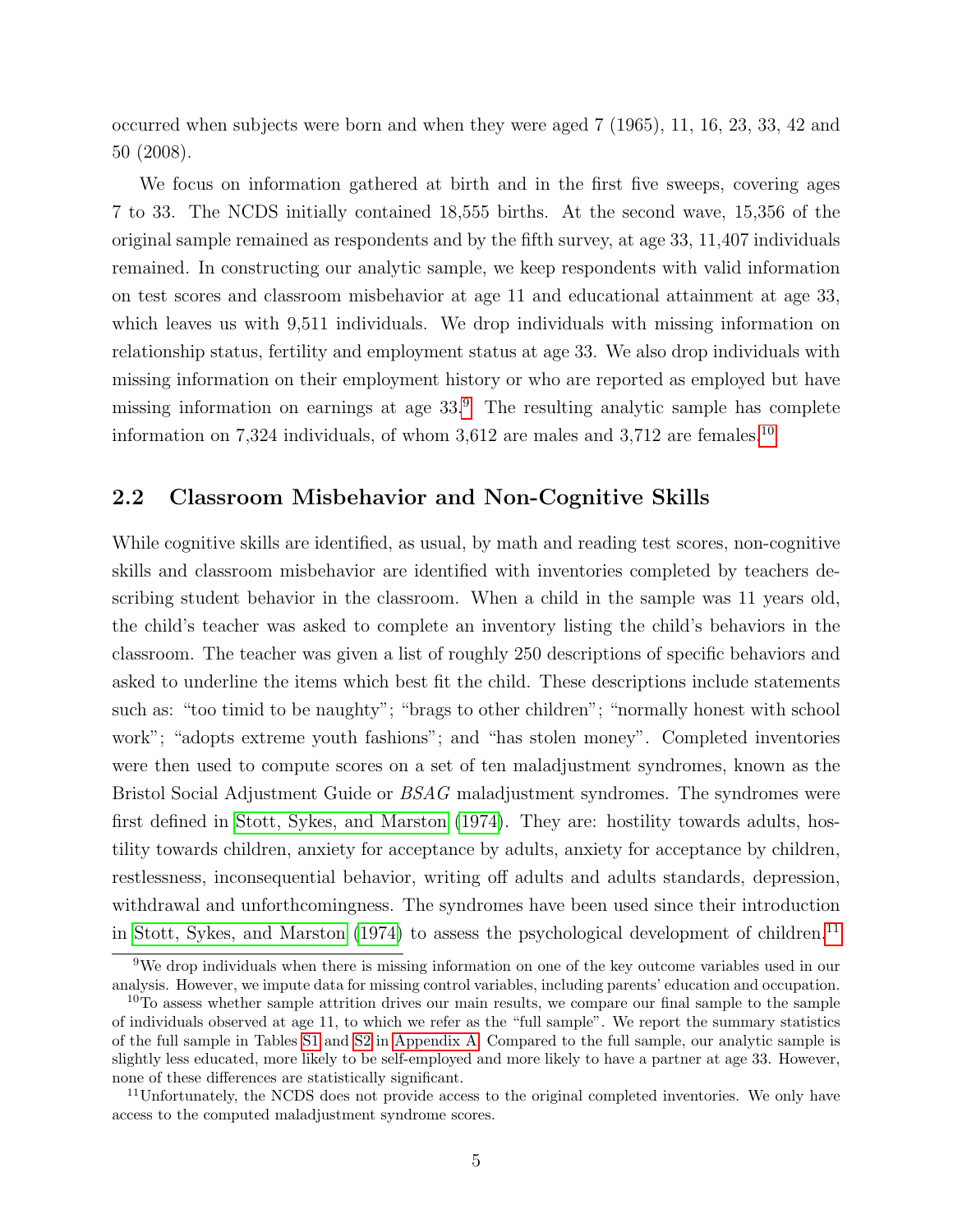occurred when subjects were born and when they were aged 7 (1965), 11, 16, 23, 33, 42 and 50 (2008).

We focus on information gathered at birth and in the first five sweeps, covering ages 7 to 33. The NCDS initially contained 18,555 births. At the second wave, 15,356 of the original sample remained as respondents and by the fifth survey, at age 33, 11,407 individuals remained. In constructing our analytic sample, we keep respondents with valid information on test scores and classroom misbehavior at age 11 and educational attainment at age 33, which leaves us with 9,511 individuals. We drop individuals with missing information on relationship status, fertility and employment status at age 33. We also drop individuals with missing information on their employment history or who are reported as employed but have missing information on earnings at age 33.[9] The resulting analytic sample has complete information on 7,324 individuals, of whom 3,612 are males and 3,712 are females.[10]

## 2.2 Classroom Misbehavior and Non-Cognitive Skills

While cognitive skills are identified, as usual, by math and reading test scores, non-cognitive skills and classroom misbehavior are identified with inventories completed by teachers describing student behavior in the classroom. When a child in the sample was 11 years old, the child's teacher was asked to complete an inventory listing the child's behaviors in the classroom. The teacher was given a list of roughly 250 descriptions of specific behaviors and asked to underline the items which best fit the child. These descriptions include statements such as: "too timid to be naughty"; "brags to other children"; "normally honest with school work"; "adopts extreme youth fashions"; and "has stolen money". Completed inventories were then used to compute scores on a set of ten maladjustment syndromes, known as the Bristol Social Adjustment Guide or *BSAG* maladjustment syndromes. The syndromes were first defined in Stott, Sykes, and Marston (1974). They are: hostility towards adults, hostility towards children, anxiety for acceptance by adults, anxiety for acceptance by children, restlessness, inconsequential behavior, writing off adults and adults standards, depression, withdrawal and unforthcomingness. The syndromes have been used since their introduction in Stott, Sykes, and Marston (1974) to assess the psychological development of children.[11]

[9] We drop individuals when there is missing information on one of the key outcome variables used in our analysis. However, we impute data for missing control variables, including parents' education and occupation.

[10] To assess whether sample attrition drives our main results, we compare our final sample to the sample of individuals observed at age 11, to which we refer as the "full sample". We report the summary statistics of the full sample in Tables S1 and S2 in Appendix A. Compared to the full sample, our analytic sample is slightly less educated, more likely to be self-employed and more likely to have a partner at age 33. However, none of these differences are statistically significant.

[11] Unfortunately, the NCDS does not provide access to the original completed inventories. We only have access to the computed maladjustment syndrome scores.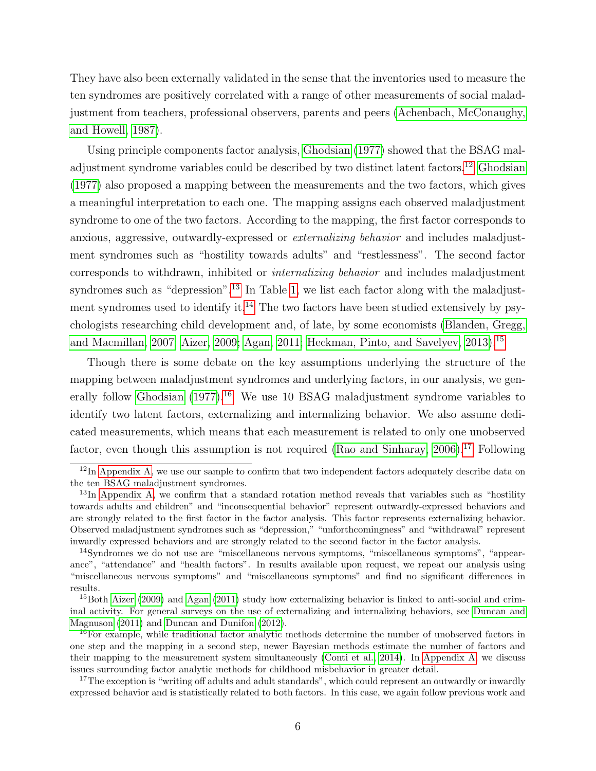They have also been externally validated in the sense that the inventories used to measure the ten syndromes are positively correlated with a range of other measurements of social maladjustment from teachers, professional observers, parents and peers (Achenbach, McConaughy, and Howell, 1987).

Using principle components factor analysis, Ghodsian (1977) showed that the BSAG maladjustment syndrome variables could be described by two distinct latent factors.[12] Ghodsian (1977) also proposed a mapping between the measurements and the two factors, which gives a meaningful interpretation to each one. The mapping assigns each observed maladjustment syndrome to one of the two factors. According to the mapping, the first factor corresponds to anxious, aggressive, outwardly-expressed or *externalizing behavior* and includes maladjustment syndromes such as "hostility towards adults" and "restlessness". The second factor corresponds to withdrawn, inhibited or *internalizing behavior* and includes maladjustment syndromes such as "depression".[13] In Table 1, we list each factor along with the maladjustment syndromes used to identify it.[14] The two factors have been studied extensively by psychologists researching child development and, of late, by some economists (Blanden, Gregg, and Macmillan, 2007; Aizer, 2009; Agan, 2011; Heckman, Pinto, and Savelyev, 2013).[15]

Though there is some debate on the key assumptions underlying the structure of the mapping between maladjustment syndromes and underlying factors, in our analysis, we generally follow Ghodsian (1977).[16] We use 10 BSAG maladjustment syndrome variables to identify two latent factors, externalizing and internalizing behavior. We also assume dedicated measurements, which means that each measurement is related to only one unobserved factor, even though this assumption is not required (Rao and Sinharay, 2006).[17] Following

[12] In Appendix A, we use our sample to confirm that two independent factors adequately describe data on the ten BSAG maladjustment syndromes.

[13] In Appendix A, we confirm that a standard rotation method reveals that variables such as "hostility towards adults and children" and "inconsequential behavior" represent outwardly-expressed behaviors and are strongly related to the first factor in the factor analysis. This factor represents externalizing behavior. Observed maladjustment syndromes such as "depression," "unforthcomingness" and "withdrawal" represent inwardly expressed behaviors and are strongly related to the second factor in the factor analysis.

[14] Syndromes we do not use are "miscellaneous nervous symptoms, "miscellaneous symptoms", "appearance", "attendance" and "health factors". In results available upon request, we repeat our analysis using "miscellaneous nervous symptoms" and "miscellaneous symptoms" and find no significant differences in results.

[15] Both Aizer (2009) and Agan (2011) study how externalizing behavior is linked to anti-social and criminal activity. For general surveys on the use of externalizing and internalizing behaviors, see Duncan and Magnuson (2011) and Duncan and Dunifon (2012).

[16] For example, while traditional factor analytic methods determine the number of unobserved factors in one step and the mapping in a second step, newer Bayesian methods estimate the number of factors and their mapping to the measurement system simultaneously (Conti et al., 2014). In Appendix A, we discuss issues surrounding factor analytic methods for childhood misbehavior in greater detail.

[17] The exception is "writing off adults and adult standards", which could represent an outwardly or inwardly expressed behavior and is statistically related to both factors. In this case, we again follow previous work and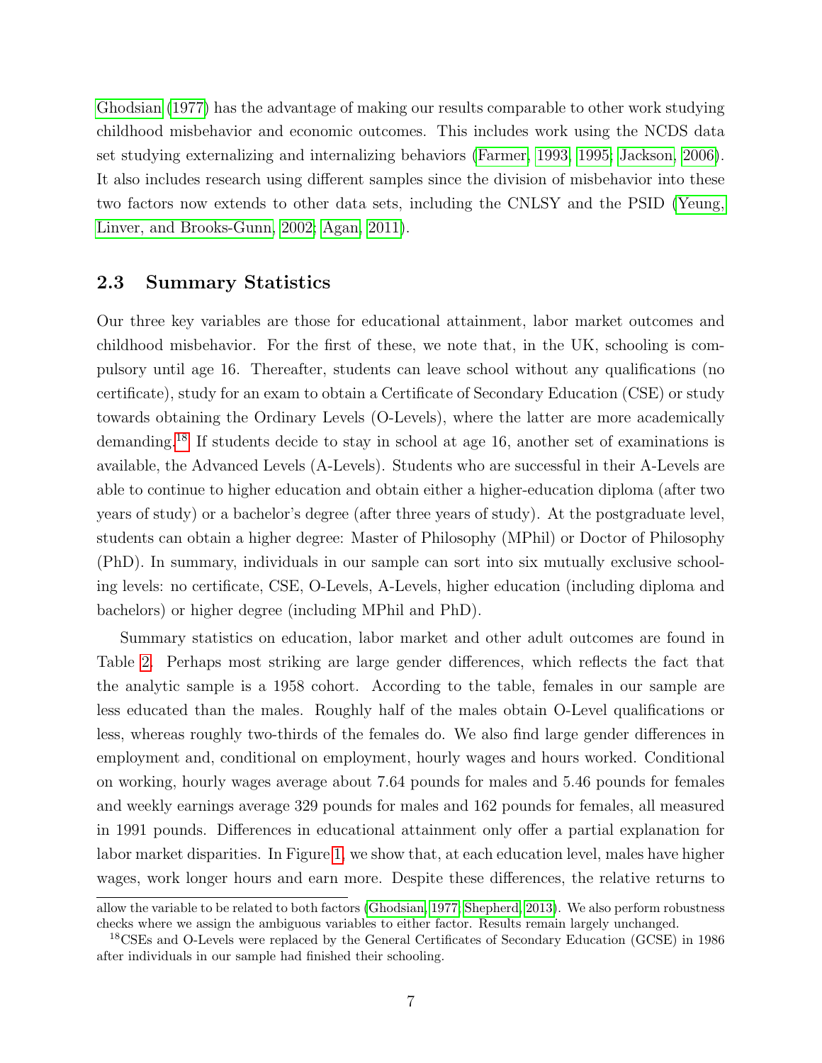Ghodsian (1977) has the advantage of making our results comparable to other work studying childhood misbehavior and economic outcomes. This includes work using the NCDS data set studying externalizing and internalizing behaviors (Farmer, 1993, 1995; Jackson, 2006). It also includes research using different samples since the division of misbehavior into these two factors now extends to other data sets, including the CNLSY and the PSID (Yeung, Linver, and Brooks-Gunn, 2002; Agan, 2011).

### 2.3 Summary Statistics

Our three key variables are those for educational attainment, labor market outcomes and childhood misbehavior. For the first of these, we note that, in the UK, schooling is compulsory until age 16. Thereafter, students can leave school without any qualifications (no certificate), study for an exam to obtain a Certificate of Secondary Education (CSE) or study towards obtaining the Ordinary Levels (O-Levels), where the latter are more academically demanding.[18] If students decide to stay in school at age 16, another set of examinations is available, the Advanced Levels (A-Levels). Students who are successful in their A-Levels are able to continue to higher education and obtain either a higher-education diploma (after two years of study) or a bachelor's degree (after three years of study). At the postgraduate level, students can obtain a higher degree: Master of Philosophy (MPhil) or Doctor of Philosophy (PhD). In summary, individuals in our sample can sort into six mutually exclusive schooling levels: no certificate, CSE, O-Levels, A-Levels, higher education (including diploma and bachelors) or higher degree (including MPhil and PhD).

Summary statistics on education, labor market and other adult outcomes are found in Table 2. Perhaps most striking are large gender differences, which reflects the fact that the analytic sample is a 1958 cohort. According to the table, females in our sample are less educated than the males. Roughly half of the males obtain O-Level qualifications or less, whereas roughly two-thirds of the females do. We also find large gender differences in employment and, conditional on employment, hourly wages and hours worked. Conditional on working, hourly wages average about 7.64 pounds for males and 5.46 pounds for females and weekly earnings average 329 pounds for males and 162 pounds for females, all measured in 1991 pounds. Differences in educational attainment only offer a partial explanation for labor market disparities. In Figure 1, we show that, at each education level, males have higher wages, work longer hours and earn more. Despite these differences, the relative returns to

allow the variable to be related to both factors (Ghodsian, 1977; Shepherd, 2013). We also perform robustness checks where we assign the ambiguous variables to either factor. Results remain largely unchanged.

[18] CSEs and O-Levels were replaced by the General Certificates of Secondary Education (GCSE) in 1986 after individuals in our sample had finished their schooling.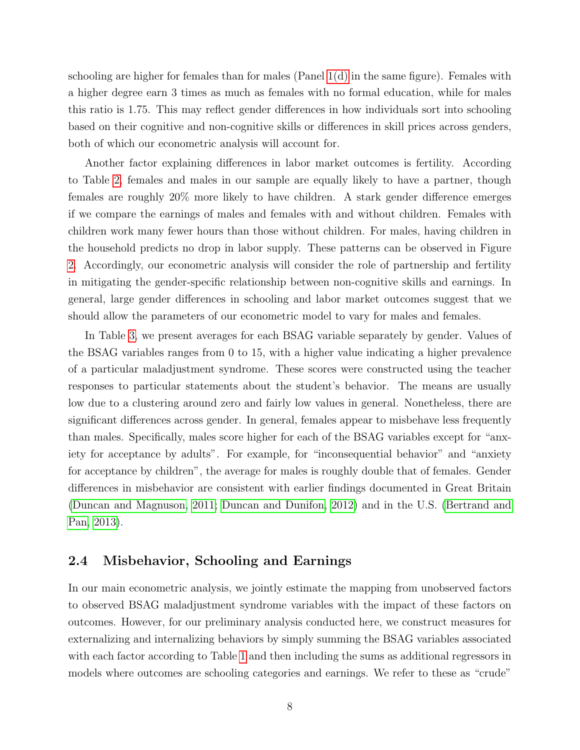schooling are higher for females than for males (Panel 1(d) in the same figure). Females with a higher degree earn 3 times as much as females with no formal education, while for males this ratio is 1.75. This may reflect gender differences in how individuals sort into schooling based on their cognitive and non-cognitive skills or differences in skill prices across genders, both of which our econometric analysis will account for.

Another factor explaining differences in labor market outcomes is fertility. According to Table 2, females and males in our sample are equally likely to have a partner, though females are roughly 20% more likely to have children. A stark gender difference emerges if we compare the earnings of males and females with and without children. Females with children work many fewer hours than those without children. For males, having children in the household predicts no drop in labor supply. These patterns can be observed in Figure 2. Accordingly, our econometric analysis will consider the role of partnership and fertility in mitigating the gender-specific relationship between non-cognitive skills and earnings. In general, large gender differences in schooling and labor market outcomes suggest that we should allow the parameters of our econometric model to vary for males and females.

In Table 3, we present averages for each BSAG variable separately by gender. Values of the BSAG variables ranges from 0 to 15, with a higher value indicating a higher prevalence of a particular maladjustment syndrome. These scores were constructed using the teacher responses to particular statements about the student's behavior. The means are usually low due to a clustering around zero and fairly low values in general. Nonetheless, there are significant differences across gender. In general, females appear to misbehave less frequently than males. Specifically, males score higher for each of the BSAG variables except for "anxiety for acceptance by adults". For example, for "inconsequential behavior" and "anxiety for acceptance by children", the average for males is roughly double that of females. Gender differences in misbehavior are consistent with earlier findings documented in Great Britain (Duncan and Magnuson, 2011; Duncan and Dunifon, 2012) and in the U.S. (Bertrand and Pan, 2013).

## 2.4 Misbehavior, Schooling and Earnings

In our main econometric analysis, we jointly estimate the mapping from unobserved factors to observed BSAG maladjustment syndrome variables with the impact of these factors on outcomes. However, for our preliminary analysis conducted here, we construct measures for externalizing and internalizing behaviors by simply summing the BSAG variables associated with each factor according to Table 1 and then including the sums as additional regressors in models where outcomes are schooling categories and earnings. We refer to these as "crude"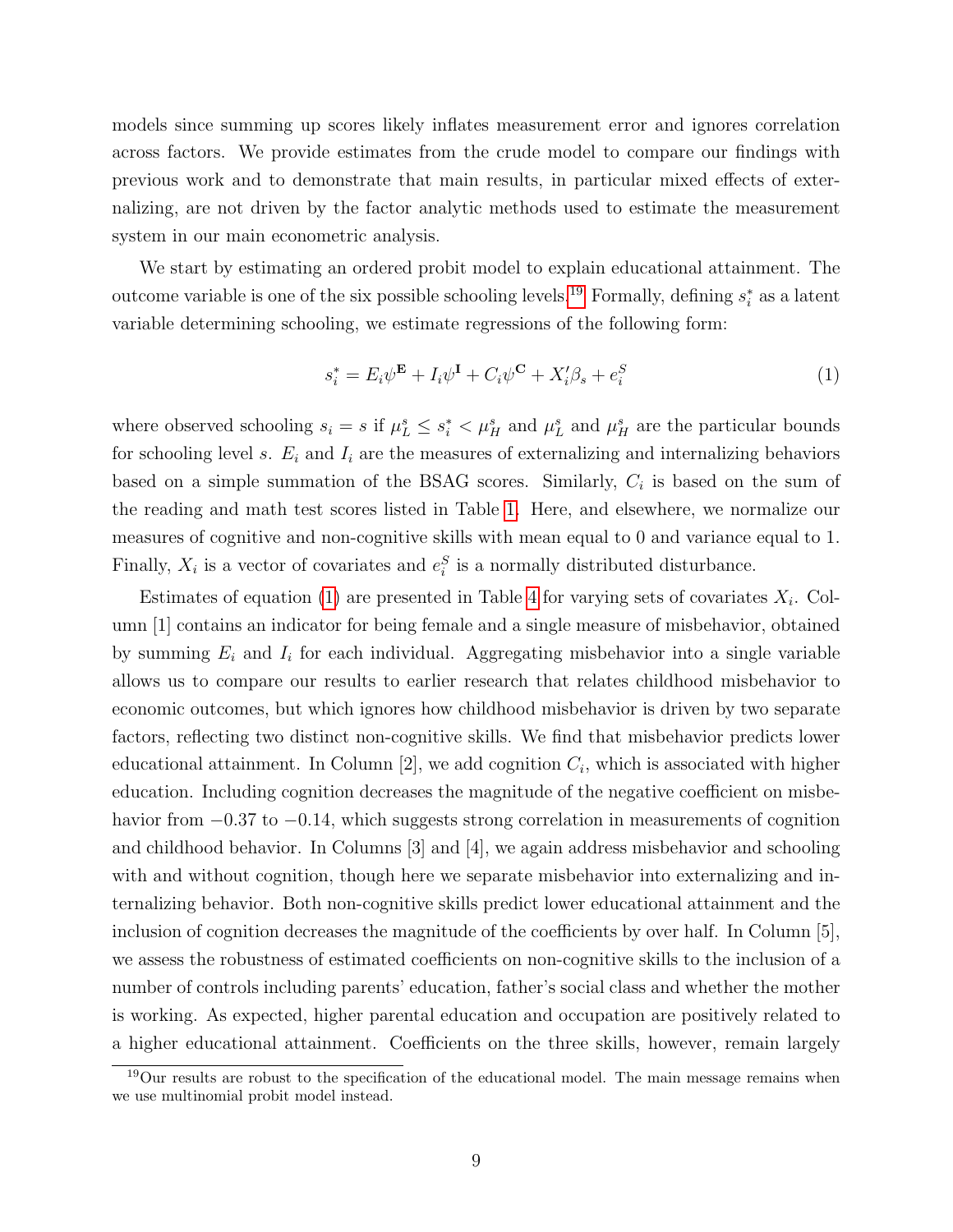models since summing up scores likely inflates measurement error and ignores correlation across factors. We provide estimates from the crude model to compare our findings with previous work and to demonstrate that main results, in particular mixed effects of externalizing, are not driven by the factor analytic methods used to estimate the measurement system in our main econometric analysis.

We start by estimating an ordered probit model to explain educational attainment. The outcome variable is one of the six possible schooling levels.[19] Formally, defining $s_i^*$ as a latent variable determining schooling, we estimate regressions of the following form:

$$s_i^* = E_i\psi^{\mathbf{E}} + I_i\psi^{\mathbf{I}} + C_i\psi^{\mathbf{C}} + X_i'\beta_s + e_i^S \tag{1}$$

where observed schooling $s_i = s$ if $\mu_L^s \leq s_i^* < \mu_H^s$ and $\mu_L^s$ and $\mu_H^s$ are the particular bounds for schooling level $s$. $E_i$ and $I_i$ are the measures of externalizing and internalizing behaviors based on a simple summation of the BSAG scores. Similarly, $C_i$ is based on the sum of the reading and math test scores listed in Table 1. Here, and elsewhere, we normalize our measures of cognitive and non-cognitive skills with mean equal to 0 and variance equal to 1. Finally, $X_i$ is a vector of covariates and $e_i^S$ is a normally distributed disturbance.

Estimates of equation (1) are presented in Table 4 for varying sets of covariates $X_i$. Column [1] contains an indicator for being female and a single measure of misbehavior, obtained by summing $E_i$ and $I_i$ for each individual. Aggregating misbehavior into a single variable allows us to compare our results to earlier research that relates childhood misbehavior to economic outcomes, but which ignores how childhood misbehavior is driven by two separate factors, reflecting two distinct non-cognitive skills. We find that misbehavior predicts lower educational attainment. In Column [2], we add cognition $C_i$, which is associated with higher education. Including cognition decreases the magnitude of the negative coefficient on misbehavior from $-0.37$ to $-0.14$, which suggests strong correlation in measurements of cognition and childhood behavior. In Columns [3] and [4], we again address misbehavior and schooling with and without cognition, though here we separate misbehavior into externalizing and internalizing behavior. Both non-cognitive skills predict lower educational attainment and the inclusion of cognition decreases the magnitude of the coefficients by over half. In Column [5], we assess the robustness of estimated coefficients on non-cognitive skills to the inclusion of a number of controls including parents' education, father's social class and whether the mother is working. As expected, higher parental education and occupation are positively related to a higher educational attainment. Coefficients on the three skills, however, remain largely

[19] Our results are robust to the specification of the educational model. The main message remains when we use multinomial probit model instead.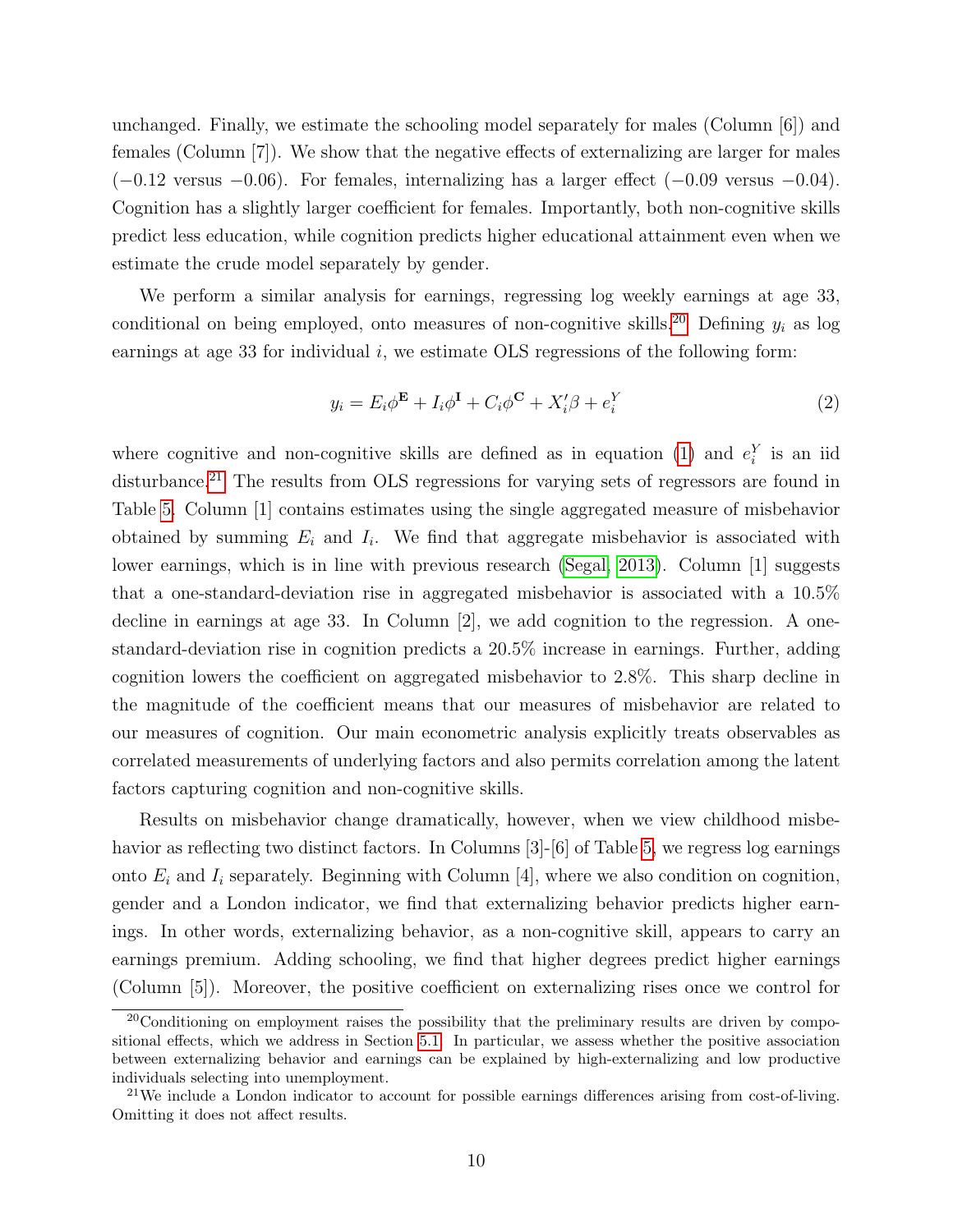unchanged. Finally, we estimate the schooling model separately for males (Column [6]) and females (Column [7]). We show that the negative effects of externalizing are larger for males (−0.12 versus −0.06). For females, internalizing has a larger effect (−0.09 versus −0.04). Cognition has a slightly larger coefficient for females. Importantly, both non-cognitive skills predict less education, while cognition predicts higher educational attainment even when we estimate the crude model separately by gender.

We perform a similar analysis for earnings, regressing log weekly earnings at age 33, conditional on being employed, onto measures of non-cognitive skills.[20] Defining $y_i$ as log earnings at age 33 for individual $i$, we estimate OLS regressions of the following form:

$$y_i = E_i\phi^{\mathbf{E}} + I_i\phi^{\mathbf{I}} + C_i\phi^{\mathbf{C}} + X_i'\beta + e_i^Y \tag{2}$$

where cognitive and non-cognitive skills are defined as in equation (1) and $e_i^Y$ is an iid disturbance.[21] The results from OLS regressions for varying sets of regressors are found in Table 5. Column [1] contains estimates using the single aggregated measure of misbehavior obtained by summing $E_i$ and $I_i$. We find that aggregate misbehavior is associated with lower earnings, which is in line with previous research (Segal, 2013). Column [1] suggests that a one-standard-deviation rise in aggregated misbehavior is associated with a 10.5% decline in earnings at age 33. In Column [2], we add cognition to the regression. A one-standard-deviation rise in cognition predicts a 20.5% increase in earnings. Further, adding cognition lowers the coefficient on aggregated misbehavior to 2.8%. This sharp decline in the magnitude of the coefficient means that our measures of misbehavior are related to our measures of cognition. Our main econometric analysis explicitly treats observables as correlated measurements of underlying factors and also permits correlation among the latent factors capturing cognition and non-cognitive skills.

Results on misbehavior change dramatically, however, when we view childhood misbehavior as reflecting two distinct factors. In Columns [3]-[6] of Table 5, we regress log earnings onto $E_i$ and $I_i$ separately. Beginning with Column [4], where we also condition on cognition, gender and a London indicator, we find that externalizing behavior predicts higher earnings. In other words, externalizing behavior, as a non-cognitive skill, appears to carry an earnings premium. Adding schooling, we find that higher degrees predict higher earnings (Column [5]). Moreover, the positive coefficient on externalizing rises once we control for

[20] Conditioning on employment raises the possibility that the preliminary results are driven by compositional effects, which we address in Section 5.1. In particular, we assess whether the positive association between externalizing behavior and earnings can be explained by high-externalizing and low productive individuals selecting into unemployment.

[21] We include a London indicator to account for possible earnings differences arising from cost-of-living. Omitting it does not affect results.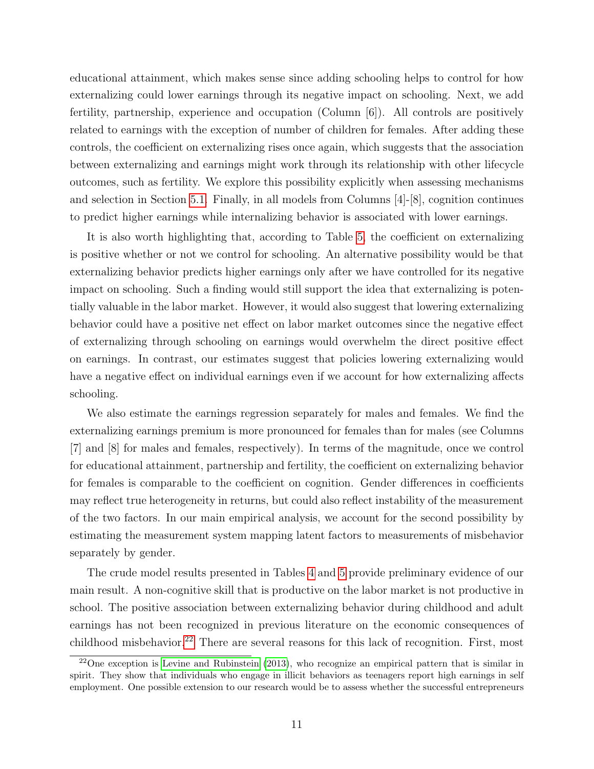educational attainment, which makes sense since adding schooling helps to control for how externalizing could lower earnings through its negative impact on schooling. Next, we add fertility, partnership, experience and occupation (Column [6]). All controls are positively related to earnings with the exception of number of children for females. After adding these controls, the coefficient on externalizing rises once again, which suggests that the association between externalizing and earnings might work through its relationship with other lifecycle outcomes, such as fertility. We explore this possibility explicitly when assessing mechanisms and selection in Section 5.1. Finally, in all models from Columns [4]-[8], cognition continues to predict higher earnings while internalizing behavior is associated with lower earnings.

It is also worth highlighting that, according to Table 5, the coefficient on externalizing is positive whether or not we control for schooling. An alternative possibility would be that externalizing behavior predicts higher earnings only after we have controlled for its negative impact on schooling. Such a finding would still support the idea that externalizing is potentially valuable in the labor market. However, it would also suggest that lowering externalizing behavior could have a positive net effect on labor market outcomes since the negative effect of externalizing through schooling on earnings would overwhelm the direct positive effect on earnings. In contrast, our estimates suggest that policies lowering externalizing would have a negative effect on individual earnings even if we account for how externalizing affects schooling.

We also estimate the earnings regression separately for males and females. We find the externalizing earnings premium is more pronounced for females than for males (see Columns [7] and [8] for males and females, respectively). In terms of the magnitude, once we control for educational attainment, partnership and fertility, the coefficient on externalizing behavior for females is comparable to the coefficient on cognition. Gender differences in coefficients may reflect true heterogeneity in returns, but could also reflect instability of the measurement of the two factors. In our main empirical analysis, we account for the second possibility by estimating the measurement system mapping latent factors to measurements of misbehavior separately by gender.

The crude model results presented in Tables 4 and 5 provide preliminary evidence of our main result. A non-cognitive skill that is productive on the labor market is not productive in school. The positive association between externalizing behavior during childhood and adult earnings has not been recognized in previous literature on the economic consequences of childhood misbehavior.[22] There are several reasons for this lack of recognition. First, most

[22] One exception is Levine and Rubinstein (2013), who recognize an empirical pattern that is similar in spirit. They show that individuals who engage in illicit behaviors as teenagers report high earnings in self employment. One possible extension to our research would be to assess whether the successful entrepreneurs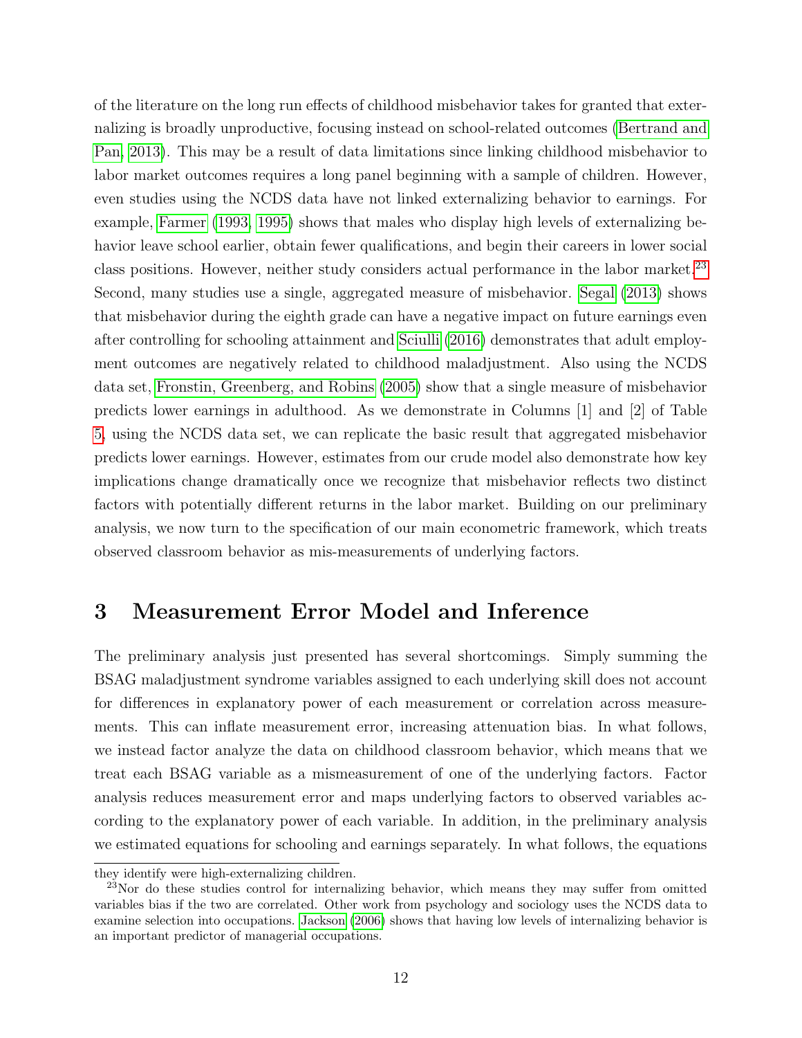of the literature on the long run effects of childhood misbehavior takes for granted that externalizing is broadly unproductive, focusing instead on school-related outcomes (Bertrand and Pan, 2013). This may be a result of data limitations since linking childhood misbehavior to labor market outcomes requires a long panel beginning with a sample of children. However, even studies using the NCDS data have not linked externalizing behavior to earnings. For example, Farmer (1993, 1995) shows that males who display high levels of externalizing behavior leave school earlier, obtain fewer qualifications, and begin their careers in lower social class positions. However, neither study considers actual performance in the labor market.[23] Second, many studies use a single, aggregated measure of misbehavior. Segal (2013) shows that misbehavior during the eighth grade can have a negative impact on future earnings even after controlling for schooling attainment and Sciulli (2016) demonstrates that adult employment outcomes are negatively related to childhood maladjustment. Also using the NCDS data set, Fronstin, Greenberg, and Robins (2005) show that a single measure of misbehavior predicts lower earnings in adulthood. As we demonstrate in Columns [1] and [2] of Table 5, using the NCDS data set, we can replicate the basic result that aggregated misbehavior predicts lower earnings. However, estimates from our crude model also demonstrate how key implications change dramatically once we recognize that misbehavior reflects two distinct factors with potentially different returns in the labor market. Building on our preliminary analysis, we now turn to the specification of our main econometric framework, which treats observed classroom behavior as mis-measurements of underlying factors.

# 3 Measurement Error Model and Inference

The preliminary analysis just presented has several shortcomings. Simply summing the BSAG maladjustment syndrome variables assigned to each underlying skill does not account for differences in explanatory power of each measurement or correlation across measurements. This can inflate measurement error, increasing attenuation bias. In what follows, we instead factor analyze the data on childhood classroom behavior, which means that we treat each BSAG variable as a mismeasurement of one of the underlying factors. Factor analysis reduces measurement error and maps underlying factors to observed variables according to the explanatory power of each variable. In addition, in the preliminary analysis we estimated equations for schooling and earnings separately. In what follows, the equations

they identify were high-externalizing children.

[23] Nor do these studies control for internalizing behavior, which means they may suffer from omitted variables bias if the two are correlated. Other work from psychology and sociology uses the NCDS data to examine selection into occupations. Jackson (2006) shows that having low levels of internalizing behavior is an important predictor of managerial occupations.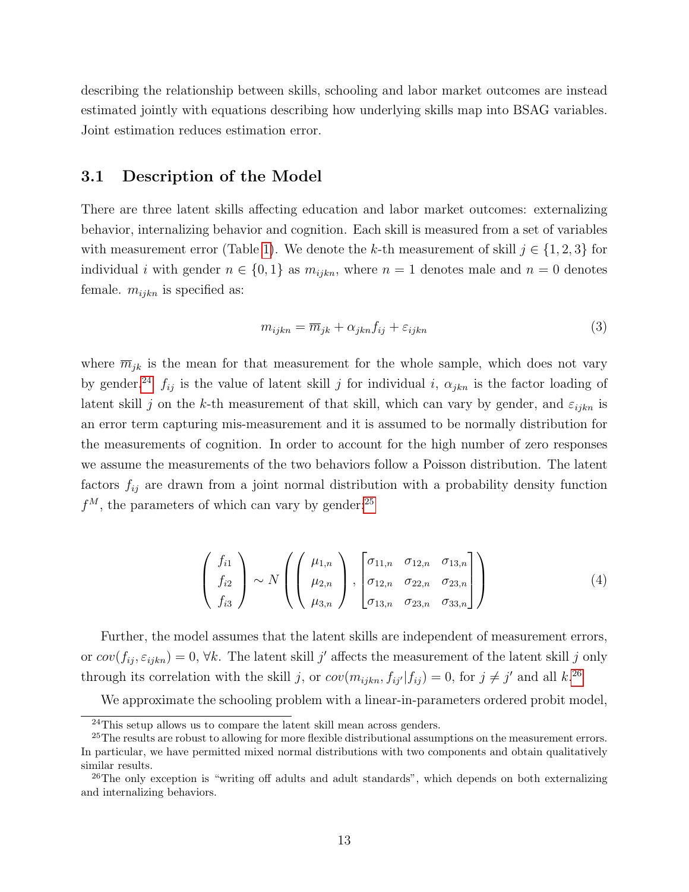describing the relationship between skills, schooling and labor market outcomes are instead estimated jointly with equations describing how underlying skills map into BSAG variables. Joint estimation reduces estimation error.

### 3.1 Description of the Model

There are three latent skills affecting education and labor market outcomes: externalizing behavior, internalizing behavior and cognition. Each skill is measured from a set of variables with measurement error (Table 1). We denote the $k$-th measurement of skill $j \in \{1, 2, 3\}$ for individual $i$ with gender $n \in \{0, 1\}$ as $m_{ijkn}$, where $n = 1$ denotes male and $n = 0$ denotes female. $m_{ijkn}$ is specified as:

$$m_{ijkn} = \overline{m}_{jk} + \alpha_{jkn} f_{ij} + \varepsilon_{ijkn} \tag{3}$$

where $\overline{m}_{jk}$ is the mean for that measurement for the whole sample, which does not vary by gender.[24] $f_{ij}$ is the value of latent skill $j$ for individual $i$, $\alpha_{jkn}$ is the factor loading of latent skill $j$ on the $k$-th measurement of that skill, which can vary by gender, and $\varepsilon_{ijkn}$ is an error term capturing mis-measurement and it is assumed to be normally distribution for the measurements of cognition. In order to account for the high number of zero responses we assume the measurements of the two behaviors follow a Poisson distribution. The latent factors $f_{ij}$ are drawn from a joint normal distribution with a probability density function $f^M$, the parameters of which can vary by gender:[25]

$$\begin{pmatrix} f_{i1} \\ f_{i2} \\ f_{i3} \end{pmatrix} \sim N\left( \begin{pmatrix} \mu_{1,n} \\ \mu_{2,n} \\ \mu_{3,n} \end{pmatrix}, \begin{bmatrix} \sigma_{11,n} & \sigma_{12,n} & \sigma_{13,n} \\ \sigma_{12,n} & \sigma_{22,n} & \sigma_{23,n} \\ \sigma_{13,n} & \sigma_{23,n} & \sigma_{33,n} \end{bmatrix} \right) \tag{4}$$

Further, the model assumes that the latent skills are independent of measurement errors, or $cov(f_{ij}, \varepsilon_{ijkn}) = 0$, $\forall k$. The latent skill $j'$ affects the measurement of the latent skill $j$ only through its correlation with the skill $j$, or $cov(m_{ijkn}, f_{ij'} | f_{ij}) = 0$, for $j \neq j'$ and all $k$.[26]

We approximate the schooling problem with a linear-in-parameters ordered probit model,

[24] This setup allows us to compare the latent skill mean across genders.

[25] The results are robust to allowing for more flexible distributional assumptions on the measurement errors. In particular, we have permitted mixed normal distributions with two components and obtain qualitatively similar results.

[26] The only exception is "writing off adults and adult standards", which depends on both externalizing and internalizing behaviors.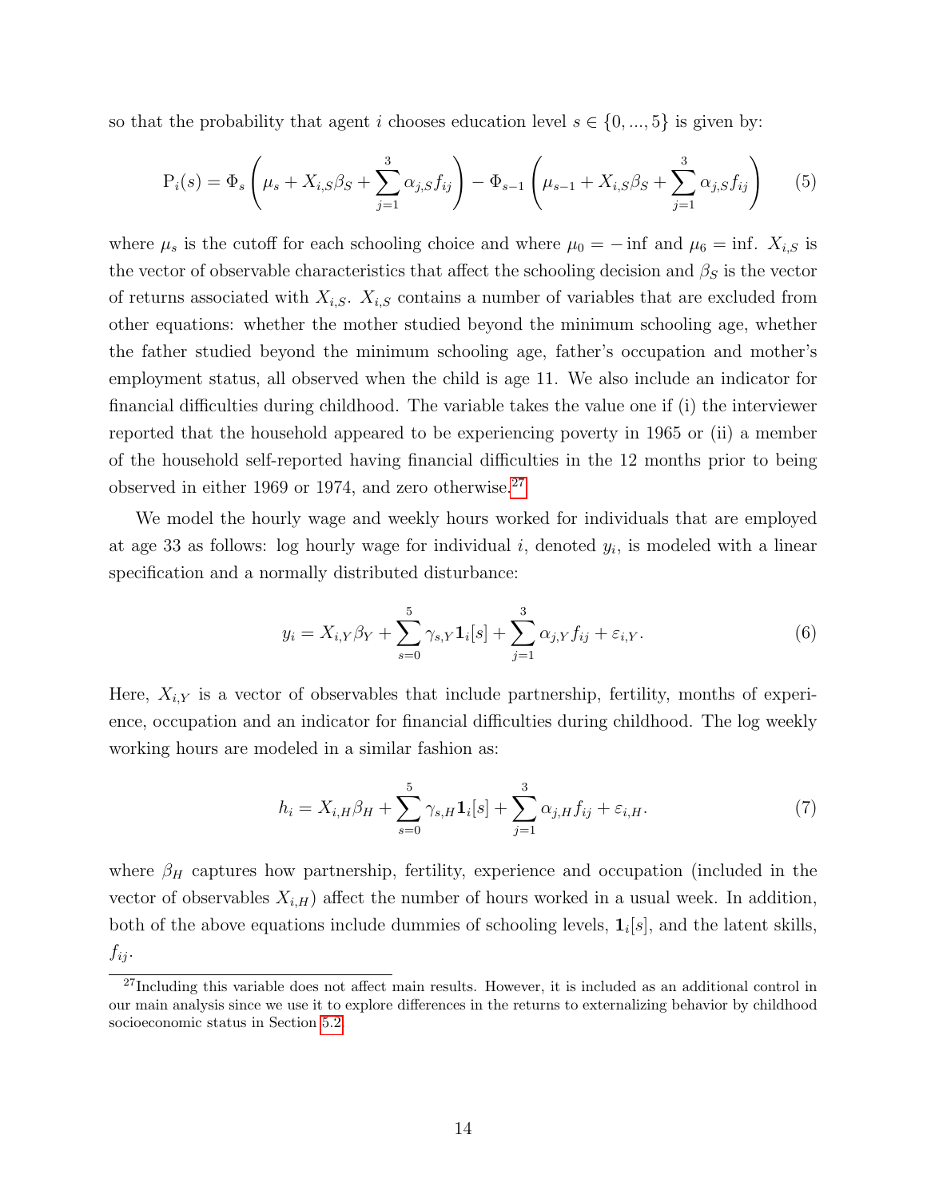so that the probability that agent $i$ chooses education level $s \in \{0, ..., 5\}$ is given by:

$$\mathrm{P}_i(s) = \Phi_s\left(\mu_s + X_{i,S}\beta_S + \sum_{j=1}^{3} \alpha_{j,S} f_{ij}\right) - \Phi_{s-1}\left(\mu_{s-1} + X_{i,S}\beta_S + \sum_{j=1}^{3} \alpha_{j,S} f_{ij}\right) \quad (5)$$

where $\mu_s$ is the cutoff for each schooling choice and where $\mu_0 = -\inf$ and $\mu_6 = \inf$. $X_{i,S}$ is the vector of observable characteristics that affect the schooling decision and $\beta_S$ is the vector of returns associated with $X_{i,S}$. $X_{i,S}$ contains a number of variables that are excluded from other equations: whether the mother studied beyond the minimum schooling age, whether the father studied beyond the minimum schooling age, father's occupation and mother's employment status, all observed when the child is age 11. We also include an indicator for financial difficulties during childhood. The variable takes the value one if (i) the interviewer reported that the household appeared to be experiencing poverty in 1965 or (ii) a member of the household self-reported having financial difficulties in the 12 months prior to being observed in either 1969 or 1974, and zero otherwise.[27]

We model the hourly wage and weekly hours worked for individuals that are employed at age 33 as follows: log hourly wage for individual $i$, denoted $y_i$, is modeled with a linear specification and a normally distributed disturbance:

$$y_i = X_{i,Y}\beta_Y + \sum_{s=0}^{5} \gamma_{s,Y}\mathbf{1}_i[s] + \sum_{j=1}^{3} \alpha_{j,Y} f_{ij} + \varepsilon_{i,Y}. \quad (6)$$

Here, $X_{i,Y}$ is a vector of observables that include partnership, fertility, months of experience, occupation and an indicator for financial difficulties during childhood. The log weekly working hours are modeled in a similar fashion as:

$$h_i = X_{i,H}\beta_H + \sum_{s=0}^{5} \gamma_{s,H}\mathbf{1}_i[s] + \sum_{j=1}^{3} \alpha_{j,H} f_{ij} + \varepsilon_{i,H}. \quad (7)$$

where $\beta_H$ captures how partnership, fertility, experience and occupation (included in the vector of observables $X_{i,H}$) affect the number of hours worked in a usual week. In addition, both of the above equations include dummies of schooling levels, $\mathbf{1}_i[s]$, and the latent skills, $f_{ij}$.

[27] Including this variable does not affect main results. However, it is included as an additional control in our main analysis since we use it to explore differences in the returns to externalizing behavior by childhood socioeconomic status in Section 5.2.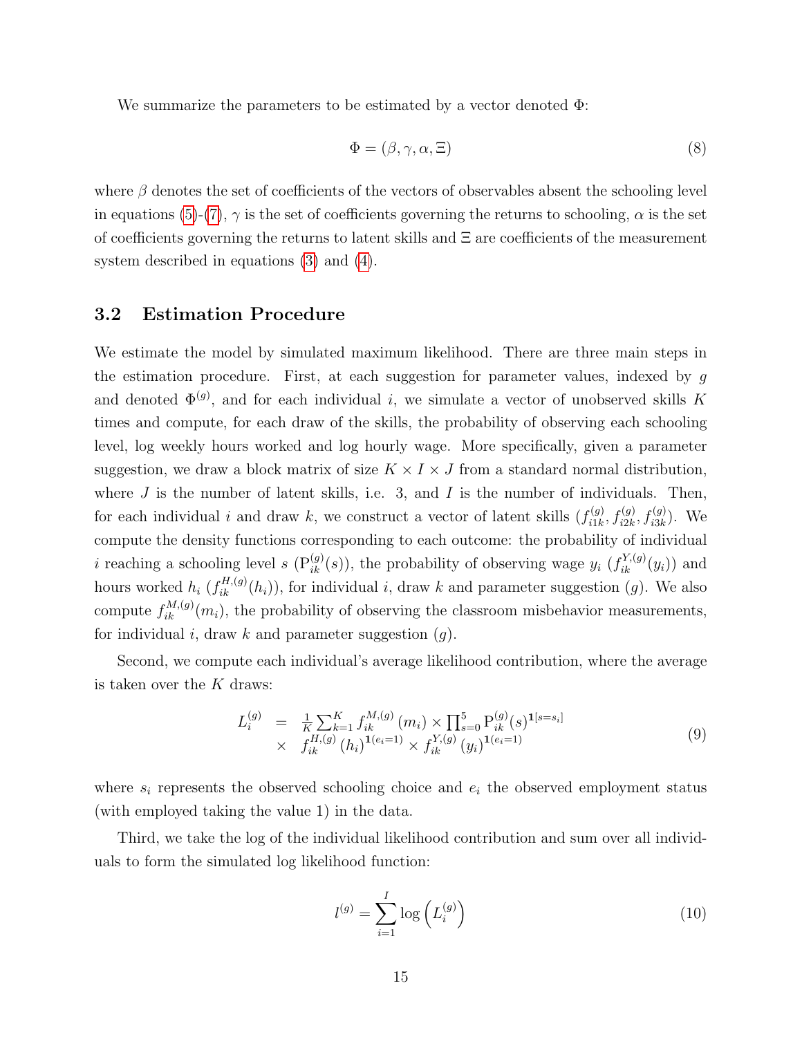We summarize the parameters to be estimated by a vector denoted $\Phi$:

$$\Phi = (\beta, \gamma, \alpha, \Xi) \tag{8}$$

where $\beta$ denotes the set of coefficients of the vectors of observables absent the schooling level in equations (5)-(7), $\gamma$ is the set of coefficients governing the returns to schooling, $\alpha$ is the set of coefficients governing the returns to latent skills and $\Xi$ are coefficients of the measurement system described in equations (3) and (4).

### 3.2 Estimation Procedure

We estimate the model by simulated maximum likelihood. There are three main steps in the estimation procedure. First, at each suggestion for parameter values, indexed by $g$ and denoted $\Phi^{(g)}$, and for each individual $i$, we simulate a vector of unobserved skills $K$ times and compute, for each draw of the skills, the probability of observing each schooling level, log weekly hours worked and log hourly wage. More specifically, given a parameter suggestion, we draw a block matrix of size $K \times I \times J$ from a standard normal distribution, where $J$ is the number of latent skills, i.e. 3, and $I$ is the number of individuals. Then, for each individual $i$ and draw $k$, we construct a vector of latent skills $(f_{i1k}^{(g)}, f_{i2k}^{(g)}, f_{i3k}^{(g)})$. We compute the density functions corresponding to each outcome: the probability of individual $i$ reaching a schooling level $s$ ($\mathrm{P}_{ik}^{(g)}(s)$), the probability of observing wage $y_i$ ($f_{ik}^{Y,(g)}(y_i)$) and hours worked $h_i$ ($f_{ik}^{H,(g)}(h_i)$), for individual $i$, draw $k$ and parameter suggestion $(g)$. We also compute $f_{ik}^{M,(g)}(m_i)$, the probability of observing the classroom misbehavior measurements, for individual $i$, draw $k$ and parameter suggestion $(g)$.

Second, we compute each individual's average likelihood contribution, where the average is taken over the $K$ draws:

$$\begin{aligned} L_i^{(g)} &= \tfrac{1}{K}\sum_{k=1}^{K} f_{ik}^{M,(g)}(m_i) \times \prod_{s=0}^{5} \mathrm{P}_{ik}^{(g)}(s)^{\mathbf{1}[s=s_i]} \\ &\times \; f_{ik}^{H,(g)}(h_i)^{\mathbf{1}(e_i=1)} \times f_{ik}^{Y,(g)}(y_i)^{\mathbf{1}(e_i=1)} \end{aligned} \tag{9}$$

where $s_i$ represents the observed schooling choice and $e_i$ the observed employment status (with employed taking the value 1) in the data.

Third, we take the log of the individual likelihood contribution and sum over all individuals to form the simulated log likelihood function:

$$l^{(g)} = \sum_{i=1}^{I} \log\left(L_i^{(g)}\right) \tag{10}$$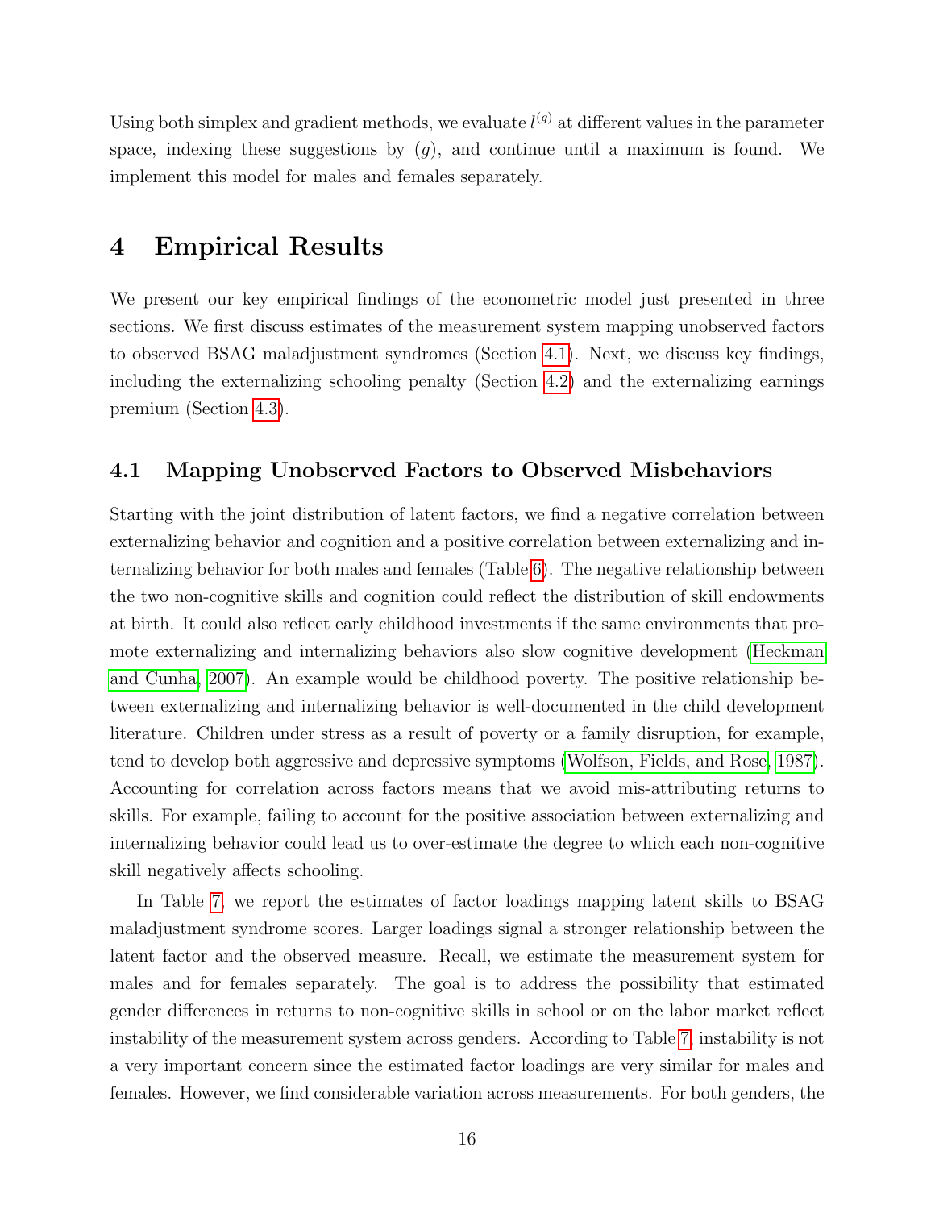Using both simplex and gradient methods, we evaluate $l^{(g)}$ at different values in the parameter space, indexing these suggestions by $(g)$, and continue until a maximum is found. We implement this model for males and females separately.

# 4 Empirical Results

We present our key empirical findings of the econometric model just presented in three sections. We first discuss estimates of the measurement system mapping unobserved factors to observed BSAG maladjustment syndromes (Section 4.1). Next, we discuss key findings, including the externalizing schooling penalty (Section 4.2) and the externalizing earnings premium (Section 4.3).

## 4.1 Mapping Unobserved Factors to Observed Misbehaviors

Starting with the joint distribution of latent factors, we find a negative correlation between externalizing behavior and cognition and a positive correlation between externalizing and internalizing behavior for both males and females (Table 6). The negative relationship between the two non-cognitive skills and cognition could reflect the distribution of skill endowments at birth. It could also reflect early childhood investments if the same environments that promote externalizing and internalizing behaviors also slow cognitive development (Heckman and Cunha, 2007). An example would be childhood poverty. The positive relationship between externalizing and internalizing behavior is well-documented in the child development literature. Children under stress as a result of poverty or a family disruption, for example, tend to develop both aggressive and depressive symptoms (Wolfson, Fields, and Rose, 1987). Accounting for correlation across factors means that we avoid mis-attributing returns to skills. For example, failing to account for the positive association between externalizing and internalizing behavior could lead us to over-estimate the degree to which each non-cognitive skill negatively affects schooling.

In Table 7, we report the estimates of factor loadings mapping latent skills to BSAG maladjustment syndrome scores. Larger loadings signal a stronger relationship between the latent factor and the observed measure. Recall, we estimate the measurement system for males and for females separately. The goal is to address the possibility that estimated gender differences in returns to non-cognitive skills in school or on the labor market reflect instability of the measurement system across genders. According to Table 7, instability is not a very important concern since the estimated factor loadings are very similar for males and females. However, we find considerable variation across measurements. For both genders, the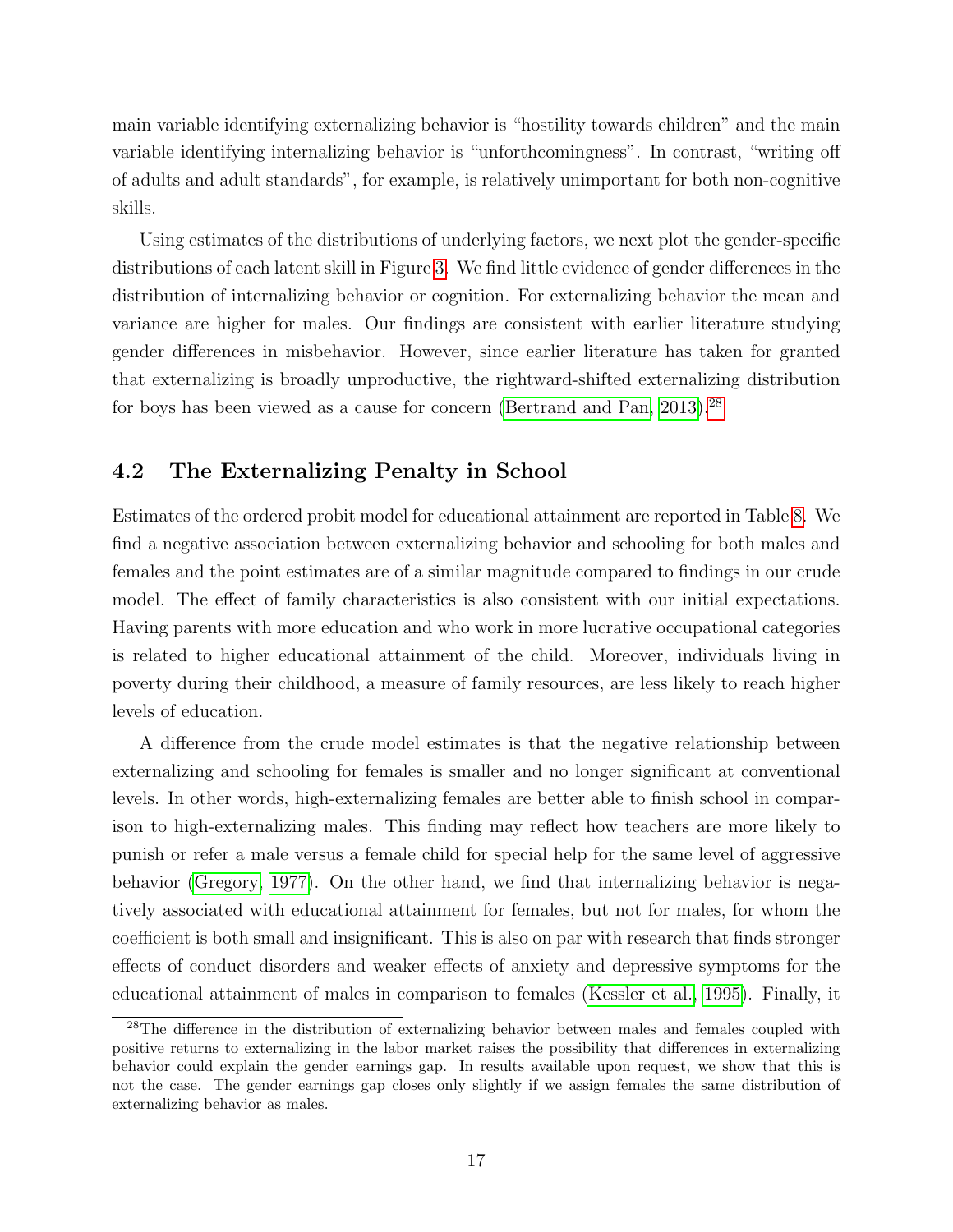main variable identifying externalizing behavior is "hostility towards children" and the main variable identifying internalizing behavior is "unforthcomingness". In contrast, "writing off of adults and adult standards", for example, is relatively unimportant for both non-cognitive skills.

Using estimates of the distributions of underlying factors, we next plot the gender-specific distributions of each latent skill in Figure 3. We find little evidence of gender differences in the distribution of internalizing behavior or cognition. For externalizing behavior the mean and variance are higher for males. Our findings are consistent with earlier literature studying gender differences in misbehavior. However, since earlier literature has taken for granted that externalizing is broadly unproductive, the rightward-shifted externalizing distribution for boys has been viewed as a cause for concern (Bertrand and Pan, 2013).[28]

## 4.2 The Externalizing Penalty in School

Estimates of the ordered probit model for educational attainment are reported in Table 8. We find a negative association between externalizing behavior and schooling for both males and females and the point estimates are of a similar magnitude compared to findings in our crude model. The effect of family characteristics is also consistent with our initial expectations. Having parents with more education and who work in more lucrative occupational categories is related to higher educational attainment of the child. Moreover, individuals living in poverty during their childhood, a measure of family resources, are less likely to reach higher levels of education.

A difference from the crude model estimates is that the negative relationship between externalizing and schooling for females is smaller and no longer significant at conventional levels. In other words, high-externalizing females are better able to finish school in comparison to high-externalizing males. This finding may reflect how teachers are more likely to punish or refer a male versus a female child for special help for the same level of aggressive behavior (Gregory, 1977). On the other hand, we find that internalizing behavior is negatively associated with educational attainment for females, but not for males, for whom the coefficient is both small and insignificant. This is also on par with research that finds stronger effects of conduct disorders and weaker effects of anxiety and depressive symptoms for the educational attainment of males in comparison to females (Kessler et al., 1995). Finally, it

[28] The difference in the distribution of externalizing behavior between males and females coupled with positive returns to externalizing in the labor market raises the possibility that differences in externalizing behavior could explain the gender earnings gap. In results available upon request, we show that this is not the case. The gender earnings gap closes only slightly if we assign females the same distribution of externalizing behavior as males.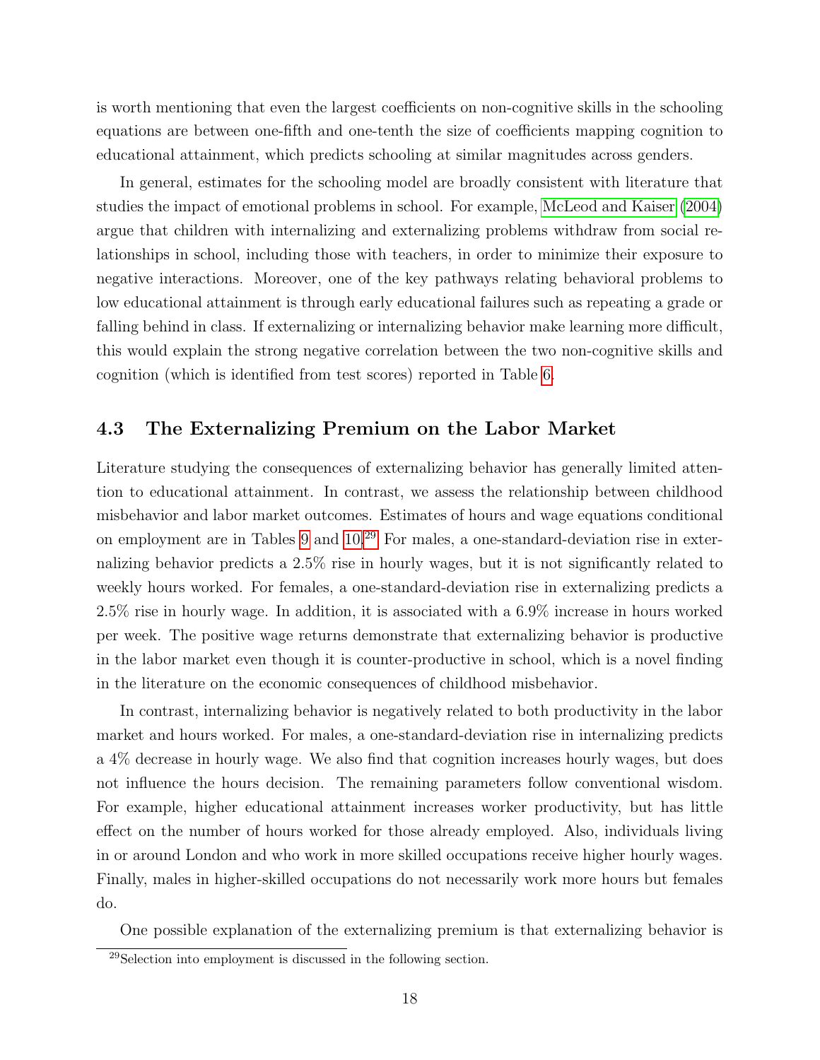is worth mentioning that even the largest coefficients on non-cognitive skills in the schooling equations are between one-fifth and one-tenth the size of coefficients mapping cognition to educational attainment, which predicts schooling at similar magnitudes across genders.

In general, estimates for the schooling model are broadly consistent with literature that studies the impact of emotional problems in school. For example, McLeod and Kaiser (2004) argue that children with internalizing and externalizing problems withdraw from social relationships in school, including those with teachers, in order to minimize their exposure to negative interactions. Moreover, one of the key pathways relating behavioral problems to low educational attainment is through early educational failures such as repeating a grade or falling behind in class. If externalizing or internalizing behavior make learning more difficult, this would explain the strong negative correlation between the two non-cognitive skills and cognition (which is identified from test scores) reported in Table 6.

## 4.3 The Externalizing Premium on the Labor Market

Literature studying the consequences of externalizing behavior has generally limited attention to educational attainment. In contrast, we assess the relationship between childhood misbehavior and labor market outcomes. Estimates of hours and wage equations conditional on employment are in Tables 9 and 10.[29] For males, a one-standard-deviation rise in externalizing behavior predicts a 2.5% rise in hourly wages, but it is not significantly related to weekly hours worked. For females, a one-standard-deviation rise in externalizing predicts a 2.5% rise in hourly wage. In addition, it is associated with a 6.9% increase in hours worked per week. The positive wage returns demonstrate that externalizing behavior is productive in the labor market even though it is counter-productive in school, which is a novel finding in the literature on the economic consequences of childhood misbehavior.

In contrast, internalizing behavior is negatively related to both productivity in the labor market and hours worked. For males, a one-standard-deviation rise in internalizing predicts a 4% decrease in hourly wage. We also find that cognition increases hourly wages, but does not influence the hours decision. The remaining parameters follow conventional wisdom. For example, higher educational attainment increases worker productivity, but has little effect on the number of hours worked for those already employed. Also, individuals living in or around London and who work in more skilled occupations receive higher hourly wages. Finally, males in higher-skilled occupations do not necessarily work more hours but females do.

One possible explanation of the externalizing premium is that externalizing behavior is

[29] Selection into employment is discussed in the following section.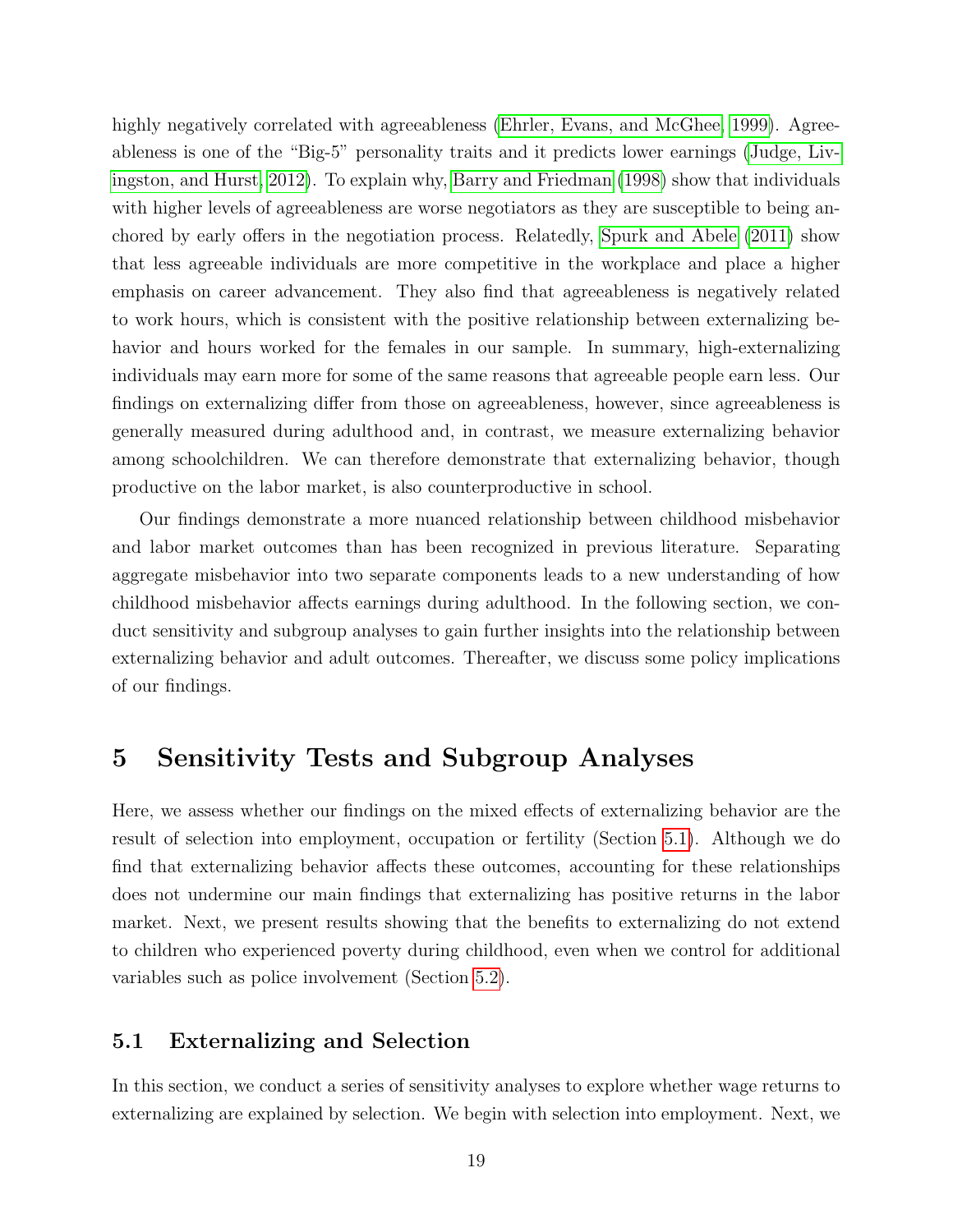highly negatively correlated with agreeableness (Ehrler, Evans, and McGhee, 1999). Agreeableness is one of the "Big-5" personality traits and it predicts lower earnings (Judge, Livingston, and Hurst, 2012). To explain why, Barry and Friedman (1998) show that individuals with higher levels of agreeableness are worse negotiators as they are susceptible to being anchored by early offers in the negotiation process. Relatedly, Spurk and Abele (2011) show that less agreeable individuals are more competitive in the workplace and place a higher emphasis on career advancement. They also find that agreeableness is negatively related to work hours, which is consistent with the positive relationship between externalizing behavior and hours worked for the females in our sample. In summary, high-externalizing individuals may earn more for some of the same reasons that agreeable people earn less. Our findings on externalizing differ from those on agreeableness, however, since agreeableness is generally measured during adulthood and, in contrast, we measure externalizing behavior among schoolchildren. We can therefore demonstrate that externalizing behavior, though productive on the labor market, is also counterproductive in school.

Our findings demonstrate a more nuanced relationship between childhood misbehavior and labor market outcomes than has been recognized in previous literature. Separating aggregate misbehavior into two separate components leads to a new understanding of how childhood misbehavior affects earnings during adulthood. In the following section, we conduct sensitivity and subgroup analyses to gain further insights into the relationship between externalizing behavior and adult outcomes. Thereafter, we discuss some policy implications of our findings.

# 5 Sensitivity Tests and Subgroup Analyses

Here, we assess whether our findings on the mixed effects of externalizing behavior are the result of selection into employment, occupation or fertility (Section 5.1). Although we do find that externalizing behavior affects these outcomes, accounting for these relationships does not undermine our main findings that externalizing has positive returns in the labor market. Next, we present results showing that the benefits to externalizing do not extend to children who experienced poverty during childhood, even when we control for additional variables such as police involvement (Section 5.2).

## 5.1 Externalizing and Selection

In this section, we conduct a series of sensitivity analyses to explore whether wage returns to externalizing are explained by selection. We begin with selection into employment. Next, we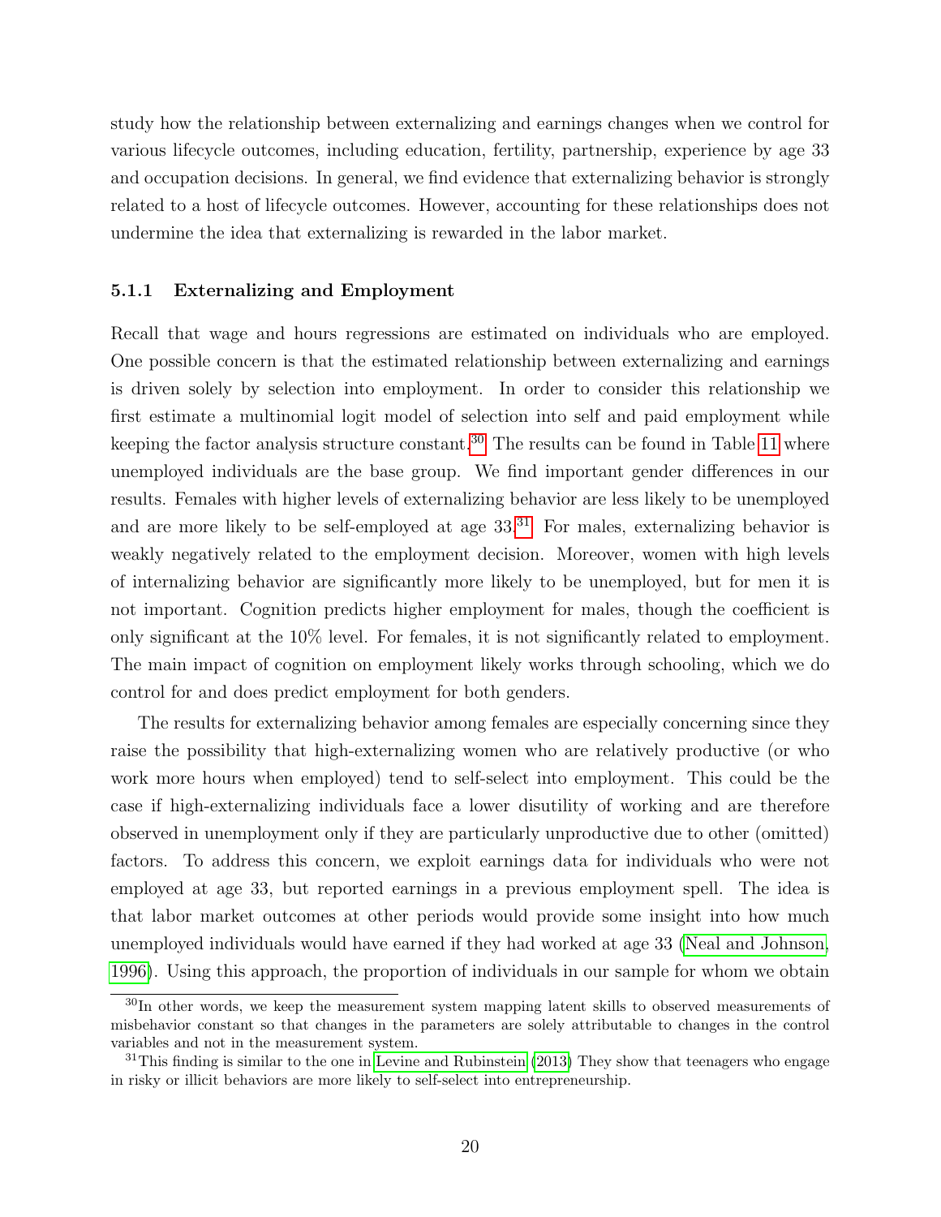study how the relationship between externalizing and earnings changes when we control for various lifecycle outcomes, including education, fertility, partnership, experience by age 33 and occupation decisions. In general, we find evidence that externalizing behavior is strongly related to a host of lifecycle outcomes. However, accounting for these relationships does not undermine the idea that externalizing is rewarded in the labor market.

### 5.1.1 Externalizing and Employment

Recall that wage and hours regressions are estimated on individuals who are employed. One possible concern is that the estimated relationship between externalizing and earnings is driven solely by selection into employment. In order to consider this relationship we first estimate a multinomial logit model of selection into self and paid employment while keeping the factor analysis structure constant.[30] The results can be found in Table 11 where unemployed individuals are the base group. We find important gender differences in our results. Females with higher levels of externalizing behavior are less likely to be unemployed and are more likely to be self-employed at age 33.[31] For males, externalizing behavior is weakly negatively related to the employment decision. Moreover, women with high levels of internalizing behavior are significantly more likely to be unemployed, but for men it is not important. Cognition predicts higher employment for males, though the coefficient is only significant at the 10% level. For females, it is not significantly related to employment. The main impact of cognition on employment likely works through schooling, which we do control for and does predict employment for both genders.

The results for externalizing behavior among females are especially concerning since they raise the possibility that high-externalizing women who are relatively productive (or who work more hours when employed) tend to self-select into employment. This could be the case if high-externalizing individuals face a lower disutility of working and are therefore observed in unemployment only if they are particularly unproductive due to other (omitted) factors. To address this concern, we exploit earnings data for individuals who were not employed at age 33, but reported earnings in a previous employment spell. The idea is that labor market outcomes at other periods would provide some insight into how much unemployed individuals would have earned if they had worked at age 33 (Neal and Johnson, 1996). Using this approach, the proportion of individuals in our sample for whom we obtain

[30] In other words, we keep the measurement system mapping latent skills to observed measurements of misbehavior constant so that changes in the parameters are solely attributable to changes in the control variables and not in the measurement system.

[31] This finding is similar to the one in Levine and Rubinstein (2013) They show that teenagers who engage in risky or illicit behaviors are more likely to self-select into entrepreneurship.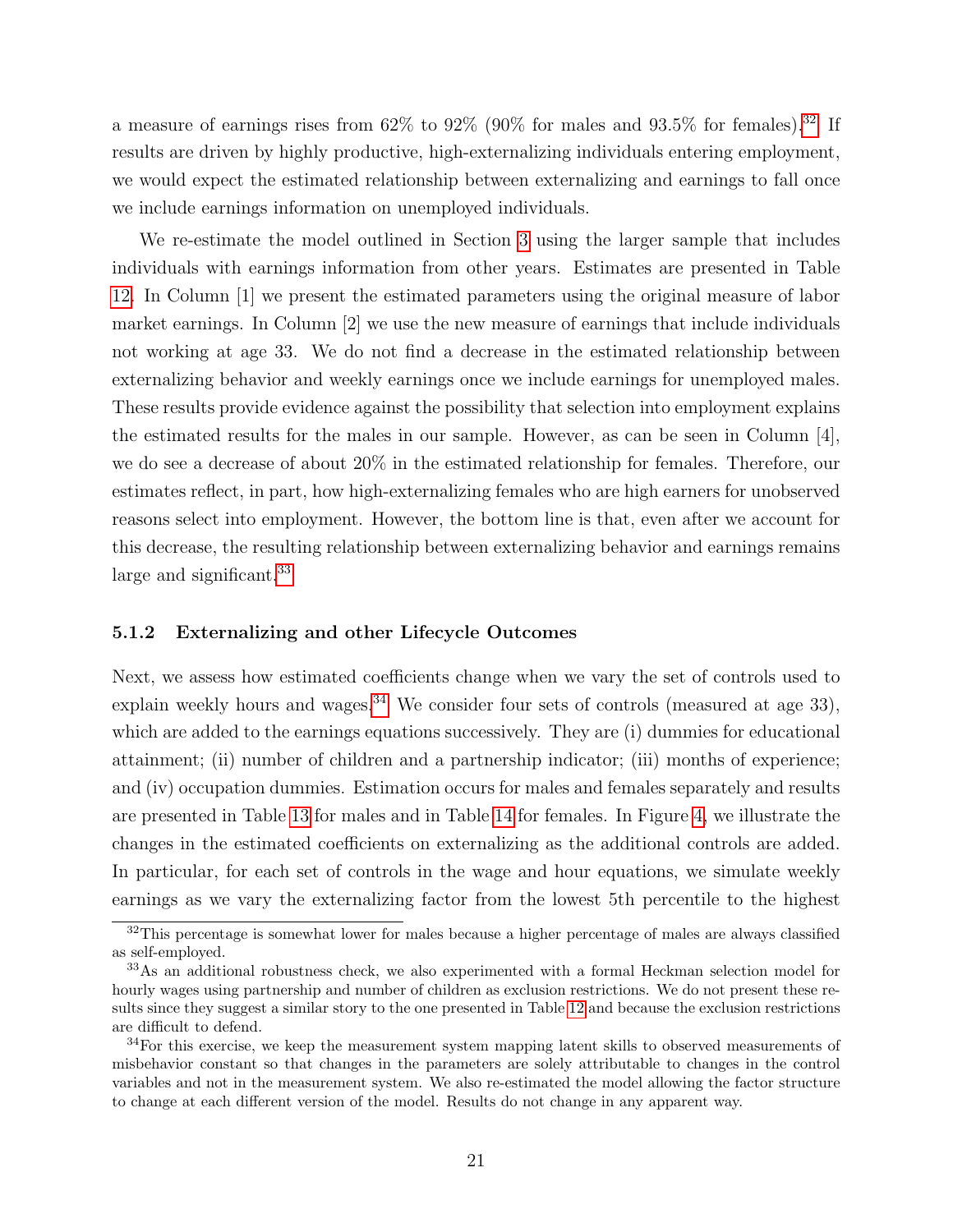a measure of earnings rises from 62% to 92% (90% for males and 93.5% for females).[32] If results are driven by highly productive, high-externalizing individuals entering employment, we would expect the estimated relationship between externalizing and earnings to fall once we include earnings information on unemployed individuals.

We re-estimate the model outlined in Section 3 using the larger sample that includes individuals with earnings information from other years. Estimates are presented in Table 12. In Column [1] we present the estimated parameters using the original measure of labor market earnings. In Column [2] we use the new measure of earnings that include individuals not working at age 33. We do not find a decrease in the estimated relationship between externalizing behavior and weekly earnings once we include earnings for unemployed males. These results provide evidence against the possibility that selection into employment explains the estimated results for the males in our sample. However, as can be seen in Column [4], we do see a decrease of about 20% in the estimated relationship for females. Therefore, our estimates reflect, in part, how high-externalizing females who are high earners for unobserved reasons select into employment. However, the bottom line is that, even after we account for this decrease, the resulting relationship between externalizing behavior and earnings remains large and significant.[33]

### 5.1.2 Externalizing and other Lifecycle Outcomes

Next, we assess how estimated coefficients change when we vary the set of controls used to explain weekly hours and wages.[34] We consider four sets of controls (measured at age 33), which are added to the earnings equations successively. They are (i) dummies for educational attainment; (ii) number of children and a partnership indicator; (iii) months of experience; and (iv) occupation dummies. Estimation occurs for males and females separately and results are presented in Table 13 for males and in Table 14 for females. In Figure 4, we illustrate the changes in the estimated coefficients on externalizing as the additional controls are added. In particular, for each set of controls in the wage and hour equations, we simulate weekly earnings as we vary the externalizing factor from the lowest 5th percentile to the highest

[32] This percentage is somewhat lower for males because a higher percentage of males are always classified as self-employed.

[33] As an additional robustness check, we also experimented with a formal Heckman selection model for hourly wages using partnership and number of children as exclusion restrictions. We do not present these results since they suggest a similar story to the one presented in Table 12 and because the exclusion restrictions are difficult to defend.

[34] For this exercise, we keep the measurement system mapping latent skills to observed measurements of misbehavior constant so that changes in the parameters are solely attributable to changes in the control variables and not in the measurement system. We also re-estimated the model allowing the factor structure to change at each different version of the model. Results do not change in any apparent way.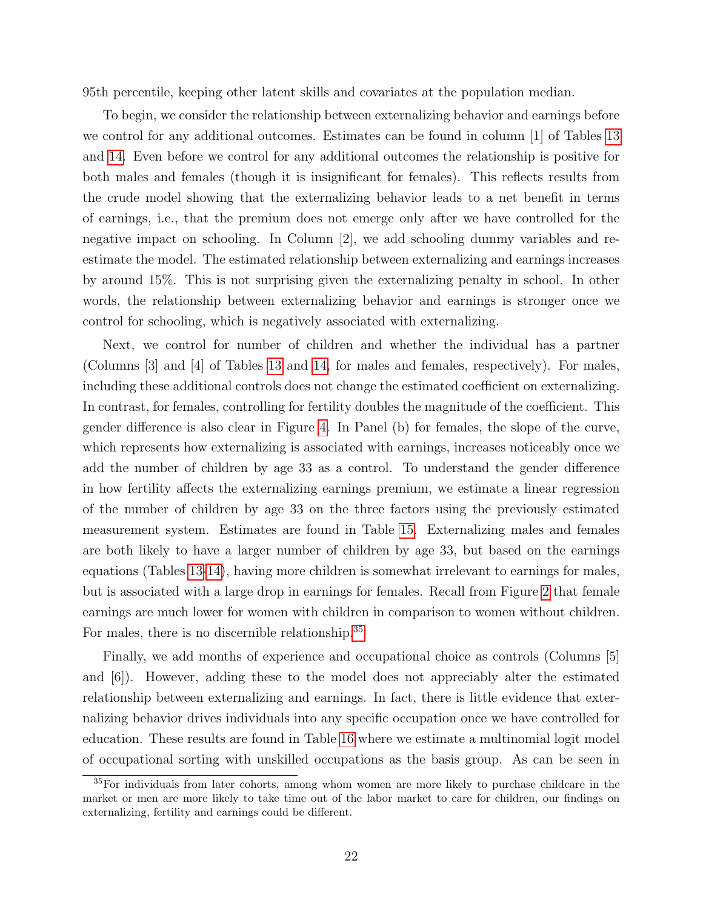95th percentile, keeping other latent skills and covariates at the population median.

To begin, we consider the relationship between externalizing behavior and earnings before we control for any additional outcomes. Estimates can be found in column [1] of Tables 13 and 14. Even before we control for any additional outcomes the relationship is positive for both males and females (though it is insignificant for females). This reflects results from the crude model showing that the externalizing behavior leads to a net benefit in terms of earnings, i.e., that the premium does not emerge only after we have controlled for the negative impact on schooling. In Column [2], we add schooling dummy variables and re-estimate the model. The estimated relationship between externalizing and earnings increases by around 15%. This is not surprising given the externalizing penalty in school. In other words, the relationship between externalizing behavior and earnings is stronger once we control for schooling, which is negatively associated with externalizing.

Next, we control for number of children and whether the individual has a partner (Columns [3] and [4] of Tables 13 and 14, for males and females, respectively). For males, including these additional controls does not change the estimated coefficient on externalizing. In contrast, for females, controlling for fertility doubles the magnitude of the coefficient. This gender difference is also clear in Figure 4. In Panel (b) for females, the slope of the curve, which represents how externalizing is associated with earnings, increases noticeably once we add the number of children by age 33 as a control. To understand the gender difference in how fertility affects the externalizing earnings premium, we estimate a linear regression of the number of children by age 33 on the three factors using the previously estimated measurement system. Estimates are found in Table 15. Externalizing males and females are both likely to have a larger number of children by age 33, but based on the earnings equations (Tables 13-14), having more children is somewhat irrelevant to earnings for males, but is associated with a large drop in earnings for females. Recall from Figure 2 that female earnings are much lower for women with children in comparison to women without children. For males, there is no discernible relationship.[35]

Finally, we add months of experience and occupational choice as controls (Columns [5] and [6]). However, adding these to the model does not appreciably alter the estimated relationship between externalizing and earnings. In fact, there is little evidence that externalizing behavior drives individuals into any specific occupation once we have controlled for education. These results are found in Table 16 where we estimate a multinomial logit model of occupational sorting with unskilled occupations as the basis group. As can be seen in

[35] For individuals from later cohorts, among whom women are more likely to purchase childcare in the market or men are more likely to take time out of the labor market to care for children, our findings on externalizing, fertility and earnings could be different.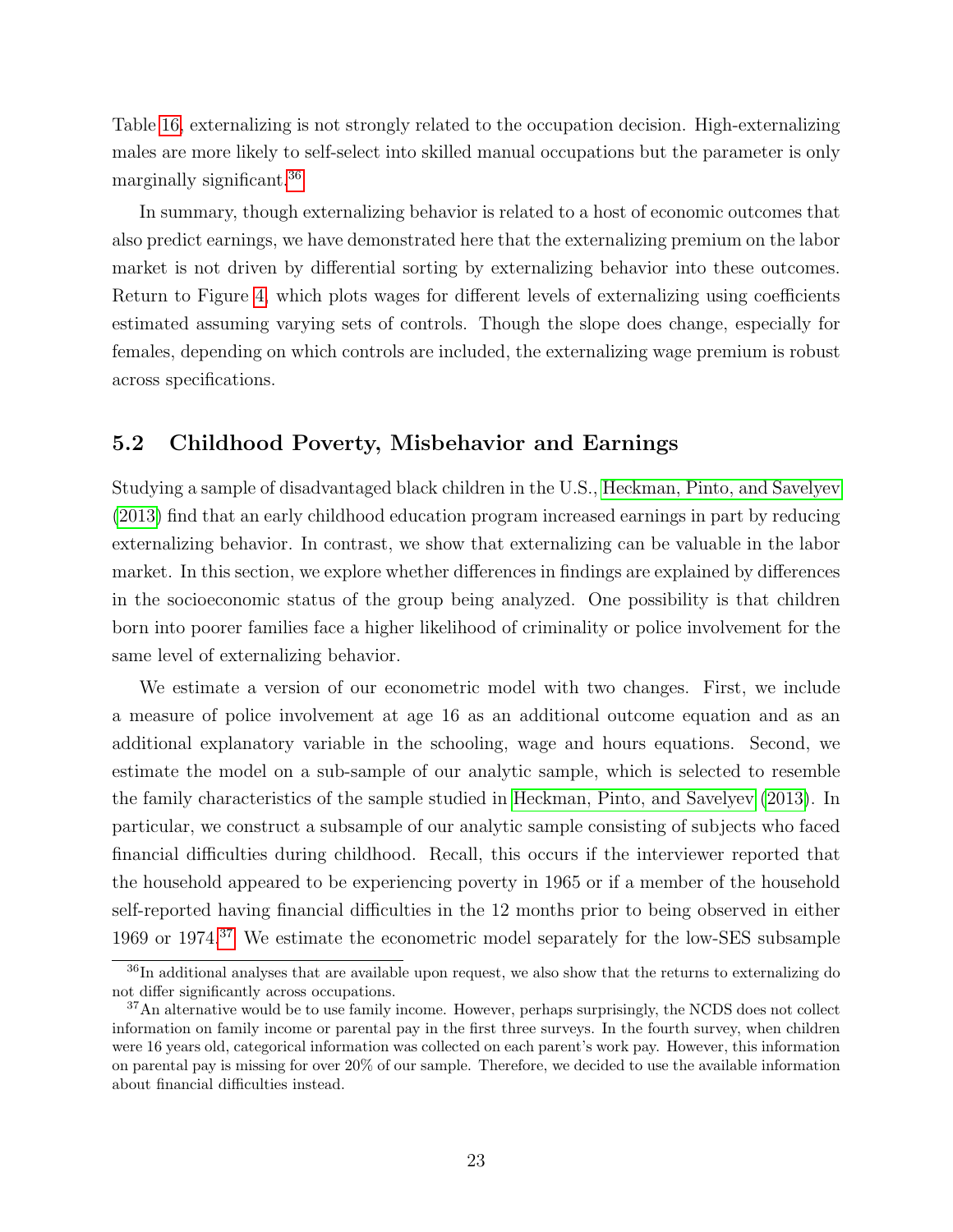Table 16, externalizing is not strongly related to the occupation decision. High-externalizing males are more likely to self-select into skilled manual occupations but the parameter is only marginally significant.[36]

In summary, though externalizing behavior is related to a host of economic outcomes that also predict earnings, we have demonstrated here that the externalizing premium on the labor market is not driven by differential sorting by externalizing behavior into these outcomes. Return to Figure 4, which plots wages for different levels of externalizing using coefficients estimated assuming varying sets of controls. Though the slope does change, especially for females, depending on which controls are included, the externalizing wage premium is robust across specifications.

## 5.2 Childhood Poverty, Misbehavior and Earnings

Studying a sample of disadvantaged black children in the U.S., Heckman, Pinto, and Savelyev (2013) find that an early childhood education program increased earnings in part by reducing externalizing behavior. In contrast, we show that externalizing can be valuable in the labor market. In this section, we explore whether differences in findings are explained by differences in the socioeconomic status of the group being analyzed. One possibility is that children born into poorer families face a higher likelihood of criminality or police involvement for the same level of externalizing behavior.

We estimate a version of our econometric model with two changes. First, we include a measure of police involvement at age 16 as an additional outcome equation and as an additional explanatory variable in the schooling, wage and hours equations. Second, we estimate the model on a sub-sample of our analytic sample, which is selected to resemble the family characteristics of the sample studied in Heckman, Pinto, and Savelyev (2013). In particular, we construct a subsample of our analytic sample consisting of subjects who faced financial difficulties during childhood. Recall, this occurs if the interviewer reported that the household appeared to be experiencing poverty in 1965 or if a member of the household self-reported having financial difficulties in the 12 months prior to being observed in either 1969 or 1974.[37] We estimate the econometric model separately for the low-SES subsample

[36] In additional analyses that are available upon request, we also show that the returns to externalizing do not differ significantly across occupations.

[37] An alternative would be to use family income. However, perhaps surprisingly, the NCDS does not collect information on family income or parental pay in the first three surveys. In the fourth survey, when children were 16 years old, categorical information was collected on each parent's work pay. However, this information on parental pay is missing for over 20% of our sample. Therefore, we decided to use the available information about financial difficulties instead.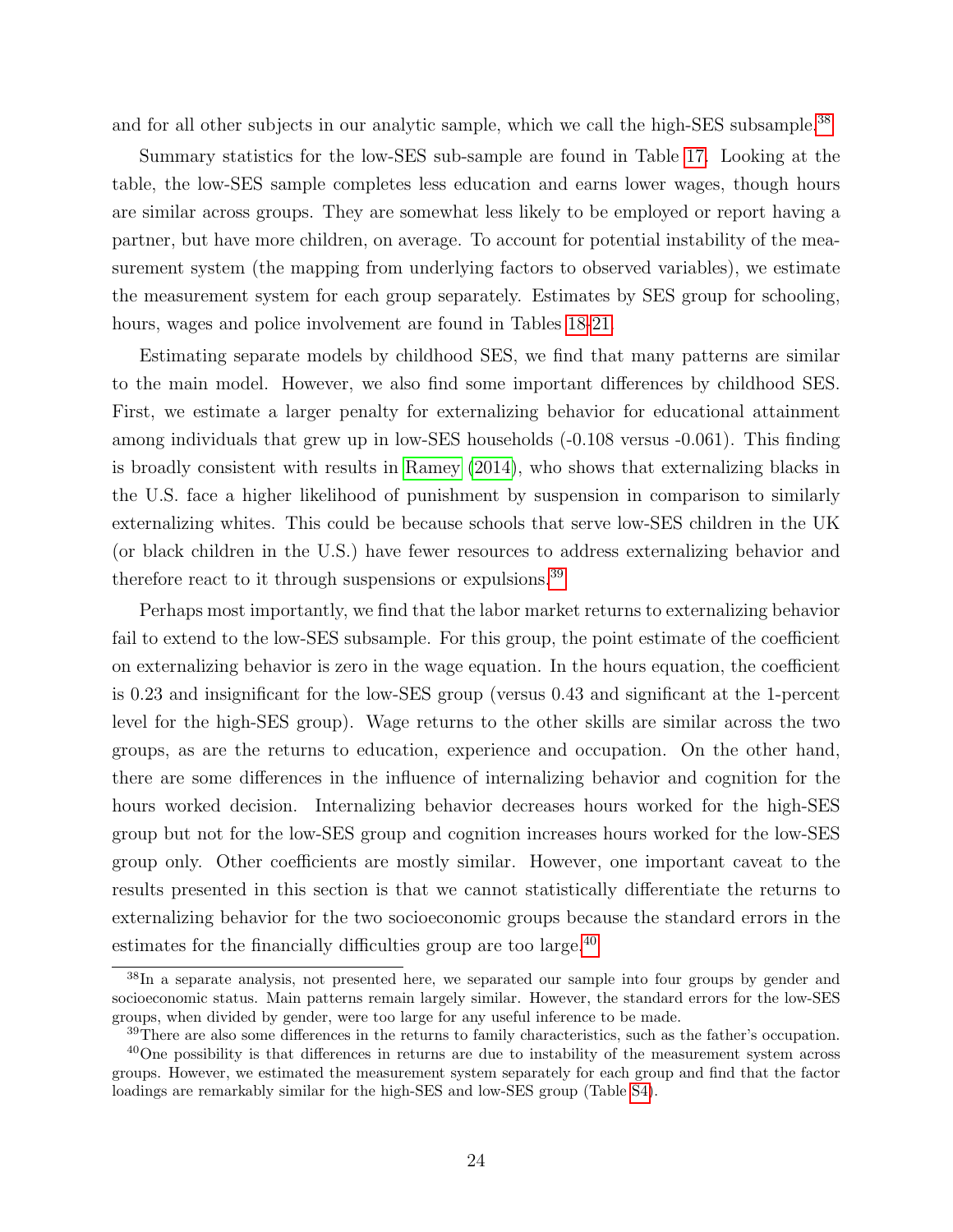and for all other subjects in our analytic sample, which we call the high-SES subsample.[38]

Summary statistics for the low-SES sub-sample are found in Table 17. Looking at the table, the low-SES sample completes less education and earns lower wages, though hours are similar across groups. They are somewhat less likely to be employed or report having a partner, but have more children, on average. To account for potential instability of the measurement system (the mapping from underlying factors to observed variables), we estimate the measurement system for each group separately. Estimates by SES group for schooling, hours, wages and police involvement are found in Tables 18-21.

Estimating separate models by childhood SES, we find that many patterns are similar to the main model. However, we also find some important differences by childhood SES. First, we estimate a larger penalty for externalizing behavior for educational attainment among individuals that grew up in low-SES households (-0.108 versus -0.061). This finding is broadly consistent with results in Ramey (2014), who shows that externalizing blacks in the U.S. face a higher likelihood of punishment by suspension in comparison to similarly externalizing whites. This could be because schools that serve low-SES children in the UK (or black children in the U.S.) have fewer resources to address externalizing behavior and therefore react to it through suspensions or expulsions.[39]

Perhaps most importantly, we find that the labor market returns to externalizing behavior fail to extend to the low-SES subsample. For this group, the point estimate of the coefficient on externalizing behavior is zero in the wage equation. In the hours equation, the coefficient is 0.23 and insignificant for the low-SES group (versus 0.43 and significant at the 1-percent level for the high-SES group). Wage returns to the other skills are similar across the two groups, as are the returns to education, experience and occupation. On the other hand, there are some differences in the influence of internalizing behavior and cognition for the hours worked decision. Internalizing behavior decreases hours worked for the high-SES group but not for the low-SES group and cognition increases hours worked for the low-SES group only. Other coefficients are mostly similar. However, one important caveat to the results presented in this section is that we cannot statistically differentiate the returns to externalizing behavior for the two socioeconomic groups because the standard errors in the estimates for the financially difficulties group are too large.[40]

---

[38] In a separate analysis, not presented here, we separated our sample into four groups by gender and socioeconomic status. Main patterns remain largely similar. However, the standard errors for the low-SES groups, when divided by gender, were too large for any useful inference to be made.

[39] There are also some differences in the returns to family characteristics, such as the father's occupation.

[40] One possibility is that differences in returns are due to instability of the measurement system across groups. However, we estimated the measurement system separately for each group and find that the factor loadings are remarkably similar for the high-SES and low-SES group (Table S4).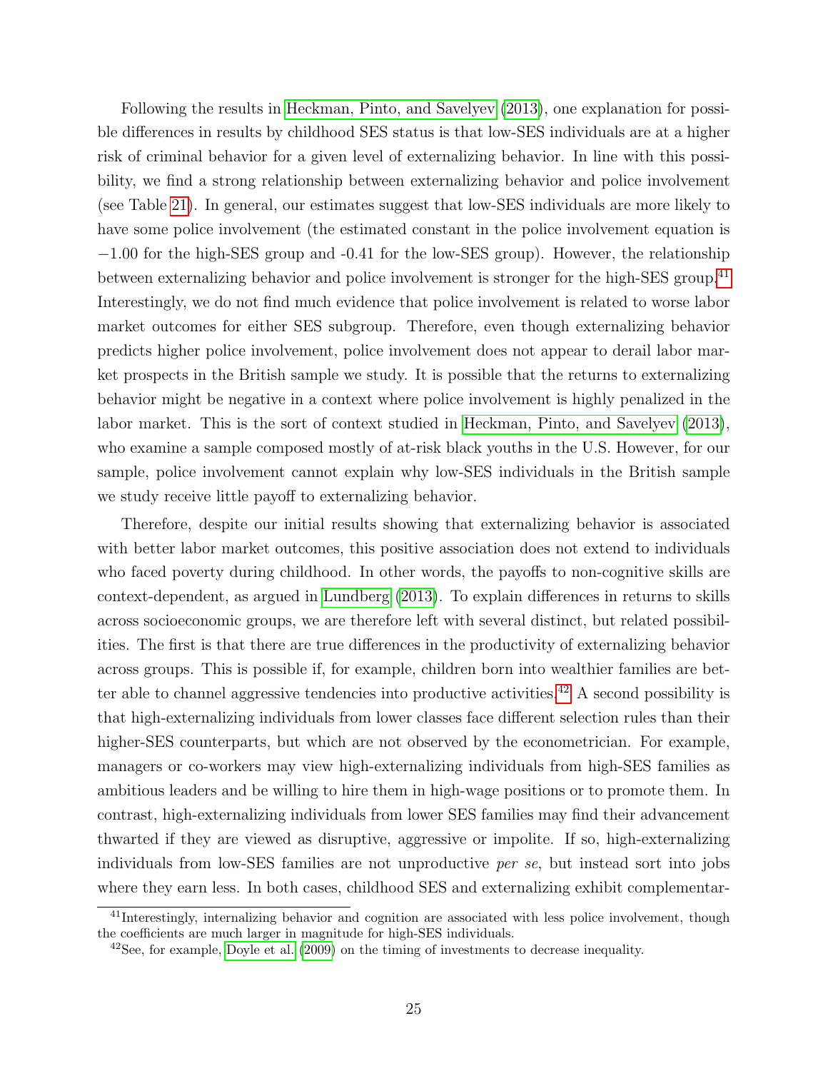Following the results in Heckman, Pinto, and Savelyev (2013), one explanation for possible differences in results by childhood SES status is that low-SES individuals are at a higher risk of criminal behavior for a given level of externalizing behavior. In line with this possibility, we find a strong relationship between externalizing behavior and police involvement (see Table 21). In general, our estimates suggest that low-SES individuals are more likely to have some police involvement (the estimated constant in the police involvement equation is $-1.00$ for the high-SES group and -0.41 for the low-SES group). However, the relationship between externalizing behavior and police involvement is stronger for the high-SES group.[41] Interestingly, we do not find much evidence that police involvement is related to worse labor market outcomes for either SES subgroup. Therefore, even though externalizing behavior predicts higher police involvement, police involvement does not appear to derail labor market prospects in the British sample we study. It is possible that the returns to externalizing behavior might be negative in a context where police involvement is highly penalized in the labor market. This is the sort of context studied in Heckman, Pinto, and Savelyev (2013), who examine a sample composed mostly of at-risk black youths in the U.S. However, for our sample, police involvement cannot explain why low-SES individuals in the British sample we study receive little payoff to externalizing behavior.

Therefore, despite our initial results showing that externalizing behavior is associated with better labor market outcomes, this positive association does not extend to individuals who faced poverty during childhood. In other words, the payoffs to non-cognitive skills are context-dependent, as argued in Lundberg (2013). To explain differences in returns to skills across socioeconomic groups, we are therefore left with several distinct, but related possibilities. The first is that there are true differences in the productivity of externalizing behavior across groups. This is possible if, for example, children born into wealthier families are better able to channel aggressive tendencies into productive activities.[42] A second possibility is that high-externalizing individuals from lower classes face different selection rules than their higher-SES counterparts, but which are not observed by the econometrician. For example, managers or co-workers may view high-externalizing individuals from high-SES families as ambitious leaders and be willing to hire them in high-wage positions or to promote them. In contrast, high-externalizing individuals from lower SES families may find their advancement thwarted if they are viewed as disruptive, aggressive or impolite. If so, high-externalizing individuals from low-SES families are not unproductive *per se*, but instead sort into jobs where they earn less. In both cases, childhood SES and externalizing exhibit complementar-

[41] Interestingly, internalizing behavior and cognition are associated with less police involvement, though the coefficients are much larger in magnitude for high-SES individuals.

[42] See, for example, Doyle et al. (2009) on the timing of investments to decrease inequality.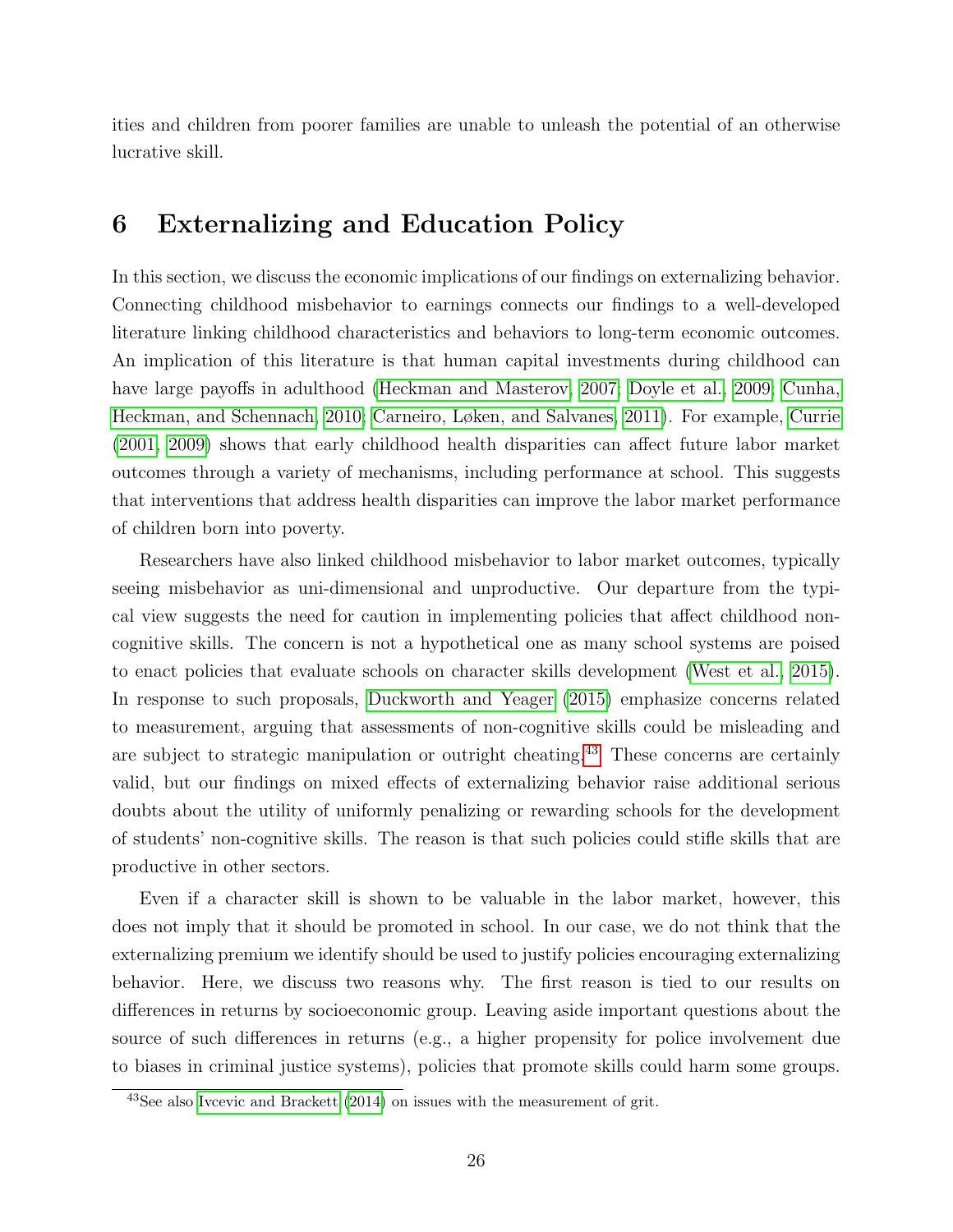ities and children from poorer families are unable to unleash the potential of an otherwise lucrative skill.

## 6 Externalizing and Education Policy

In this section, we discuss the economic implications of our findings on externalizing behavior. Connecting childhood misbehavior to earnings connects our findings to a well-developed literature linking childhood characteristics and behaviors to long-term economic outcomes. An implication of this literature is that human capital investments during childhood can have large payoffs in adulthood (Heckman and Masterov, 2007; Doyle et al., 2009; Cunha, Heckman, and Schennach, 2010; Carneiro, Løken, and Salvanes, 2011). For example, Currie (2001, 2009) shows that early childhood health disparities can affect future labor market outcomes through a variety of mechanisms, including performance at school. This suggests that interventions that address health disparities can improve the labor market performance of children born into poverty.

Researchers have also linked childhood misbehavior to labor market outcomes, typically seeing misbehavior as uni-dimensional and unproductive. Our departure from the typical view suggests the need for caution in implementing policies that affect childhood non-cognitive skills. The concern is not a hypothetical one as many school systems are poised to enact policies that evaluate schools on character skills development (West et al., 2015). In response to such proposals, Duckworth and Yeager (2015) emphasize concerns related to measurement, arguing that assessments of non-cognitive skills could be misleading and are subject to strategic manipulation or outright cheating.[43] These concerns are certainly valid, but our findings on mixed effects of externalizing behavior raise additional serious doubts about the utility of uniformly penalizing or rewarding schools for the development of students' non-cognitive skills. The reason is that such policies could stifle skills that are productive in other sectors.

Even if a character skill is shown to be valuable in the labor market, however, this does not imply that it should be promoted in school. In our case, we do not think that the externalizing premium we identify should be used to justify policies encouraging externalizing behavior. Here, we discuss two reasons why. The first reason is tied to our results on differences in returns by socioeconomic group. Leaving aside important questions about the source of such differences in returns (e.g., a higher propensity for police involvement due to biases in criminal justice systems), policies that promote skills could harm some groups.

[43] See also Ivcevic and Brackett (2014) on issues with the measurement of grit.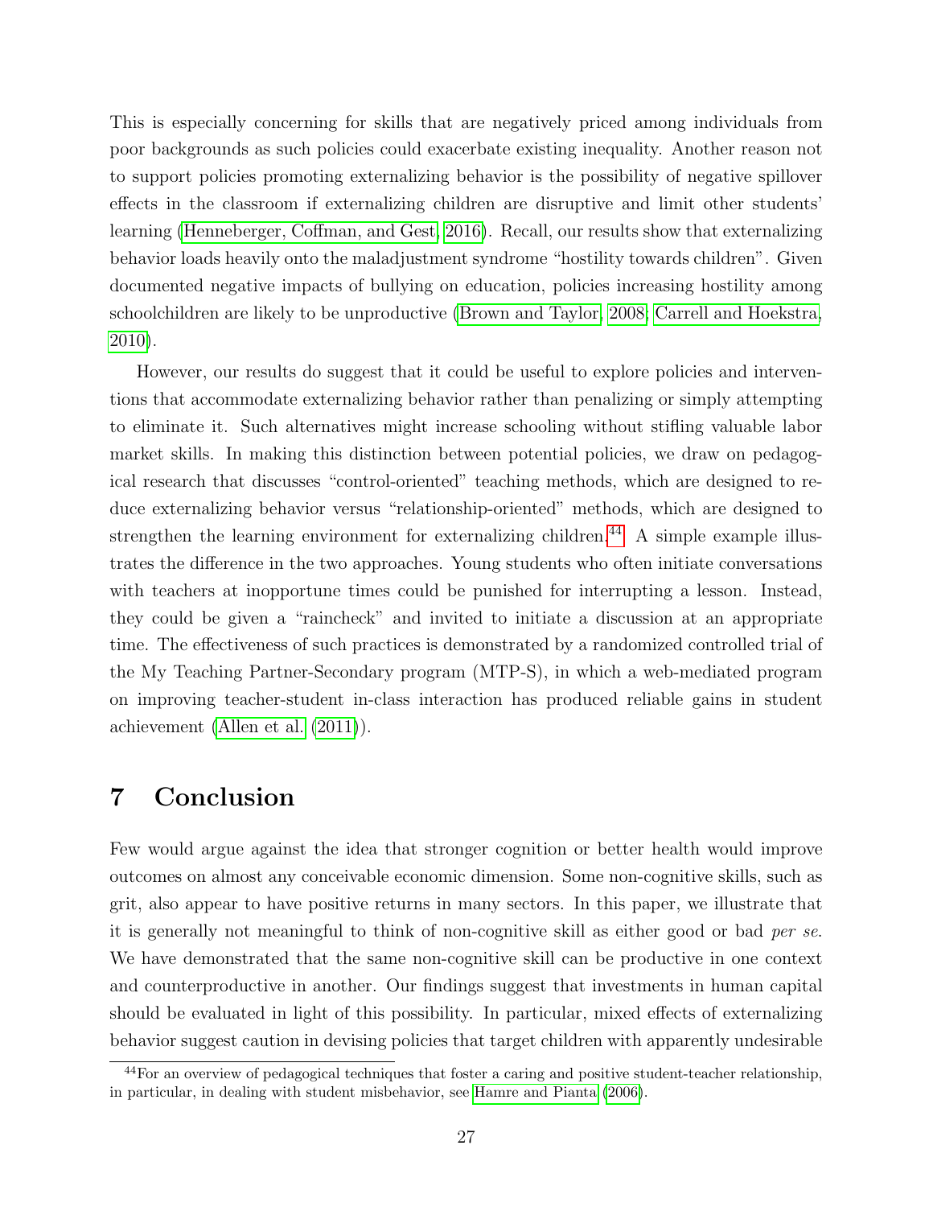This is especially concerning for skills that are negatively priced among individuals from poor backgrounds as such policies could exacerbate existing inequality. Another reason not to support policies promoting externalizing behavior is the possibility of negative spillover effects in the classroom if externalizing children are disruptive and limit other students' learning (Henneberger, Coffman, and Gest, 2016). Recall, our results show that externalizing behavior loads heavily onto the maladjustment syndrome "hostility towards children". Given documented negative impacts of bullying on education, policies increasing hostility among schoolchildren are likely to be unproductive (Brown and Taylor, 2008; Carrell and Hoekstra, 2010).

However, our results do suggest that it could be useful to explore policies and interventions that accommodate externalizing behavior rather than penalizing or simply attempting to eliminate it. Such alternatives might increase schooling without stifling valuable labor market skills. In making this distinction between potential policies, we draw on pedagogical research that discusses "control-oriented" teaching methods, which are designed to reduce externalizing behavior versus "relationship-oriented" methods, which are designed to strengthen the learning environment for externalizing children.[44] A simple example illustrates the difference in the two approaches. Young students who often initiate conversations with teachers at inopportune times could be punished for interrupting a lesson. Instead, they could be given a "raincheck" and invited to initiate a discussion at an appropriate time. The effectiveness of such practices is demonstrated by a randomized controlled trial of the My Teaching Partner-Secondary program (MTP-S), in which a web-mediated program on improving teacher-student in-class interaction has produced reliable gains in student achievement (Allen et al. (2011)).

# 7 Conclusion

Few would argue against the idea that stronger cognition or better health would improve outcomes on almost any conceivable economic dimension. Some non-cognitive skills, such as grit, also appear to have positive returns in many sectors. In this paper, we illustrate that it is generally not meaningful to think of non-cognitive skill as either good or bad *per se*. We have demonstrated that the same non-cognitive skill can be productive in one context and counterproductive in another. Our findings suggest that investments in human capital should be evaluated in light of this possibility. In particular, mixed effects of externalizing behavior suggest caution in devising policies that target children with apparently undesirable

[44] For an overview of pedagogical techniques that foster a caring and positive student-teacher relationship, in particular, in dealing with student misbehavior, see Hamre and Pianta (2006).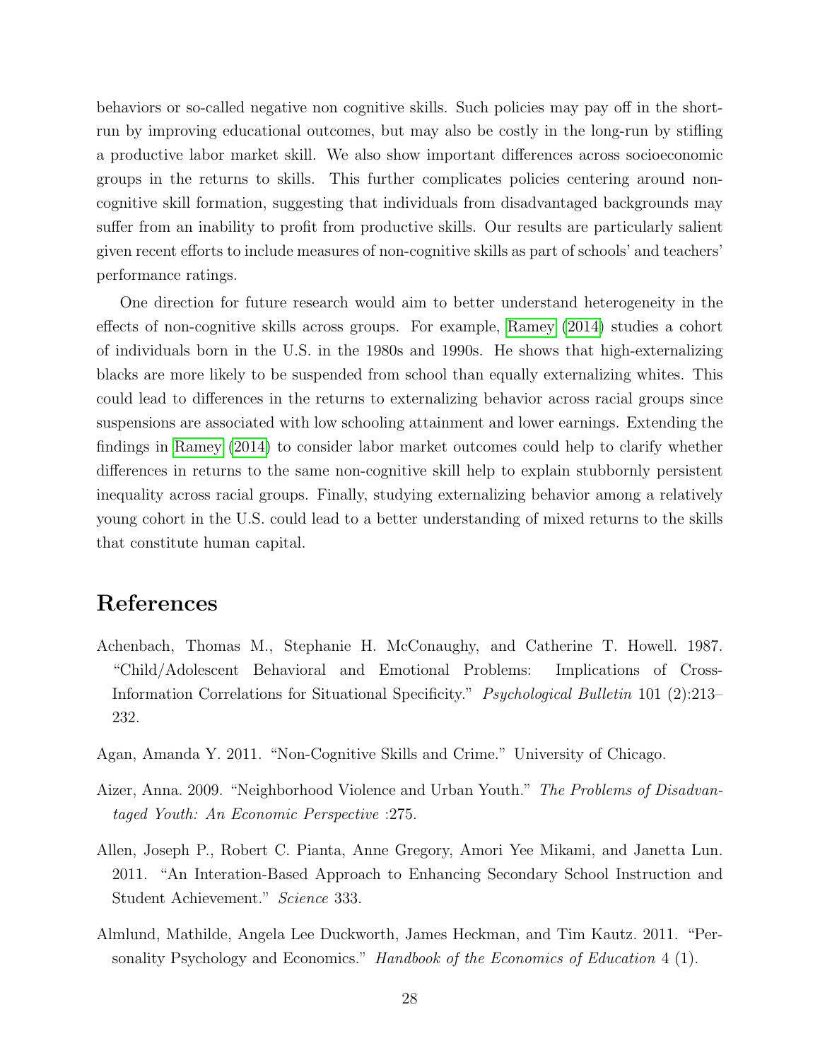behaviors or so-called negative non cognitive skills. Such policies may pay off in the short-run by improving educational outcomes, but may also be costly in the long-run by stifling a productive labor market skill. We also show important differences across socioeconomic groups in the returns to skills. This further complicates policies centering around non-cognitive skill formation, suggesting that individuals from disadvantaged backgrounds may suffer from an inability to profit from productive skills. Our results are particularly salient given recent efforts to include measures of non-cognitive skills as part of schools' and teachers' performance ratings.

One direction for future research would aim to better understand heterogeneity in the effects of non-cognitive skills across groups. For example, Ramey (2014) studies a cohort of individuals born in the U.S. in the 1980s and 1990s. He shows that high-externalizing blacks are more likely to be suspended from school than equally externalizing whites. This could lead to differences in the returns to externalizing behavior across racial groups since suspensions are associated with low schooling attainment and lower earnings. Extending the findings in Ramey (2014) to consider labor market outcomes could help to clarify whether differences in returns to the same non-cognitive skill help to explain stubbornly persistent inequality across racial groups. Finally, studying externalizing behavior among a relatively young cohort in the U.S. could lead to a better understanding of mixed returns to the skills that constitute human capital.

# References

Achenbach, Thomas M., Stephanie H. McConaughy, and Catherine T. Howell. 1987. "Child/Adolescent Behavioral and Emotional Problems: Implications of Cross-Information Correlations for Situational Specificity." *Psychological Bulletin* 101 (2):213–232.

Agan, Amanda Y. 2011. "Non-Cognitive Skills and Crime." University of Chicago.

Aizer, Anna. 2009. "Neighborhood Violence and Urban Youth." *The Problems of Disadvantaged Youth: An Economic Perspective* :275.

Allen, Joseph P., Robert C. Pianta, Anne Gregory, Amori Yee Mikami, and Janetta Lun. 2011. "An Interation-Based Approach to Enhancing Secondary School Instruction and Student Achievement." *Science* 333.

Almlund, Mathilde, Angela Lee Duckworth, James Heckman, and Tim Kautz. 2011. "Personality Psychology and Economics." *Handbook of the Economics of Education* 4 (1).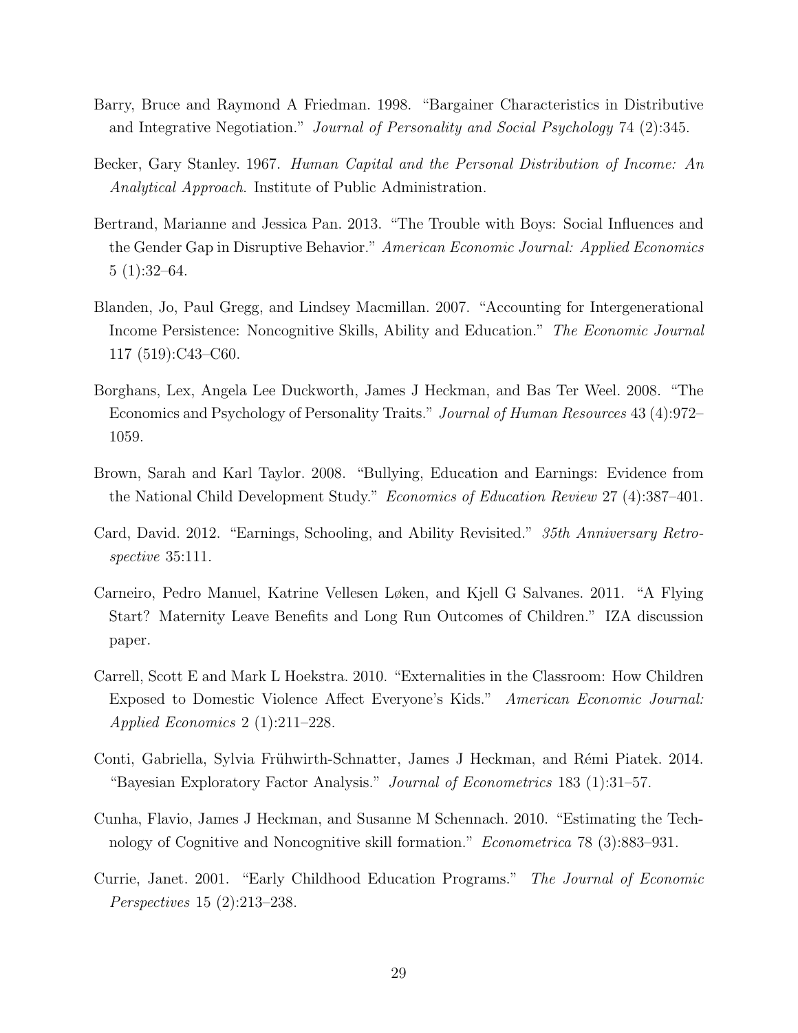Barry, Bruce and Raymond A Friedman. 1998. "Bargainer Characteristics in Distributive and Integrative Negotiation." *Journal of Personality and Social Psychology* 74 (2):345.

Becker, Gary Stanley. 1967. *Human Capital and the Personal Distribution of Income: An Analytical Approach*. Institute of Public Administration.

Bertrand, Marianne and Jessica Pan. 2013. "The Trouble with Boys: Social Influences and the Gender Gap in Disruptive Behavior." *American Economic Journal: Applied Economics* 5 (1):32–64.

Blanden, Jo, Paul Gregg, and Lindsey Macmillan. 2007. "Accounting for Intergenerational Income Persistence: Noncognitive Skills, Ability and Education." *The Economic Journal* 117 (519):C43–C60.

Borghans, Lex, Angela Lee Duckworth, James J Heckman, and Bas Ter Weel. 2008. "The Economics and Psychology of Personality Traits." *Journal of Human Resources* 43 (4):972–1059.

Brown, Sarah and Karl Taylor. 2008. "Bullying, Education and Earnings: Evidence from the National Child Development Study." *Economics of Education Review* 27 (4):387–401.

Card, David. 2012. "Earnings, Schooling, and Ability Revisited." *35th Anniversary Retrospective* 35:111.

Carneiro, Pedro Manuel, Katrine Vellesen Løken, and Kjell G Salvanes. 2011. "A Flying Start? Maternity Leave Benefits and Long Run Outcomes of Children." IZA discussion paper.

Carrell, Scott E and Mark L Hoekstra. 2010. "Externalities in the Classroom: How Children Exposed to Domestic Violence Affect Everyone's Kids." *American Economic Journal: Applied Economics* 2 (1):211–228.

Conti, Gabriella, Sylvia Frühwirth-Schnatter, James J Heckman, and Rémi Piatek. 2014. "Bayesian Exploratory Factor Analysis." *Journal of Econometrics* 183 (1):31–57.

Cunha, Flavio, James J Heckman, and Susanne M Schennach. 2010. "Estimating the Technology of Cognitive and Noncognitive skill formation." *Econometrica* 78 (3):883–931.

Currie, Janet. 2001. "Early Childhood Education Programs." *The Journal of Economic Perspectives* 15 (2):213–238.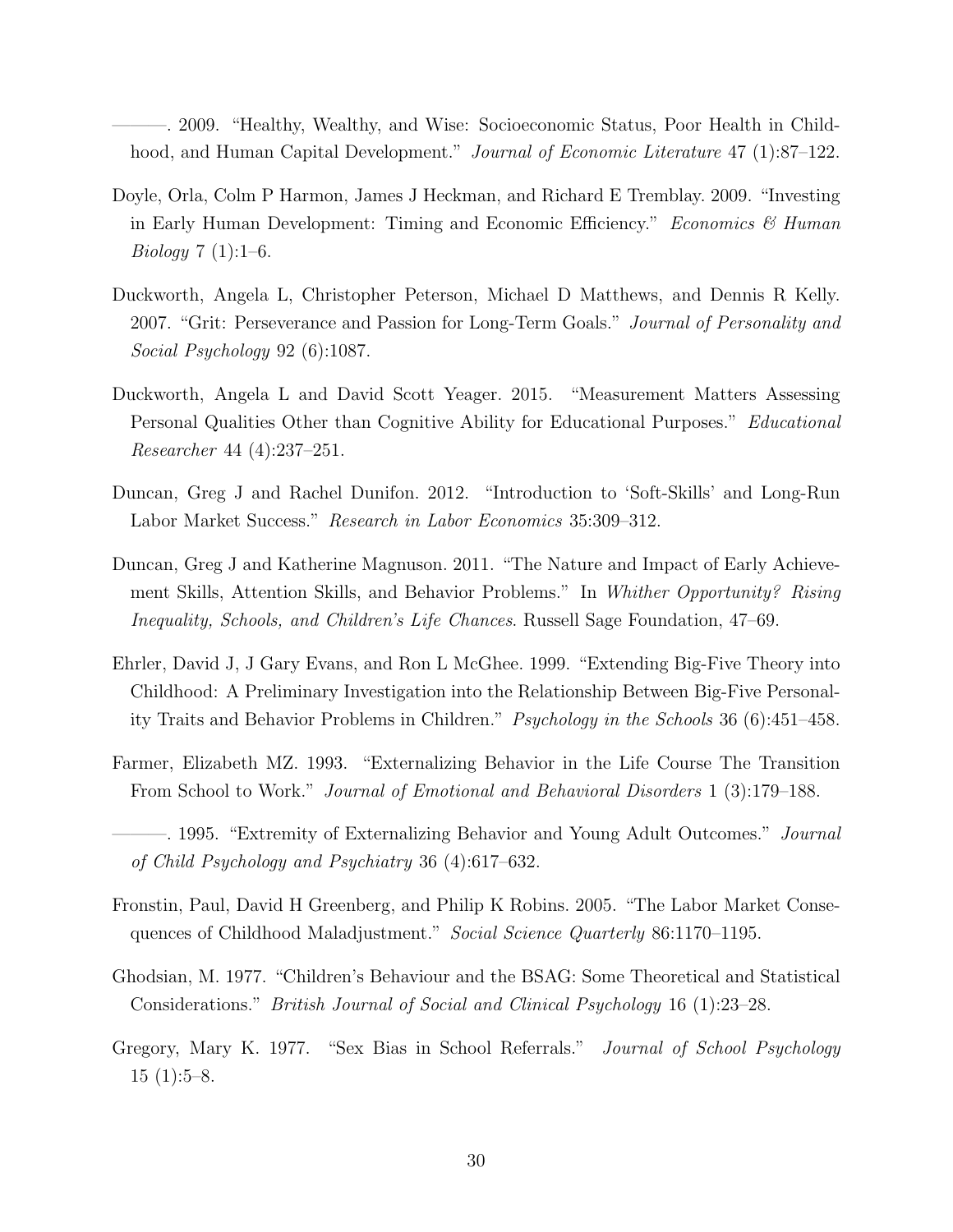———. 2009. "Healthy, Wealthy, and Wise: Socioeconomic Status, Poor Health in Childhood, and Human Capital Development." *Journal of Economic Literature* 47 (1):87–122.

Doyle, Orla, Colm P Harmon, James J Heckman, and Richard E Tremblay. 2009. "Investing in Early Human Development: Timing and Economic Efficiency." *Economics & Human Biology* 7 (1):1–6.

Duckworth, Angela L, Christopher Peterson, Michael D Matthews, and Dennis R Kelly. 2007. "Grit: Perseverance and Passion for Long-Term Goals." *Journal of Personality and Social Psychology* 92 (6):1087.

Duckworth, Angela L and David Scott Yeager. 2015. "Measurement Matters Assessing Personal Qualities Other than Cognitive Ability for Educational Purposes." *Educational Researcher* 44 (4):237–251.

Duncan, Greg J and Rachel Dunifon. 2012. "Introduction to 'Soft-Skills' and Long-Run Labor Market Success." *Research in Labor Economics* 35:309–312.

Duncan, Greg J and Katherine Magnuson. 2011. "The Nature and Impact of Early Achievement Skills, Attention Skills, and Behavior Problems." In *Whither Opportunity? Rising Inequality, Schools, and Children's Life Chances*. Russell Sage Foundation, 47–69.

Ehrler, David J, J Gary Evans, and Ron L McGhee. 1999. "Extending Big-Five Theory into Childhood: A Preliminary Investigation into the Relationship Between Big-Five Personality Traits and Behavior Problems in Children." *Psychology in the Schools* 36 (6):451–458.

Farmer, Elizabeth MZ. 1993. "Externalizing Behavior in the Life Course The Transition From School to Work." *Journal of Emotional and Behavioral Disorders* 1 (3):179–188.

———. 1995. "Extremity of Externalizing Behavior and Young Adult Outcomes." *Journal of Child Psychology and Psychiatry* 36 (4):617–632.

Fronstin, Paul, David H Greenberg, and Philip K Robins. 2005. "The Labor Market Consequences of Childhood Maladjustment." *Social Science Quarterly* 86:1170–1195.

Ghodsian, M. 1977. "Children's Behaviour and the BSAG: Some Theoretical and Statistical Considerations." *British Journal of Social and Clinical Psychology* 16 (1):23–28.

Gregory, Mary K. 1977. "Sex Bias in School Referrals." *Journal of School Psychology* 15 (1):5–8.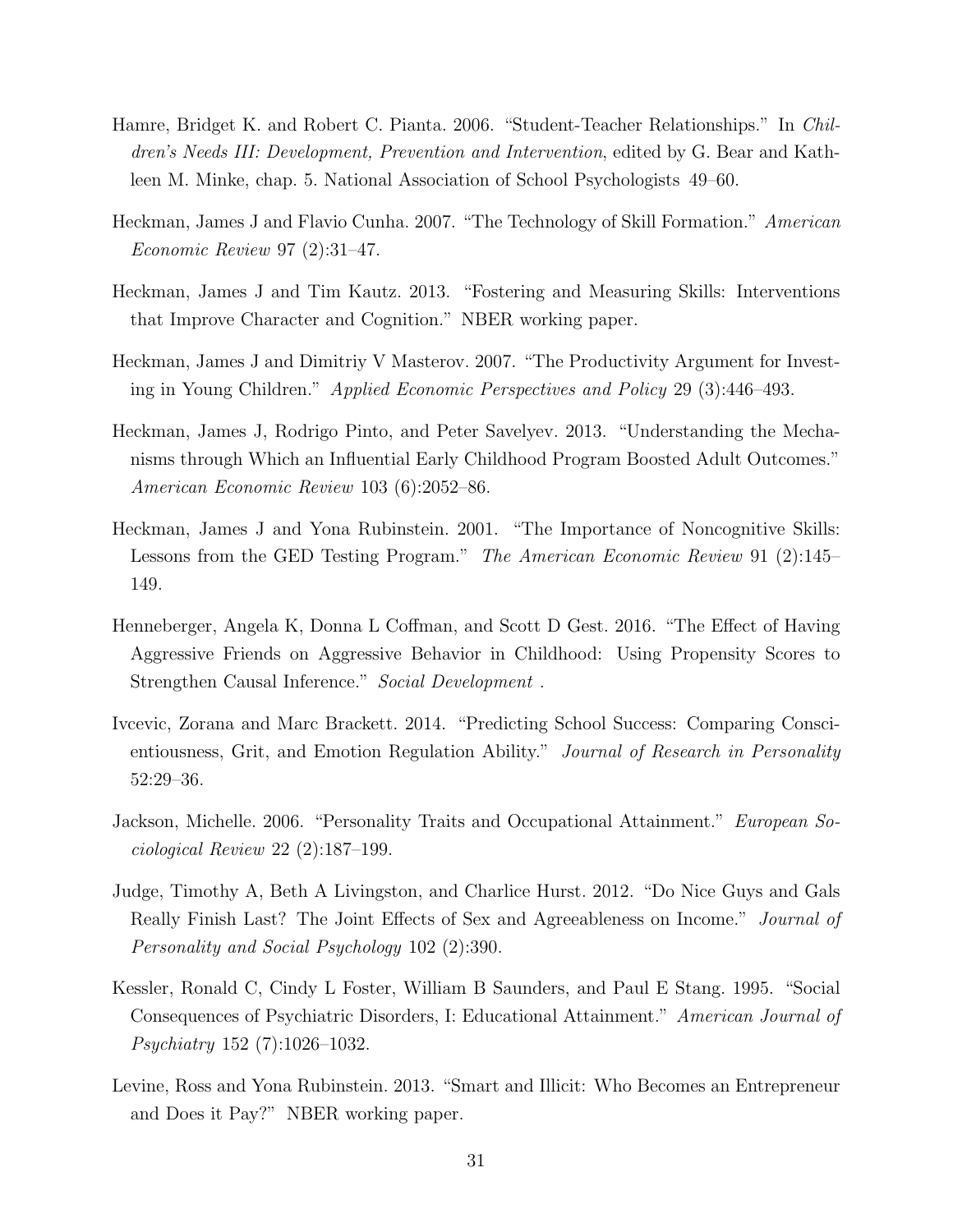Hamre, Bridget K. and Robert C. Pianta. 2006. "Student-Teacher Relationships." In *Children's Needs III: Development, Prevention and Intervention*, edited by G. Bear and Kathleen M. Minke, chap. 5. National Association of School Psychologists 49–60.

Heckman, James J and Flavio Cunha. 2007. "The Technology of Skill Formation." *American Economic Review* 97 (2):31–47.

Heckman, James J and Tim Kautz. 2013. "Fostering and Measuring Skills: Interventions that Improve Character and Cognition." NBER working paper.

Heckman, James J and Dimitriy V Masterov. 2007. "The Productivity Argument for Investing in Young Children." *Applied Economic Perspectives and Policy* 29 (3):446–493.

Heckman, James J, Rodrigo Pinto, and Peter Savelyev. 2013. "Understanding the Mechanisms through Which an Influential Early Childhood Program Boosted Adult Outcomes." *American Economic Review* 103 (6):2052–86.

Heckman, James J and Yona Rubinstein. 2001. "The Importance of Noncognitive Skills: Lessons from the GED Testing Program." *The American Economic Review* 91 (2):145–149.

Henneberger, Angela K, Donna L Coffman, and Scott D Gest. 2016. "The Effect of Having Aggressive Friends on Aggressive Behavior in Childhood: Using Propensity Scores to Strengthen Causal Inference." *Social Development* .

Ivcevic, Zorana and Marc Brackett. 2014. "Predicting School Success: Comparing Conscientiousness, Grit, and Emotion Regulation Ability." *Journal of Research in Personality* 52:29–36.

Jackson, Michelle. 2006. "Personality Traits and Occupational Attainment." *European Sociological Review* 22 (2):187–199.

Judge, Timothy A, Beth A Livingston, and Charlice Hurst. 2012. "Do Nice Guys and Gals Really Finish Last? The Joint Effects of Sex and Agreeableness on Income." *Journal of Personality and Social Psychology* 102 (2):390.

Kessler, Ronald C, Cindy L Foster, William B Saunders, and Paul E Stang. 1995. "Social Consequences of Psychiatric Disorders, I: Educational Attainment." *American Journal of Psychiatry* 152 (7):1026–1032.

Levine, Ross and Yona Rubinstein. 2013. "Smart and Illicit: Who Becomes an Entrepreneur and Does it Pay?" NBER working paper.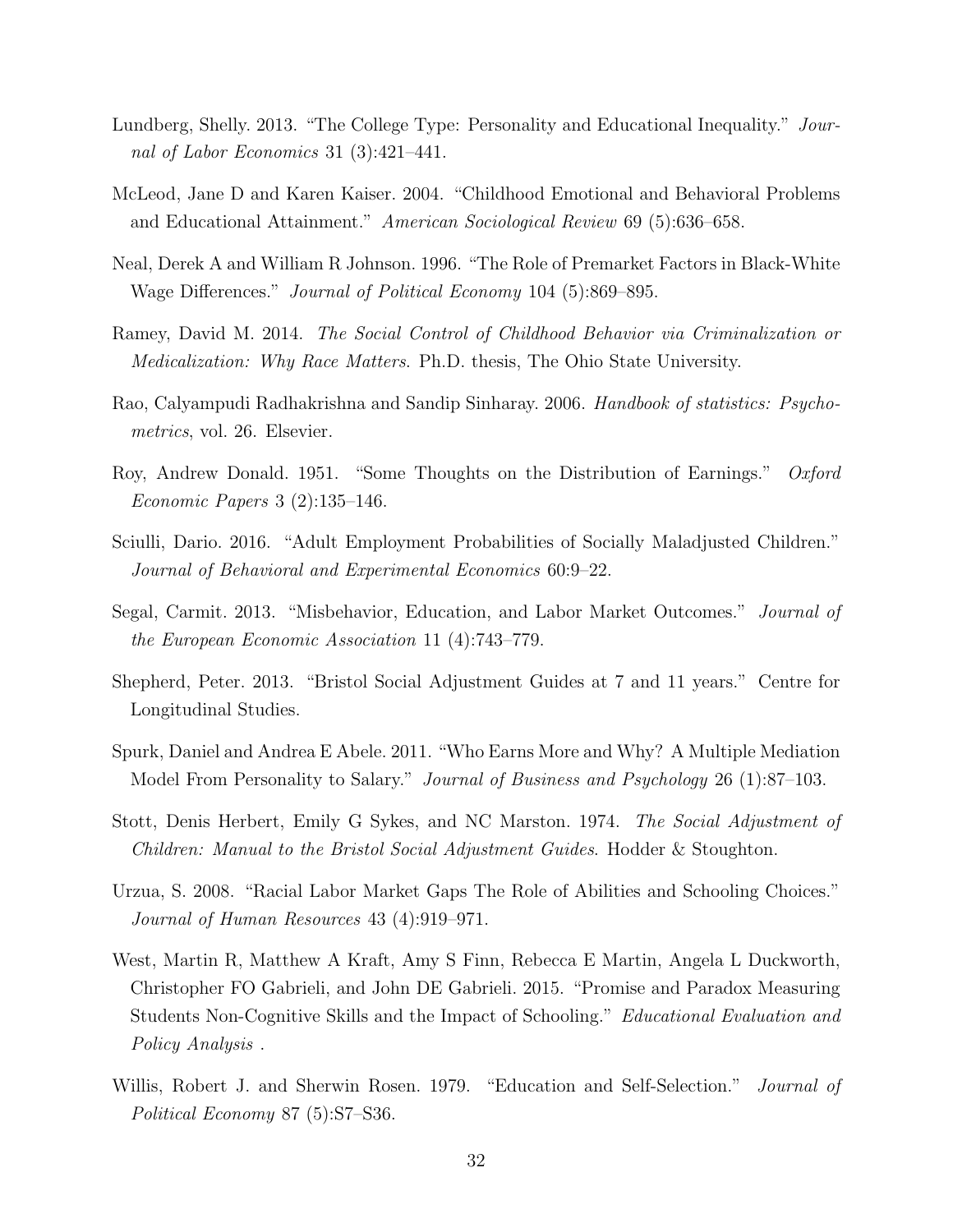Lundberg, Shelly. 2013. "The College Type: Personality and Educational Inequality." *Journal of Labor Economics* 31 (3):421–441.

McLeod, Jane D and Karen Kaiser. 2004. "Childhood Emotional and Behavioral Problems and Educational Attainment." *American Sociological Review* 69 (5):636–658.

Neal, Derek A and William R Johnson. 1996. "The Role of Premarket Factors in Black-White Wage Differences." *Journal of Political Economy* 104 (5):869–895.

Ramey, David M. 2014. *The Social Control of Childhood Behavior via Criminalization or Medicalization: Why Race Matters*. Ph.D. thesis, The Ohio State University.

Rao, Calyampudi Radhakrishna and Sandip Sinharay. 2006. *Handbook of statistics: Psychometrics*, vol. 26. Elsevier.

Roy, Andrew Donald. 1951. "Some Thoughts on the Distribution of Earnings." *Oxford Economic Papers* 3 (2):135–146.

Sciulli, Dario. 2016. "Adult Employment Probabilities of Socially Maladjusted Children." *Journal of Behavioral and Experimental Economics* 60:9–22.

Segal, Carmit. 2013. "Misbehavior, Education, and Labor Market Outcomes." *Journal of the European Economic Association* 11 (4):743–779.

Shepherd, Peter. 2013. "Bristol Social Adjustment Guides at 7 and 11 years." Centre for Longitudinal Studies.

Spurk, Daniel and Andrea E Abele. 2011. "Who Earns More and Why? A Multiple Mediation Model From Personality to Salary." *Journal of Business and Psychology* 26 (1):87–103.

Stott, Denis Herbert, Emily G Sykes, and NC Marston. 1974. *The Social Adjustment of Children: Manual to the Bristol Social Adjustment Guides*. Hodder & Stoughton.

Urzua, S. 2008. "Racial Labor Market Gaps The Role of Abilities and Schooling Choices." *Journal of Human Resources* 43 (4):919–971.

West, Martin R, Matthew A Kraft, Amy S Finn, Rebecca E Martin, Angela L Duckworth, Christopher FO Gabrieli, and John DE Gabrieli. 2015. "Promise and Paradox Measuring Students Non-Cognitive Skills and the Impact of Schooling." *Educational Evaluation and Policy Analysis* .

Willis, Robert J. and Sherwin Rosen. 1979. "Education and Self-Selection." *Journal of Political Economy* 87 (5):S7–S36.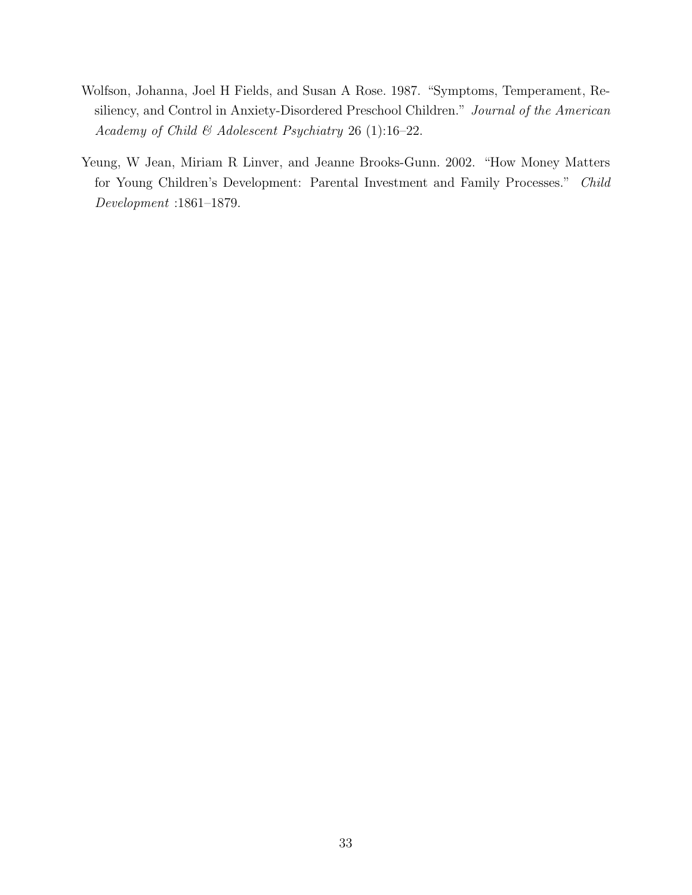Wolfson, Johanna, Joel H Fields, and Susan A Rose. 1987. "Symptoms, Temperament, Resiliency, and Control in Anxiety-Disordered Preschool Children." *Journal of the American Academy of Child & Adolescent Psychiatry* 26 (1):16–22.

Yeung, W Jean, Miriam R Linver, and Jeanne Brooks-Gunn. 2002. "How Money Matters for Young Children's Development: Parental Investment and Family Processes." *Child Development* :1861–1879.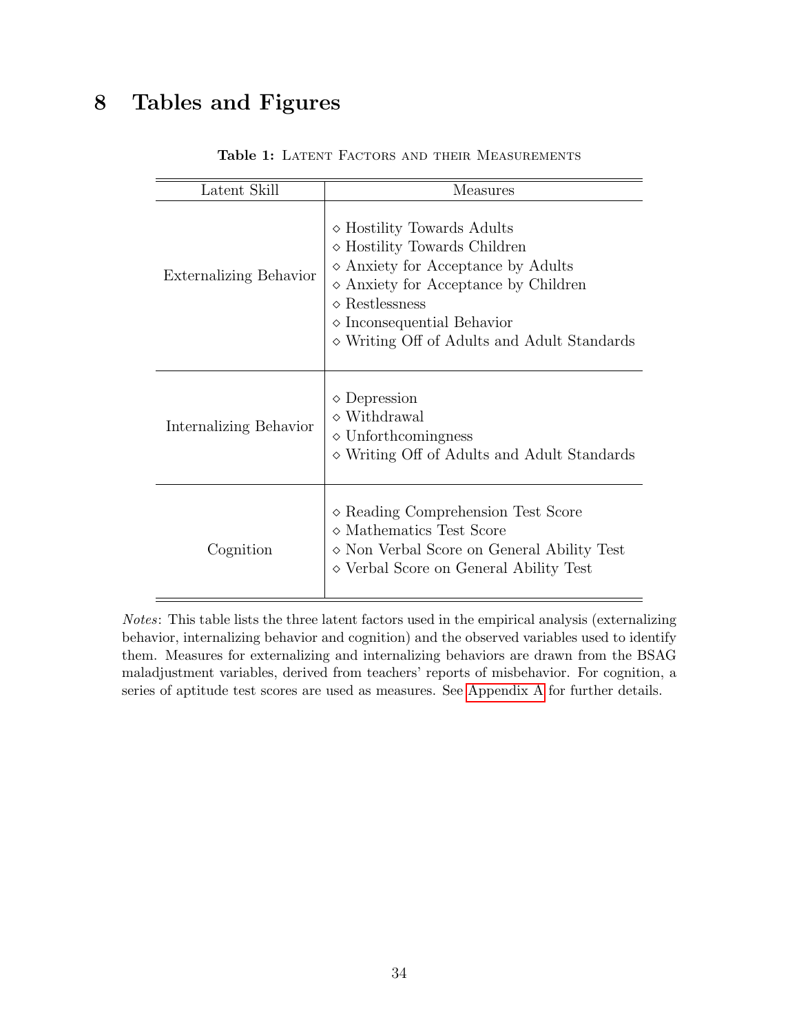# 8 Tables and Figures

**Table 1:** LATENT FACTORS AND THEIR MEASUREMENTS

| Latent Skill | Measures |
|---|---|
| Externalizing Behavior | ◇ Hostility Towards Adults<br>◇ Hostility Towards Children<br>◇ Anxiety for Acceptance by Adults<br>◇ Anxiety for Acceptance by Children<br>◇ Restlessness<br>◇ Inconsequential Behavior<br>◇ Writing Off of Adults and Adult Standards |
| Internalizing Behavior | ◇ Depression<br>◇ Withdrawal<br>◇ Unforthcomingness<br>◇ Writing Off of Adults and Adult Standards |
| Cognition | ◇ Reading Comprehension Test Score<br>◇ Mathematics Test Score<br>◇ Non Verbal Score on General Ability Test<br>◇ Verbal Score on General Ability Test |

*Notes*: This table lists the three latent factors used in the empirical analysis (externalizing behavior, internalizing behavior and cognition) and the observed variables used to identify them. Measures for externalizing and internalizing behaviors are drawn from the BSAG maladjustment variables, derived from teachers' reports of misbehavior. For cognition, a series of aptitude test scores are used as measures. See Appendix A for further details.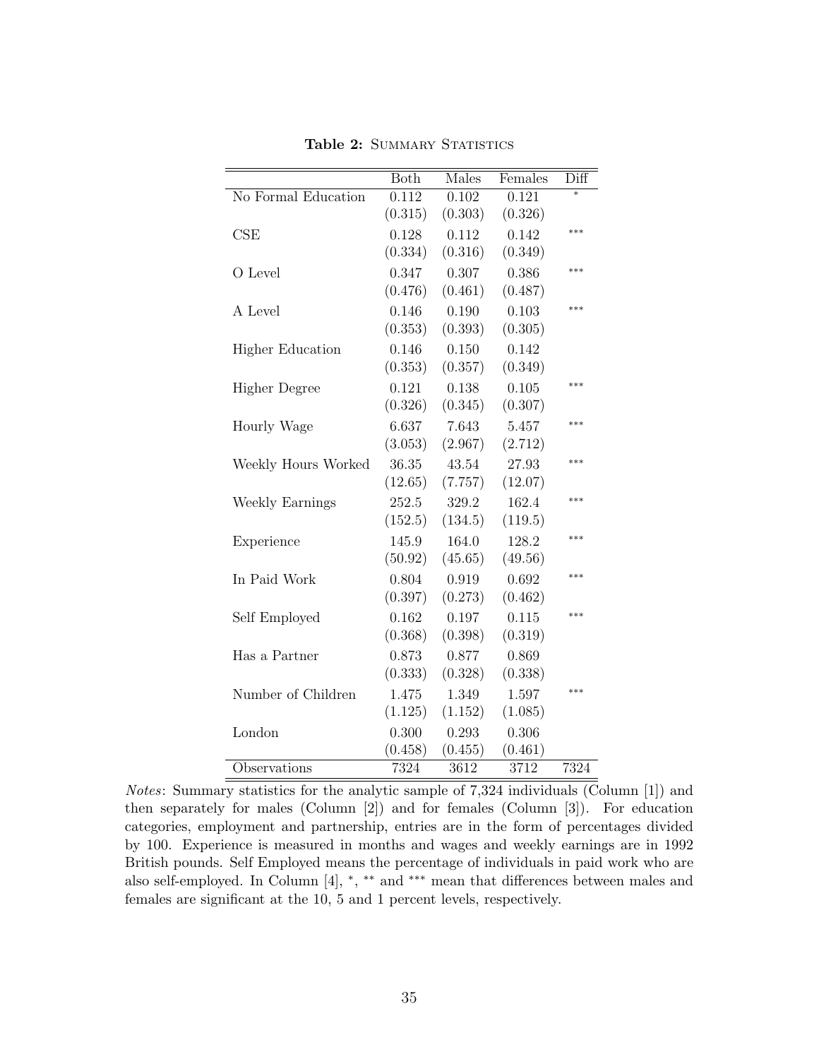**Table 2:** Summary Statistics

| | Both | Males | Females | Diff |
|---|---|---|---|---|
| No Formal Education | 0.112 | 0.102 | 0.121 | * |
| | (0.315) | (0.303) | (0.326) | |
| CSE | 0.128 | 0.112 | 0.142 | *** |
| | (0.334) | (0.316) | (0.349) | |
| O Level | 0.347 | 0.307 | 0.386 | *** |
| | (0.476) | (0.461) | (0.487) | |
| A Level | 0.146 | 0.190 | 0.103 | *** |
| | (0.353) | (0.393) | (0.305) | |
| Higher Education | 0.146 | 0.150 | 0.142 | |
| | (0.353) | (0.357) | (0.349) | |
| Higher Degree | 0.121 | 0.138 | 0.105 | *** |
| | (0.326) | (0.345) | (0.307) | |
| Hourly Wage | 6.637 | 7.643 | 5.457 | *** |
| | (3.053) | (2.967) | (2.712) | |
| Weekly Hours Worked | 36.35 | 43.54 | 27.93 | *** |
| | (12.65) | (7.757) | (12.07) | |
| Weekly Earnings | 252.5 | 329.2 | 162.4 | *** |
| | (152.5) | (134.5) | (119.5) | |
| Experience | 145.9 | 164.0 | 128.2 | *** |
| | (50.92) | (45.65) | (49.56) | |
| In Paid Work | 0.804 | 0.919 | 0.692 | *** |
| | (0.397) | (0.273) | (0.462) | |
| Self Employed | 0.162 | 0.197 | 0.115 | *** |
| | (0.368) | (0.398) | (0.319) | |
| Has a Partner | 0.873 | 0.877 | 0.869 | |
| | (0.333) | (0.328) | (0.338) | |
| Number of Children | 1.475 | 1.349 | 1.597 | *** |
| | (1.125) | (1.152) | (1.085) | |
| London | 0.300 | 0.293 | 0.306 | |
| | (0.458) | (0.455) | (0.461) | |
| Observations | 7324 | 3612 | 3712 | 7324 |

*Notes*: Summary statistics for the analytic sample of 7,324 individuals (Column [1]) and then separately for males (Column [2]) and for females (Column [3]). For education categories, employment and partnership, entries are in the form of percentages divided by 100. Experience is measured in months and wages and weekly earnings are in 1992 British pounds. Self Employed means the percentage of individuals in paid work who are also self-employed. In Column [4], *, ** and *** mean that differences between males and females are significant at the 10, 5 and 1 percent levels, respectively.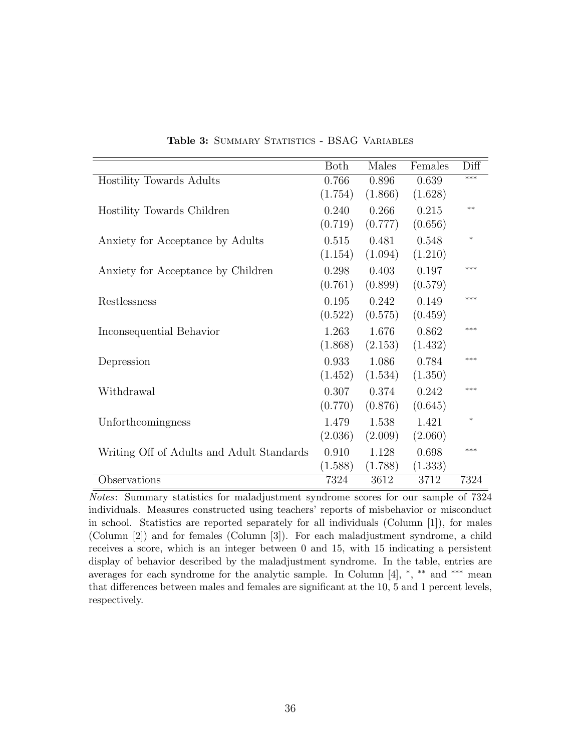**Table 3:** Summary Statistics - BSAG Variables

| | Both | Males | Females | Diff |
|---|---|---|---|---|
| Hostility Towards Adults | 0.766 | 0.896 | 0.639 | *** |
| | (1.754) | (1.866) | (1.628) | |
| Hostility Towards Children | 0.240 | 0.266 | 0.215 | ** |
| | (0.719) | (0.777) | (0.656) | |
| Anxiety for Acceptance by Adults | 0.515 | 0.481 | 0.548 | * |
| | (1.154) | (1.094) | (1.210) | |
| Anxiety for Acceptance by Children | 0.298 | 0.403 | 0.197 | *** |
| | (0.761) | (0.899) | (0.579) | |
| Restlessness | 0.195 | 0.242 | 0.149 | *** |
| | (0.522) | (0.575) | (0.459) | |
| Inconsequential Behavior | 1.263 | 1.676 | 0.862 | *** |
| | (1.868) | (2.153) | (1.432) | |
| Depression | 0.933 | 1.086 | 0.784 | *** |
| | (1.452) | (1.534) | (1.350) | |
| Withdrawal | 0.307 | 0.374 | 0.242 | *** |
| | (0.770) | (0.876) | (0.645) | |
| Unforthcomingness | 1.479 | 1.538 | 1.421 | * |
| | (2.036) | (2.009) | (2.060) | |
| Writing Off of Adults and Adult Standards | 0.910 | 1.128 | 0.698 | *** |
| | (1.588) | (1.788) | (1.333) | |
| Observations | 7324 | 3612 | 3712 | 7324 |

*Notes*: Summary statistics for maladjustment syndrome scores for our sample of 7324 individuals. Measures constructed using teachers' reports of misbehavior or misconduct in school. Statistics are reported separately for all individuals (Column [1]), for males (Column [2]) and for females (Column [3]). For each maladjustment syndrome, a child receives a score, which is an integer between 0 and 15, with 15 indicating a persistent display of behavior described by the maladjustment syndrome. In the table, entries are averages for each syndrome for the analytic sample. In Column [4], *, ** and *** mean that differences between males and females are significant at the 10, 5 and 1 percent levels, respectively.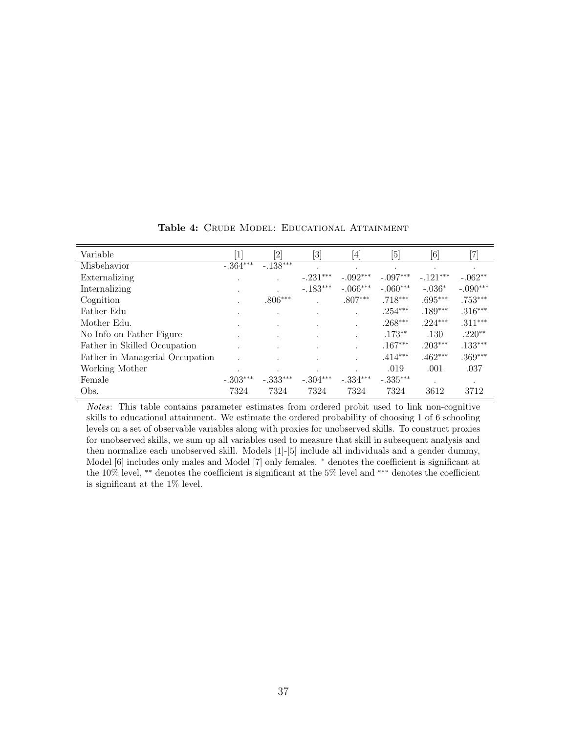**Table 4:** Crude Model: Educational Attainment

| Variable | [1] | [2] | [3] | [4] | [5] | [6] | [7] |
|---|---|---|---|---|---|---|---|
| Misbehavior | -.364*** | -.138*** | . | . | . | . | . |
| Externalizing | . | . | -.231*** | -.092*** | -.097*** | -.121*** | -.062** |
| Internalizing | . | . | -.183*** | -.066*** | -.060*** | -.036* | -.090*** |
| Cognition | . | .806*** | . | .807*** | .718*** | .695*** | .753*** |
| Father Edu | . | . | . | . | .254*** | .189*** | .316*** |
| Mother Edu. | . | . | . | . | .268*** | .224*** | .311*** |
| No Info on Father Figure | . | . | . | . | .173** | .130 | .220** |
| Father in Skilled Occupation | . | . | . | . | .167*** | .203*** | .133*** |
| Father in Managerial Occupation | . | . | . | . | .414*** | .462*** | .369*** |
| Working Mother | . | . | . | . | .019 | .001 | .037 |
| Female | -.303*** | -.333*** | -.304*** | -.334*** | -.335*** | . | . |
| Obs. | 7324 | 7324 | 7324 | 7324 | 7324 | 3612 | 3712 |

*Notes*: This table contains parameter estimates from ordered probit used to link non-cognitive skills to educational attainment. We estimate the ordered probability of choosing 1 of 6 schooling levels on a set of observable variables along with proxies for unobserved skills. To construct proxies for unobserved skills, we sum up all variables used to measure that skill in subsequent analysis and then normalize each unobserved skill. Models [1]-[5] include all individuals and a gender dummy, Model [6] includes only males and Model [7] only females. * denotes the coefficient is significant at the 10% level, ** denotes the coefficient is significant at the 5% level and *** denotes the coefficient is significant at the 1% level.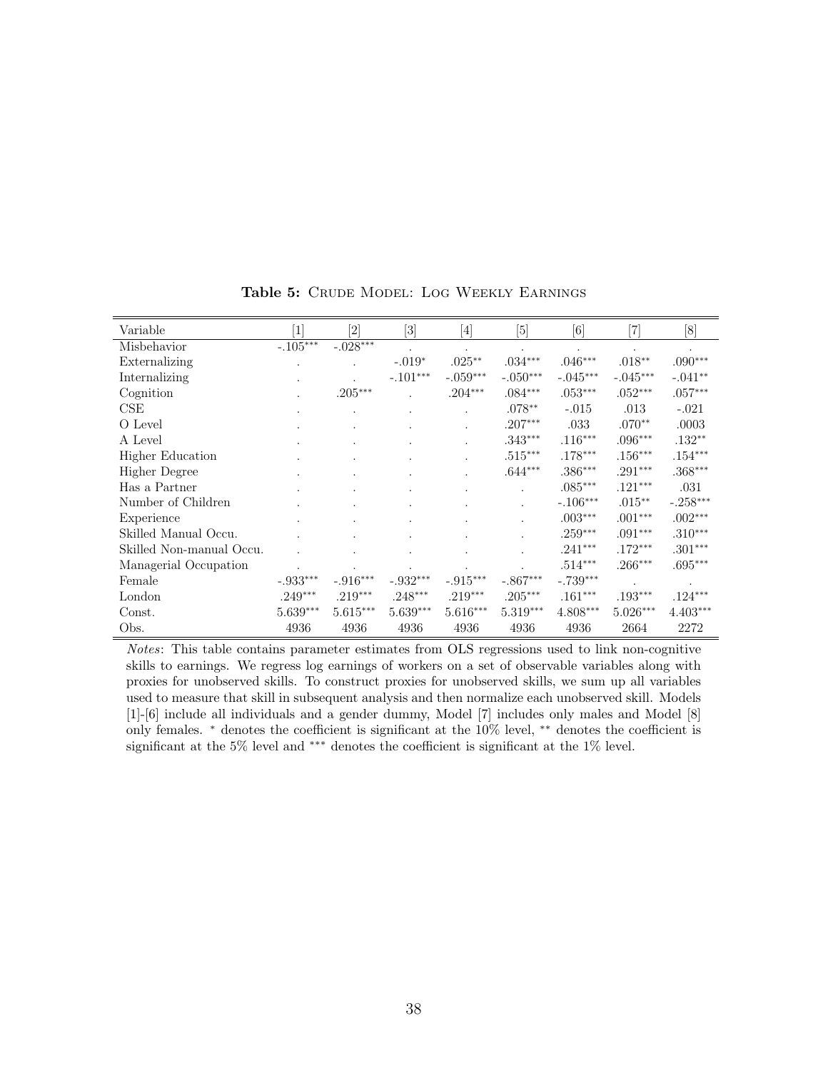**Table 5:** Crude Model: Log Weekly Earnings

| Variable | [1] | [2] | [3] | [4] | [5] | [6] | [7] | [8] |
|---|---|---|---|---|---|---|---|---|
| Misbehavior | -.105*** | -.028*** | . | . | . | . | . | . |
| Externalizing | . | . | -.019* | .025** | .034*** | .046*** | .018** | .090*** |
| Internalizing | . | . | -.101*** | -.059*** | -.050*** | -.045*** | -.045*** | -.041** |
| Cognition | . | .205*** | . | .204*** | .084*** | .053*** | .052*** | .057*** |
| CSE | . | . | . | . | .078** | -.015 | .013 | -.021 |
| O Level | . | . | . | . | .207*** | .033 | .070** | .0003 |
| A Level | . | . | . | . | .343*** | .116*** | .096*** | .132** |
| Higher Education | . | . | . | . | .515*** | .178*** | .156*** | .154*** |
| Higher Degree | . | . | . | . | .644*** | .386*** | .291*** | .368*** |
| Has a Partner | . | . | . | . | . | .085*** | .121*** | .031 |
| Number of Children | . | . | . | . | . | -.106*** | .015** | -.258*** |
| Experience | . | . | . | . | . | .003*** | .001*** | .002*** |
| Skilled Manual Occu. | . | . | . | . | . | .259*** | .091*** | .310*** |
| Skilled Non-manual Occu. | . | . | . | . | . | .241*** | .172*** | .301*** |
| Managerial Occupation | . | . | . | . | . | .514*** | .266*** | .695*** |
| Female | -.933*** | -.916*** | -.932*** | -.915*** | -.867*** | -.739*** | . | . |
| London | .249*** | .219*** | .248*** | .219*** | .205*** | .161*** | .193*** | .124*** |
| Const. | 5.639*** | 5.615*** | 5.639*** | 5.616*** | 5.319*** | 4.808*** | 5.026*** | 4.403*** |
| Obs. | 4936 | 4936 | 4936 | 4936 | 4936 | 4936 | 2664 | 2272 |

*Notes*: This table contains parameter estimates from OLS regressions used to link non-cognitive skills to earnings. We regress log earnings of workers on a set of observable variables along with proxies for unobserved skills. To construct proxies for unobserved skills, we sum up all variables used to measure that skill in subsequent analysis and then normalize each unobserved skill. Models [1]-[6] include all individuals and a gender dummy, Model [7] includes only males and Model [8] only females. * denotes the coefficient is significant at the 10% level, ** denotes the coefficient is significant at the 5% level and *** denotes the coefficient is significant at the 1% level.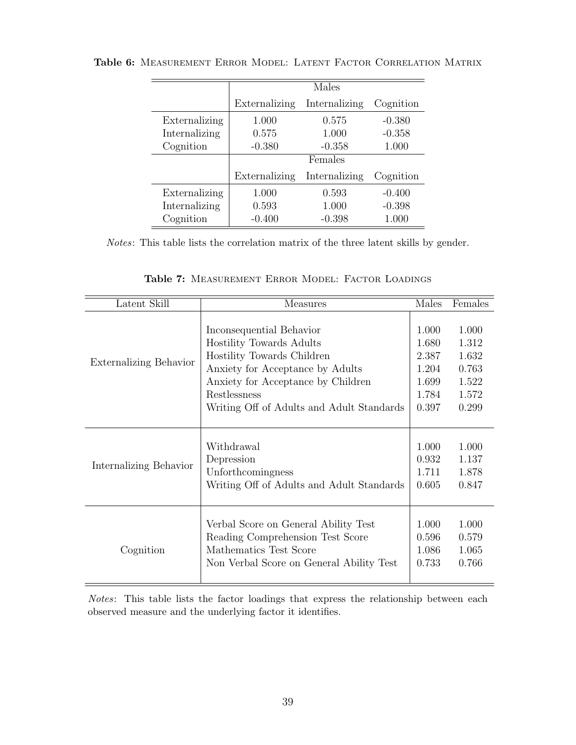**Table 6:** Measurement Error Model: Latent Factor Correlation Matrix

| | Males | | |
|---|---|---|---|
| | Externalizing | Internalizing | Cognition |
| Externalizing | 1.000 | 0.575 | -0.380 |
| Internalizing | 0.575 | 1.000 | -0.358 |
| Cognition | -0.380 | -0.358 | 1.000 |
| | **Females** | | |
| | Externalizing | Internalizing | Cognition |
| Externalizing | 1.000 | 0.593 | -0.400 |
| Internalizing | 0.593 | 1.000 | -0.398 |
| Cognition | -0.400 | -0.398 | 1.000 |

*Notes*: This table lists the correlation matrix of the three latent skills by gender.

**Table 7:** Measurement Error Model: Factor Loadings

| Latent Skill | Measures | Males | Females |
|---|---|---|---|
| Externalizing Behavior | Inconsequential Behavior | 1.000 | 1.000 |
| | Hostility Towards Adults | 1.680 | 1.312 |
| | Hostility Towards Children | 2.387 | 1.632 |
| | Anxiety for Acceptance by Adults | 1.204 | 0.763 |
| | Anxiety for Acceptance by Children | 1.699 | 1.522 |
| | Restlessness | 1.784 | 1.572 |
| | Writing Off of Adults and Adult Standards | 0.397 | 0.299 |
| Internalizing Behavior | Withdrawal | 1.000 | 1.000 |
| | Depression | 0.932 | 1.137 |
| | Unforthcomingness | 1.711 | 1.878 |
| | Writing Off of Adults and Adult Standards | 0.605 | 0.847 |
| Cognition | Verbal Score on General Ability Test | 1.000 | 1.000 |
| | Reading Comprehension Test Score | 0.596 | 0.579 |
| | Mathematics Test Score | 1.086 | 1.065 |
| | Non Verbal Score on General Ability Test | 0.733 | 0.766 |

*Notes*: This table lists the factor loadings that express the relationship between each observed measure and the underlying factor it identifies.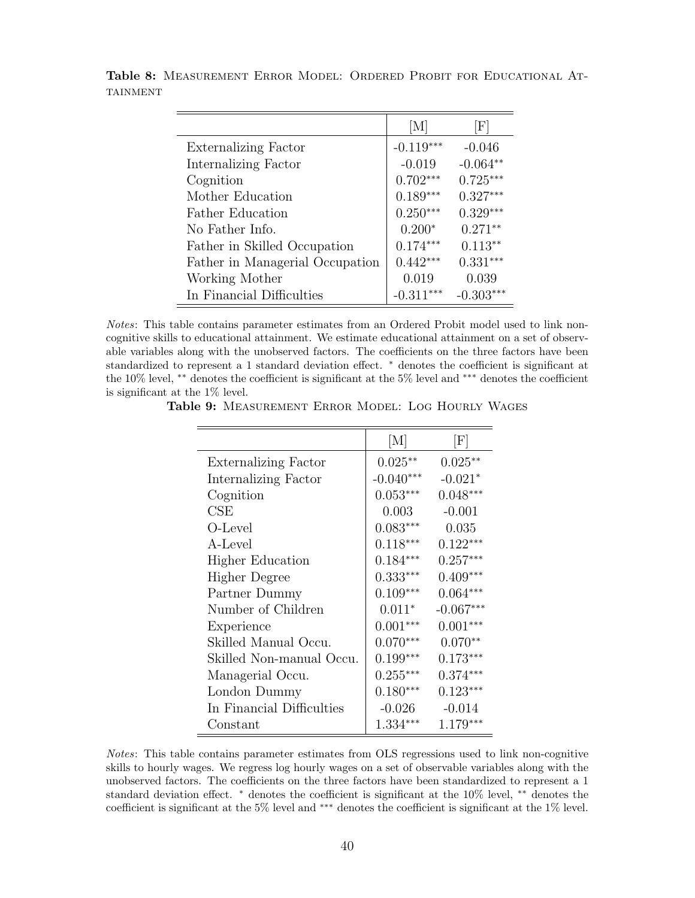**Table 8:** Measurement Error Model: Ordered Probit for Educational Attainment

| | [M] | [F] |
|---|---|---|
| Externalizing Factor | -0.119*** | -0.046 |
| Internalizing Factor | -0.019 | -0.064** |
| Cognition | 0.702*** | 0.725*** |
| Mother Education | 0.189*** | 0.327*** |
| Father Education | 0.250*** | 0.329*** |
| No Father Info. | 0.200* | 0.271** |
| Father in Skilled Occupation | 0.174*** | 0.113** |
| Father in Managerial Occupation | 0.442*** | 0.331*** |
| Working Mother | 0.019 | 0.039 |
| In Financial Difficulties | -0.311*** | -0.303*** |

*Notes*: This table contains parameter estimates from an Ordered Probit model used to link non-cognitive skills to educational attainment. We estimate educational attainment on a set of observable variables along with the unobserved factors. The coefficients on the three factors have been standardized to represent a 1 standard deviation effect. * denotes the coefficient is significant at the 10% level, ** denotes the coefficient is significant at the 5% level and *** denotes the coefficient is significant at the 1% level.

**Table 9:** Measurement Error Model: Log Hourly Wages

| | [M] | [F] |
|---|---|---|
| Externalizing Factor | 0.025** | 0.025** |
| Internalizing Factor | -0.040*** | -0.021* |
| Cognition | 0.053*** | 0.048*** |
| CSE | 0.003 | -0.001 |
| O-Level | 0.083*** | 0.035 |
| A-Level | 0.118*** | 0.122*** |
| Higher Education | 0.184*** | 0.257*** |
| Higher Degree | 0.333*** | 0.409*** |
| Partner Dummy | 0.109*** | 0.064*** |
| Number of Children | 0.011* | -0.067*** |
| Experience | 0.001*** | 0.001*** |
| Skilled Manual Occu. | 0.070*** | 0.070** |
| Skilled Non-manual Occu. | 0.199*** | 0.173*** |
| Managerial Occu. | 0.255*** | 0.374*** |
| London Dummy | 0.180*** | 0.123*** |
| In Financial Difficulties | -0.026 | -0.014 |
| Constant | 1.334*** | 1.179*** |

*Notes*: This table contains parameter estimates from OLS regressions used to link non-cognitive skills to hourly wages. We regress log hourly wages on a set of observable variables along with the unobserved factors. The coefficients on the three factors have been standardized to represent a 1 standard deviation effect. * denotes the coefficient is significant at the 10% level, ** denotes the coefficient is significant at the 5% level and *** denotes the coefficient is significant at the 1% level.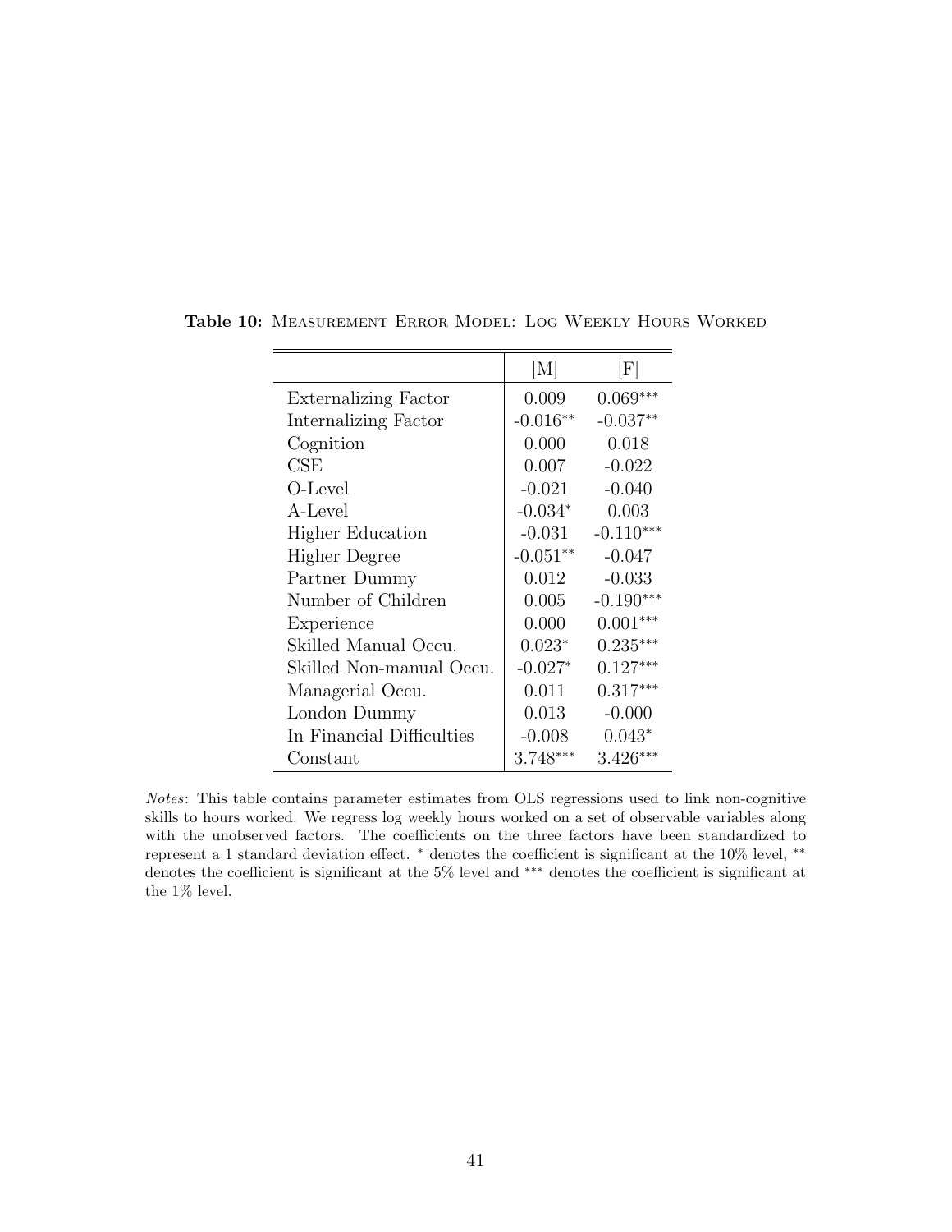**Table 10:** MEASUREMENT ERROR MODEL: LOG WEEKLY HOURS WORKED

| | [M] | [F] |
|---|---|---|
| Externalizing Factor | 0.009 | 0.069*** |
| Internalizing Factor | -0.016** | -0.037** |
| Cognition | 0.000 | 0.018 |
| CSE | 0.007 | -0.022 |
| O-Level | -0.021 | -0.040 |
| A-Level | -0.034* | 0.003 |
| Higher Education | -0.031 | -0.110*** |
| Higher Degree | -0.051** | -0.047 |
| Partner Dummy | 0.012 | -0.033 |
| Number of Children | 0.005 | -0.190*** |
| Experience | 0.000 | 0.001*** |
| Skilled Manual Occu. | 0.023* | 0.235*** |
| Skilled Non-manual Occu. | -0.027* | 0.127*** |
| Managerial Occu. | 0.011 | 0.317*** |
| London Dummy | 0.013 | -0.000 |
| In Financial Difficulties | -0.008 | 0.043* |
| Constant | 3.748*** | 3.426*** |

*Notes*: This table contains parameter estimates from OLS regressions used to link non-cognitive skills to hours worked. We regress log weekly hours worked on a set of observable variables along with the unobserved factors. The coefficients on the three factors have been standardized to represent a 1 standard deviation effect. * denotes the coefficient is significant at the 10% level, ** denotes the coefficient is significant at the 5% level and *** denotes the coefficient is significant at the 1% level.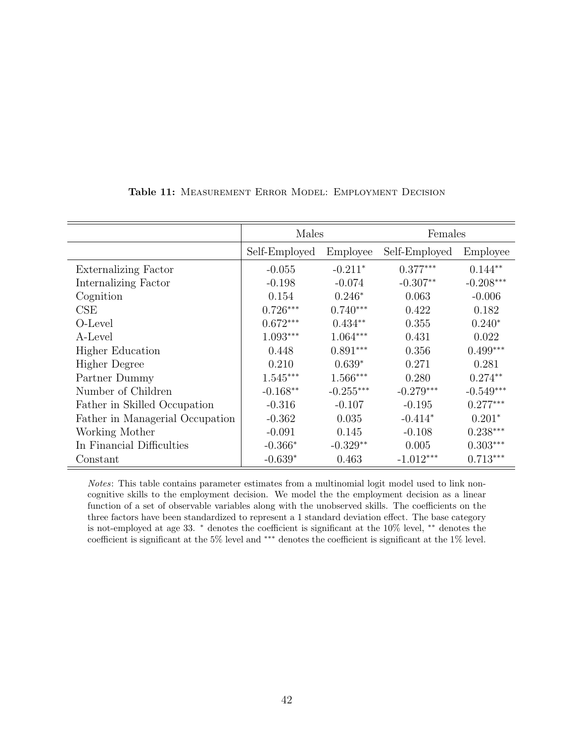**Table 11:** MEASUREMENT ERROR MODEL: EMPLOYMENT DECISION

| | Males | | Females | |
|---|---|---|---|---|
| | Self-Employed | Employee | Self-Employed | Employee |
| Externalizing Factor | -0.055 | -0.211* | 0.377*** | 0.144** |
| Internalizing Factor | -0.198 | -0.074 | -0.307** | -0.208*** |
| Cognition | 0.154 | 0.246* | 0.063 | -0.006 |
| CSE | 0.726*** | 0.740*** | 0.422 | 0.182 |
| O-Level | 0.672*** | 0.434** | 0.355 | 0.240* |
| A-Level | 1.093*** | 1.064*** | 0.431 | 0.022 |
| Higher Education | 0.448 | 0.891*** | 0.356 | 0.499*** |
| Higher Degree | 0.210 | 0.639* | 0.271 | 0.281 |
| Partner Dummy | 1.545*** | 1.566*** | 0.280 | 0.274** |
| Number of Children | -0.168** | -0.255*** | -0.279*** | -0.549*** |
| Father in Skilled Occupation | -0.316 | -0.107 | -0.195 | 0.277*** |
| Father in Managerial Occupation | -0.362 | 0.035 | -0.414* | 0.201* |
| Working Mother | -0.091 | 0.145 | -0.108 | 0.238*** |
| In Financial Difficulties | -0.366* | -0.329** | 0.005 | 0.303*** |
| Constant | -0.639* | 0.463 | -1.012*** | 0.713*** |

*Notes*: This table contains parameter estimates from a multinomial logit model used to link non-cognitive skills to the employment decision. We model the the employment decision as a linear function of a set of observable variables along with the unobserved skills. The coefficients on the three factors have been standardized to represent a 1 standard deviation effect. The base category is not-employed at age 33. * denotes the coefficient is significant at the 10% level, ** denotes the coefficient is significant at the 5% level and *** denotes the coefficient is significant at the 1% level.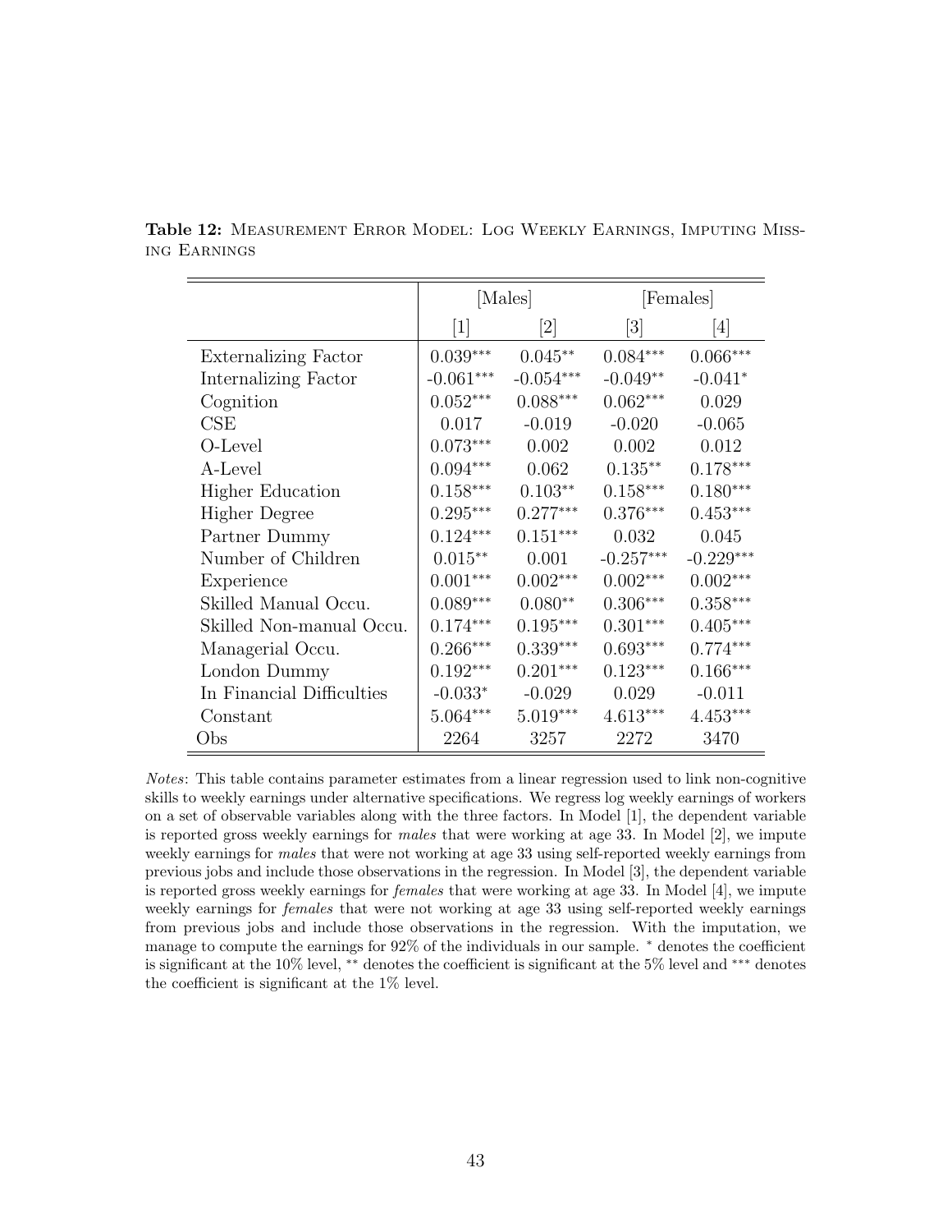**Table 12:** Measurement Error Model: Log Weekly Earnings, Imputing Missing Earnings

| | [Males] | | [Females] | |
|---|---|---|---|---|
| | [1] | [2] | [3] | [4] |
| Externalizing Factor | 0.039*** | 0.045** | 0.084*** | 0.066*** |
| Internalizing Factor | -0.061*** | -0.054*** | -0.049** | -0.041* |
| Cognition | 0.052*** | 0.088*** | 0.062*** | 0.029 |
| CSE | 0.017 | -0.019 | -0.020 | -0.065 |
| O-Level | 0.073*** | 0.002 | 0.002 | 0.012 |
| A-Level | 0.094*** | 0.062 | 0.135** | 0.178*** |
| Higher Education | 0.158*** | 0.103** | 0.158*** | 0.180*** |
| Higher Degree | 0.295*** | 0.277*** | 0.376*** | 0.453*** |
| Partner Dummy | 0.124*** | 0.151*** | 0.032 | 0.045 |
| Number of Children | 0.015** | 0.001 | -0.257*** | -0.229*** |
| Experience | 0.001*** | 0.002*** | 0.002*** | 0.002*** |
| Skilled Manual Occu. | 0.089*** | 0.080** | 0.306*** | 0.358*** |
| Skilled Non-manual Occu. | 0.174*** | 0.195*** | 0.301*** | 0.405*** |
| Managerial Occu. | 0.266*** | 0.339*** | 0.693*** | 0.774*** |
| London Dummy | 0.192*** | 0.201*** | 0.123*** | 0.166*** |
| In Financial Difficulties | -0.033* | -0.029 | 0.029 | -0.011 |
| Constant | 5.064*** | 5.019*** | 4.613*** | 4.453*** |
| Obs | 2264 | 3257 | 2272 | 3470 |

*Notes*: This table contains parameter estimates from a linear regression used to link non-cognitive skills to weekly earnings under alternative specifications. We regress log weekly earnings of workers on a set of observable variables along with the three factors. In Model [1], the dependent variable is reported gross weekly earnings for *males* that were working at age 33. In Model [2], we impute weekly earnings for *males* that were not working at age 33 using self-reported weekly earnings from previous jobs and include those observations in the regression. In Model [3], the dependent variable is reported gross weekly earnings for *females* that were working at age 33. In Model [4], we impute weekly earnings for *females* that were not working at age 33 using self-reported weekly earnings from previous jobs and include those observations in the regression. With the imputation, we manage to compute the earnings for 92% of the individuals in our sample. * denotes the coefficient is significant at the 10% level, ** denotes the coefficient is significant at the 5% level and *** denotes the coefficient is significant at the 1% level.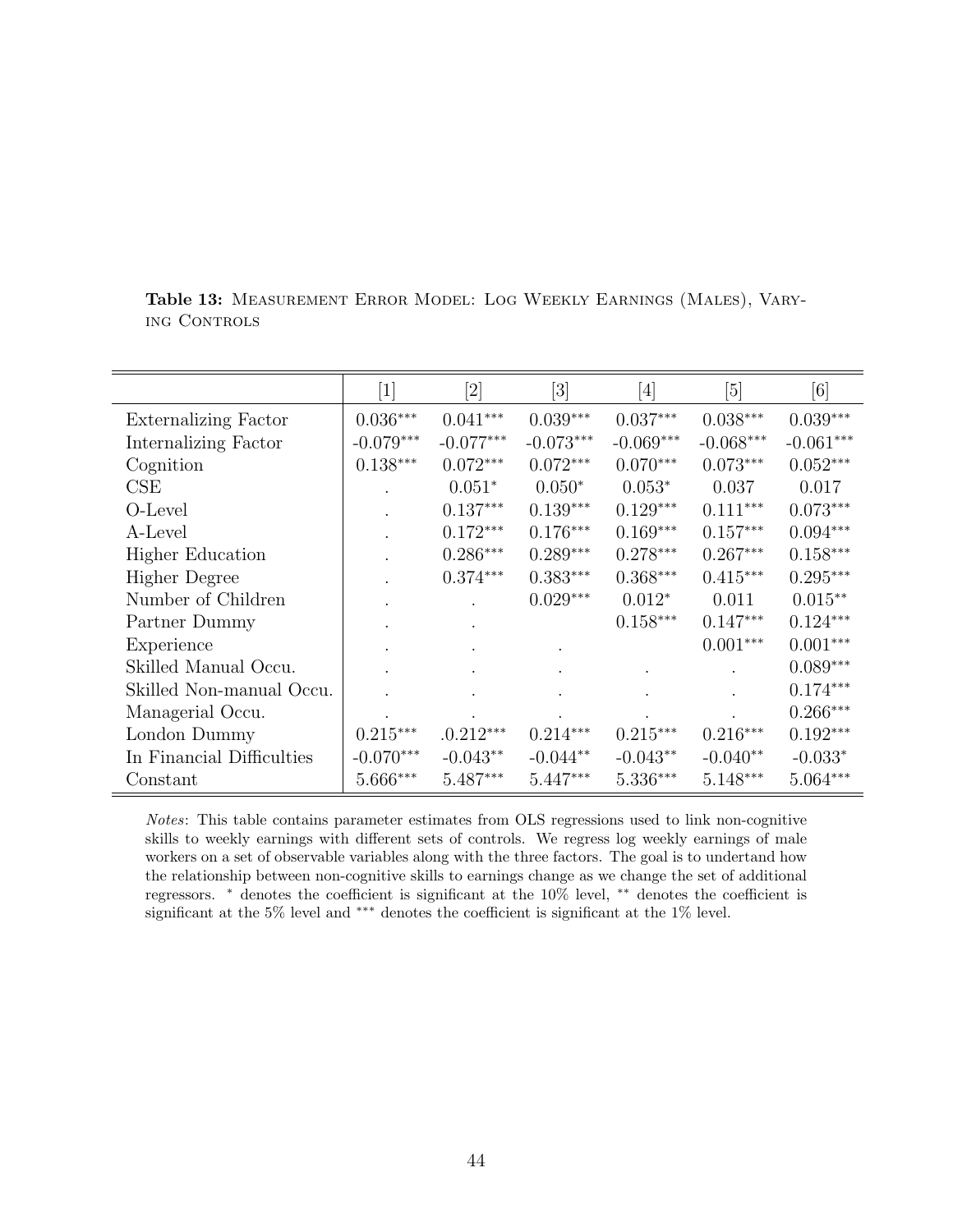**Table 13:** Measurement Error Model: Log Weekly Earnings (Males), Varying Controls

| | [1] | [2] | [3] | [4] | [5] | [6] |
|---|---|---|---|---|---|---|
| Externalizing Factor | 0.036*** | 0.041*** | 0.039*** | 0.037*** | 0.038*** | 0.039*** |
| Internalizing Factor | -0.079*** | -0.077*** | -0.073*** | -0.069*** | -0.068*** | -0.061*** |
| Cognition | 0.138*** | 0.072*** | 0.072*** | 0.070*** | 0.073*** | 0.052*** |
| CSE | . | 0.051* | 0.050* | 0.053* | 0.037 | 0.017 |
| O-Level | . | 0.137*** | 0.139*** | 0.129*** | 0.111*** | 0.073*** |
| A-Level | . | 0.172*** | 0.176*** | 0.169*** | 0.157*** | 0.094*** |
| Higher Education | . | 0.286*** | 0.289*** | 0.278*** | 0.267*** | 0.158*** |
| Higher Degree | . | 0.374*** | 0.383*** | 0.368*** | 0.415*** | 0.295*** |
| Number of Children | . | . | 0.029*** | 0.012* | 0.011 | 0.015** |
| Partner Dummy | . | . | | 0.158*** | 0.147*** | 0.124*** |
| Experience | . | . | . | | 0.001*** | 0.001*** |
| Skilled Manual Occu. | . | . | . | . | . | 0.089*** |
| Skilled Non-manual Occu. | . | . | . | . | . | 0.174*** |
| Managerial Occu. | . | . | . | . | . | 0.266*** |
| London Dummy | 0.215*** | .0.212*** | 0.214*** | 0.215*** | 0.216*** | 0.192*** |
| In Financial Difficulties | -0.070*** | -0.043** | -0.044** | -0.043** | -0.040** | -0.033* |
| Constant | 5.666*** | 5.487*** | 5.447*** | 5.336*** | 5.148*** | 5.064*** |

*Notes*: This table contains parameter estimates from OLS regressions used to link non-cognitive skills to weekly earnings with different sets of controls. We regress log weekly earnings of male workers on a set of observable variables along with the three factors. The goal is to undertand how the relationship between non-cognitive skills to earnings change as we change the set of additional regressors. * denotes the coefficient is significant at the 10% level, ** denotes the coefficient is significant at the 5% level and *** denotes the coefficient is significant at the 1% level.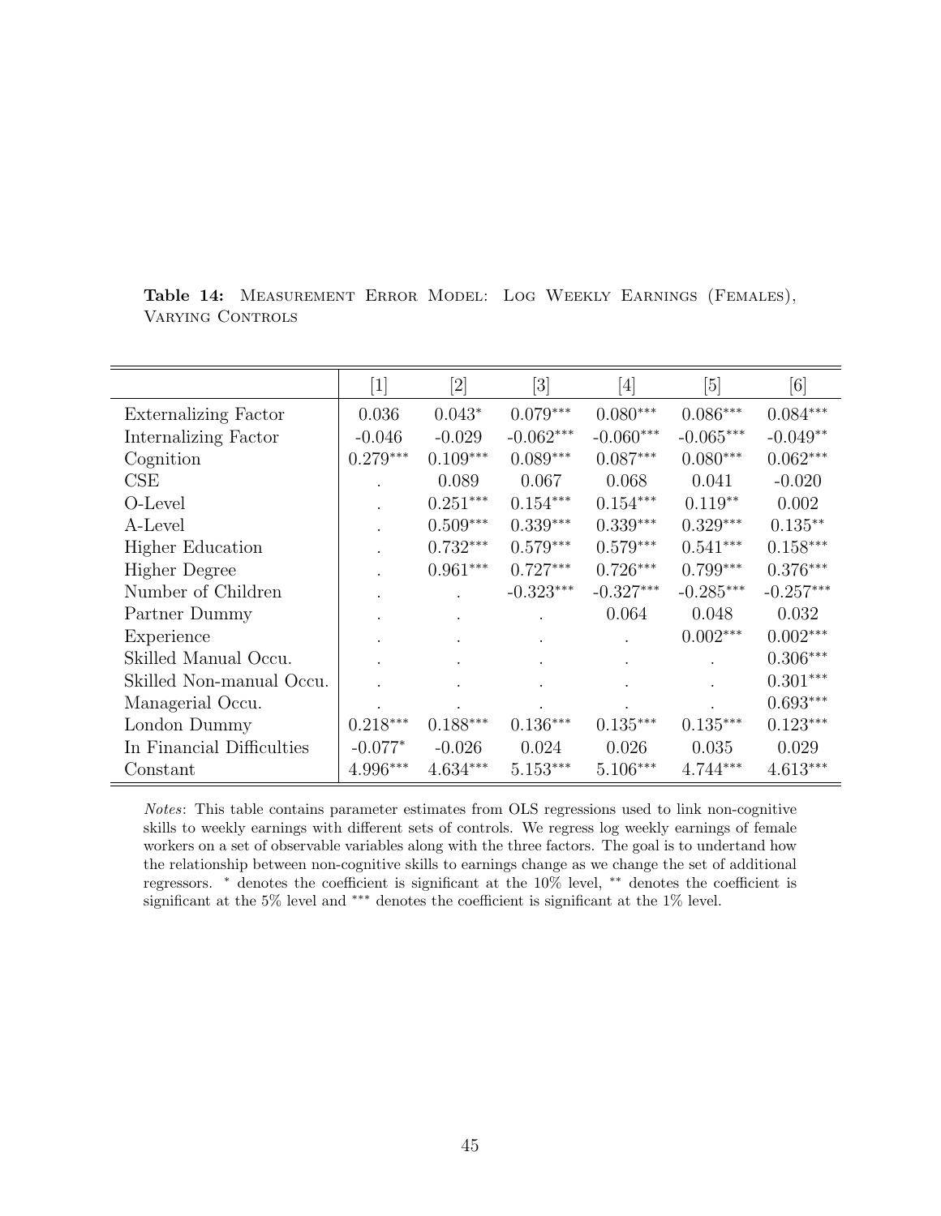**Table 14:** Measurement Error Model: Log Weekly Earnings (Females), Varying Controls

| | [1] | [2] | [3] | [4] | [5] | [6] |
|---|---|---|---|---|---|---|
| Externalizing Factor | 0.036 | $0.043^{*}$ | $0.079^{***}$ | $0.080^{***}$ | $0.086^{***}$ | $0.084^{***}$ |
| Internalizing Factor | -0.046 | -0.029 | $-0.062^{***}$ | $-0.060^{***}$ | $-0.065^{***}$ | $-0.049^{**}$ |
| Cognition | $0.279^{***}$ | $0.109^{***}$ | $0.089^{***}$ | $0.087^{***}$ | $0.080^{***}$ | $0.062^{***}$ |
| CSE | . | 0.089 | 0.067 | 0.068 | 0.041 | -0.020 |
| O-Level | . | $0.251^{***}$ | $0.154^{***}$ | $0.154^{***}$ | $0.119^{**}$ | 0.002 |
| A-Level | . | $0.509^{***}$ | $0.339^{***}$ | $0.339^{***}$ | $0.329^{***}$ | $0.135^{**}$ |
| Higher Education | . | $0.732^{***}$ | $0.579^{***}$ | $0.579^{***}$ | $0.541^{***}$ | $0.158^{***}$ |
| Higher Degree | . | $0.961^{***}$ | $0.727^{***}$ | $0.726^{***}$ | $0.799^{***}$ | $0.376^{***}$ |
| Number of Children | . | . | $-0.323^{***}$ | $-0.327^{***}$ | $-0.285^{***}$ | $-0.257^{***}$ |
| Partner Dummy | . | . | . | 0.064 | 0.048 | 0.032 |
| Experience | . | . | . | . | $0.002^{***}$ | $0.002^{***}$ |
| Skilled Manual Occu. | . | . | . | . | . | $0.306^{***}$ |
| Skilled Non-manual Occu. | . | . | . | . | . | $0.301^{***}$ |
| Managerial Occu. | . | . | . | . | . | $0.693^{***}$ |
| London Dummy | $0.218^{***}$ | $0.188^{***}$ | $0.136^{***}$ | $0.135^{***}$ | $0.135^{***}$ | $0.123^{***}$ |
| In Financial Difficulties | $-0.077^{*}$ | -0.026 | 0.024 | 0.026 | 0.035 | 0.029 |
| Constant | $4.996^{***}$ | $4.634^{***}$ | $5.153^{***}$ | $5.106^{***}$ | $4.744^{***}$ | $4.613^{***}$ |

*Notes*: This table contains parameter estimates from OLS regressions used to link non-cognitive skills to weekly earnings with different sets of controls. We regress log weekly earnings of female workers on a set of observable variables along with the three factors. The goal is to undertand how the relationship between non-cognitive skills to earnings change as we change the set of additional regressors. $^{*}$ denotes the coefficient is significant at the 10% level, $^{**}$ denotes the coefficient is significant at the 5% level and $^{***}$ denotes the coefficient is significant at the 1% level.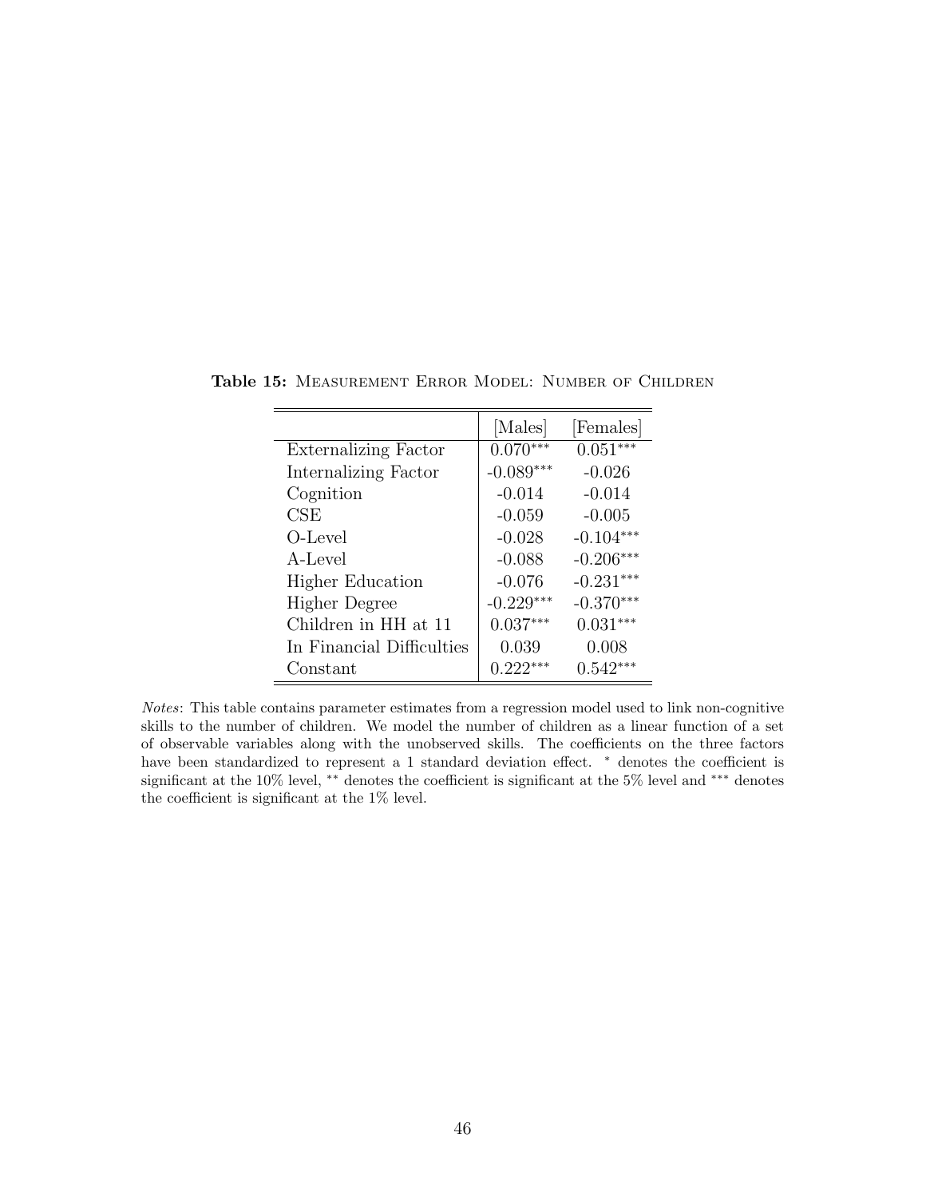**Table 15:** Measurement Error Model: Number of Children

| | [Males] | [Females] |
|---|---|---|
| Externalizing Factor | $0.070^{***}$ | $0.051^{***}$ |
| Internalizing Factor | $-0.089^{***}$ | -0.026 |
| Cognition | -0.014 | -0.014 |
| CSE | -0.059 | -0.005 |
| O-Level | -0.028 | $-0.104^{***}$ |
| A-Level | -0.088 | $-0.206^{***}$ |
| Higher Education | -0.076 | $-0.231^{***}$ |
| Higher Degree | $-0.229^{***}$ | $-0.370^{***}$ |
| Children in HH at 11 | $0.037^{***}$ | $0.031^{***}$ |
| In Financial Difficulties | 0.039 | 0.008 |
| Constant | $0.222^{***}$ | $0.542^{***}$ |

*Notes*: This table contains parameter estimates from a regression model used to link non-cognitive skills to the number of children. We model the number of children as a linear function of a set of observable variables along with the unobserved skills. The coefficients on the three factors have been standardized to represent a 1 standard deviation effect. $^{*}$ denotes the coefficient is significant at the 10% level, $^{**}$ denotes the coefficient is significant at the 5% level and $^{***}$ denotes the coefficient is significant at the 1% level.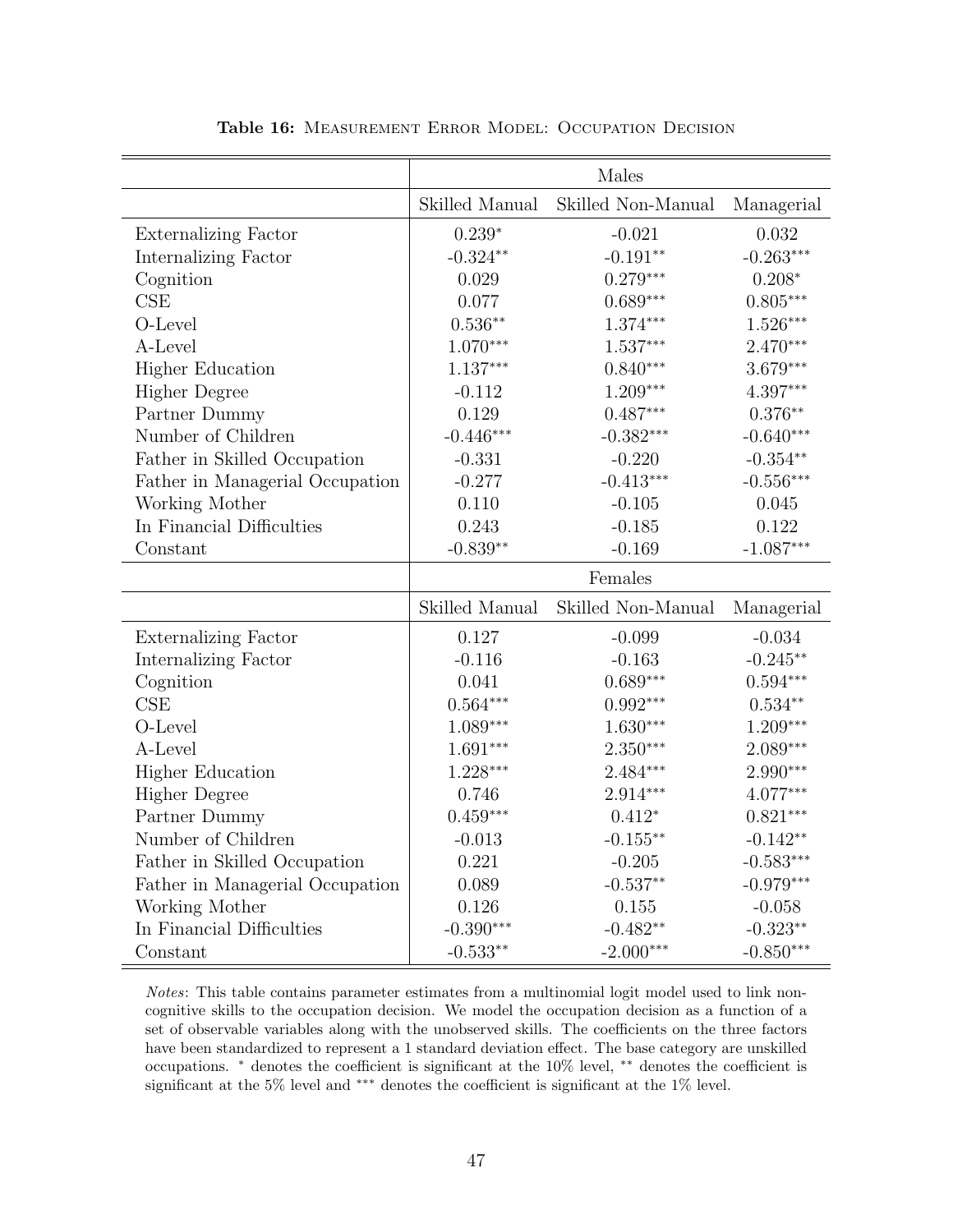**Table 16:** Measurement Error Model: Occupation Decision

| | Males | | |
|---|---|---|---|
| | Skilled Manual | Skilled Non-Manual | Managerial |
| Externalizing Factor | 0.239* | -0.021 | 0.032 |
| Internalizing Factor | -0.324** | -0.191** | -0.263*** |
| Cognition | 0.029 | 0.279*** | 0.208* |
| CSE | 0.077 | 0.689*** | 0.805*** |
| O-Level | 0.536** | 1.374*** | 1.526*** |
| A-Level | 1.070*** | 1.537*** | 2.470*** |
| Higher Education | 1.137*** | 0.840*** | 3.679*** |
| Higher Degree | -0.112 | 1.209*** | 4.397*** |
| Partner Dummy | 0.129 | 0.487*** | 0.376** |
| Number of Children | -0.446*** | -0.382*** | -0.640*** |
| Father in Skilled Occupation | -0.331 | -0.220 | -0.354** |
| Father in Managerial Occupation | -0.277 | -0.413*** | -0.556*** |
| Working Mother | 0.110 | -0.105 | 0.045 |
| In Financial Difficulties | 0.243 | -0.185 | 0.122 |
| Constant | -0.839** | -0.169 | -1.087*** |
| | Females | | |
| | Skilled Manual | Skilled Non-Manual | Managerial |
| Externalizing Factor | 0.127 | -0.099 | -0.034 |
| Internalizing Factor | -0.116 | -0.163 | -0.245** |
| Cognition | 0.041 | 0.689*** | 0.594*** |
| CSE | 0.564*** | 0.992*** | 0.534** |
| O-Level | 1.089*** | 1.630*** | 1.209*** |
| A-Level | 1.691*** | 2.350*** | 2.089*** |
| Higher Education | 1.228*** | 2.484*** | 2.990*** |
| Higher Degree | 0.746 | 2.914*** | 4.077*** |
| Partner Dummy | 0.459*** | 0.412* | 0.821*** |
| Number of Children | -0.013 | -0.155** | -0.142** |
| Father in Skilled Occupation | 0.221 | -0.205 | -0.583*** |
| Father in Managerial Occupation | 0.089 | -0.537** | -0.979*** |
| Working Mother | 0.126 | 0.155 | -0.058 |
| In Financial Difficulties | -0.390*** | -0.482** | -0.323** |
| Constant | -0.533** | -2.000*** | -0.850*** |

*Notes*: This table contains parameter estimates from a multinomial logit model used to link non-cognitive skills to the occupation decision. We model the occupation decision as a function of a set of observable variables along with the unobserved skills. The coefficients on the three factors have been standardized to represent a 1 standard deviation effect. The base category are unskilled occupations. * denotes the coefficient is significant at the 10% level, ** denotes the coefficient is significant at the 5% level and *** denotes the coefficient is significant at the 1% level.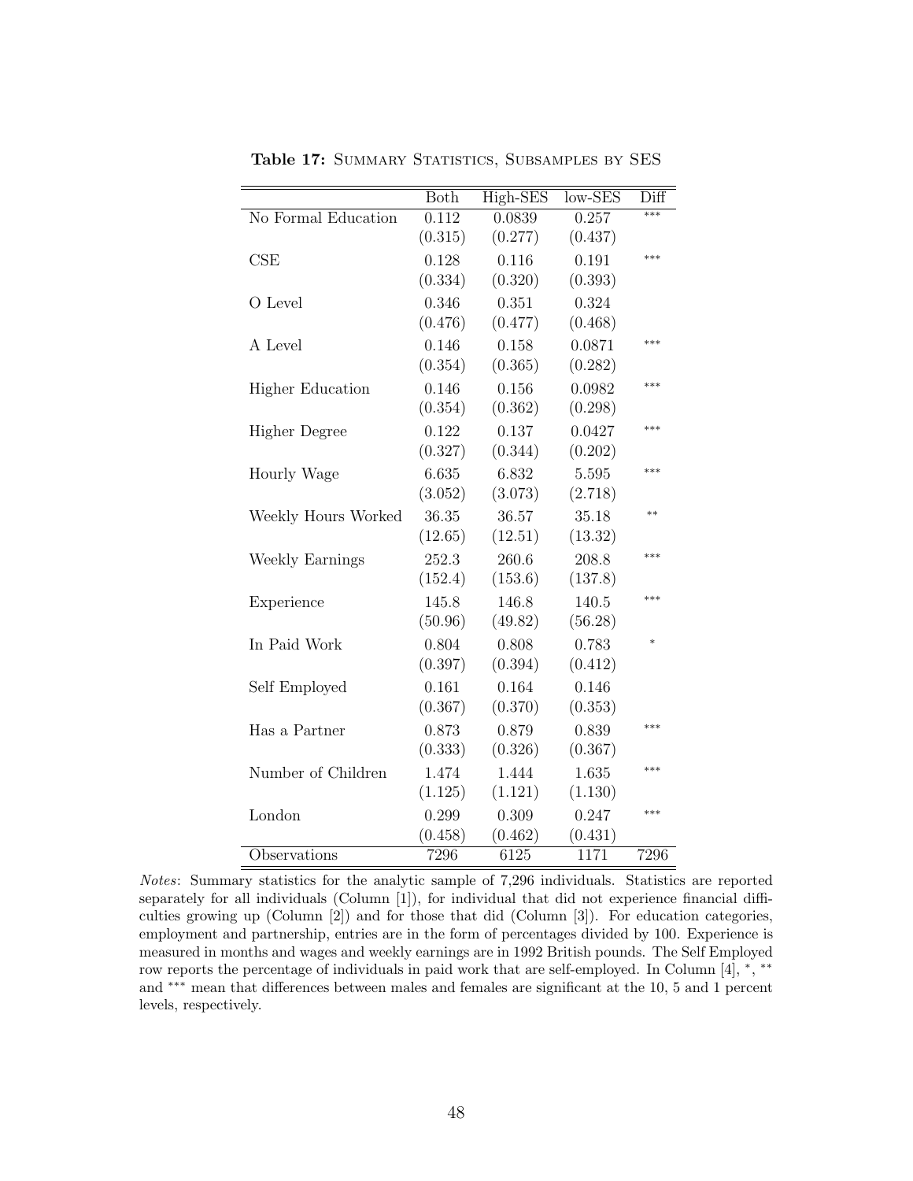**Table 17:** Summary Statistics, Subsamples by SES

| | Both | High-SES | low-SES | Diff |
|---|---|---|---|---|
| No Formal Education | 0.112 | 0.0839 | 0.257 | *** |
| | (0.315) | (0.277) | (0.437) | |
| CSE | 0.128 | 0.116 | 0.191 | *** |
| | (0.334) | (0.320) | (0.393) | |
| O Level | 0.346 | 0.351 | 0.324 | |
| | (0.476) | (0.477) | (0.468) | |
| A Level | 0.146 | 0.158 | 0.0871 | *** |
| | (0.354) | (0.365) | (0.282) | |
| Higher Education | 0.146 | 0.156 | 0.0982 | *** |
| | (0.354) | (0.362) | (0.298) | |
| Higher Degree | 0.122 | 0.137 | 0.0427 | *** |
| | (0.327) | (0.344) | (0.202) | |
| Hourly Wage | 6.635 | 6.832 | 5.595 | *** |
| | (3.052) | (3.073) | (2.718) | |
| Weekly Hours Worked | 36.35 | 36.57 | 35.18 | ** |
| | (12.65) | (12.51) | (13.32) | |
| Weekly Earnings | 252.3 | 260.6 | 208.8 | *** |
| | (152.4) | (153.6) | (137.8) | |
| Experience | 145.8 | 146.8 | 140.5 | *** |
| | (50.96) | (49.82) | (56.28) | |
| In Paid Work | 0.804 | 0.808 | 0.783 | * |
| | (0.397) | (0.394) | (0.412) | |
| Self Employed | 0.161 | 0.164 | 0.146 | |
| | (0.367) | (0.370) | (0.353) | |
| Has a Partner | 0.873 | 0.879 | 0.839 | *** |
| | (0.333) | (0.326) | (0.367) | |
| Number of Children | 1.474 | 1.444 | 1.635 | *** |
| | (1.125) | (1.121) | (1.130) | |
| London | 0.299 | 0.309 | 0.247 | *** |
| | (0.458) | (0.462) | (0.431) | |
| Observations | 7296 | 6125 | 1171 | 7296 |

*Notes*: Summary statistics for the analytic sample of 7,296 individuals. Statistics are reported separately for all individuals (Column [1]), for individual that did not experience financial difficulties growing up (Column [2]) and for those that did (Column [3]). For education categories, employment and partnership, entries are in the form of percentages divided by 100. Experience is measured in months and wages and weekly earnings are in 1992 British pounds. The Self Employed row reports the percentage of individuals in paid work that are self-employed. In Column [4], *, ** and *** mean that differences between males and females are significant at the 10, 5 and 1 percent levels, respectively.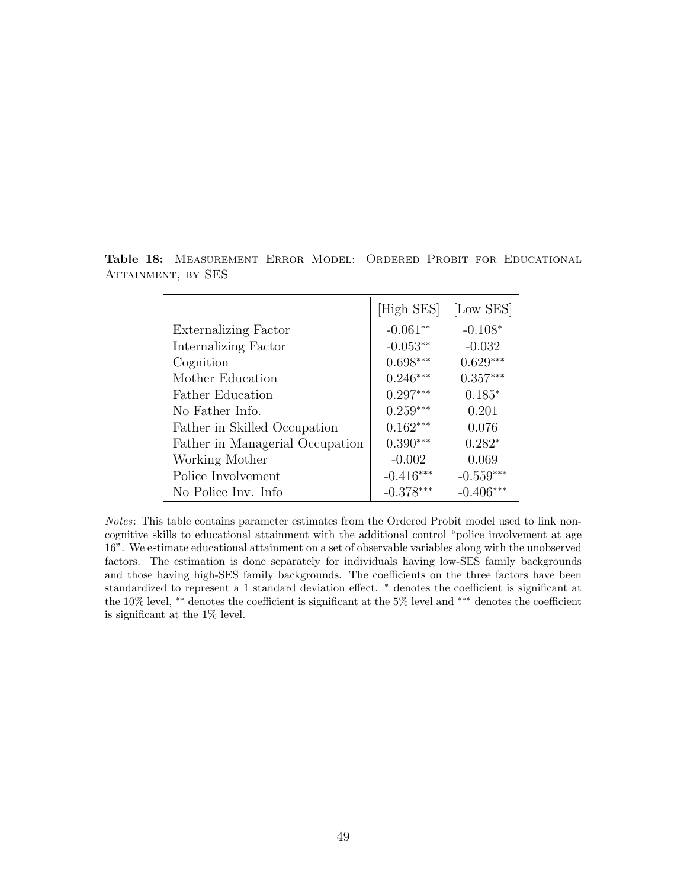**Table 18:** Measurement Error Model: Ordered Probit for Educational Attainment, by SES

| | [High SES] | [Low SES] |
|---|---|---|
| Externalizing Factor | -0.061** | -0.108* |
| Internalizing Factor | -0.053** | -0.032 |
| Cognition | 0.698*** | 0.629*** |
| Mother Education | 0.246*** | 0.357*** |
| Father Education | 0.297*** | 0.185* |
| No Father Info. | 0.259*** | 0.201 |
| Father in Skilled Occupation | 0.162*** | 0.076 |
| Father in Managerial Occupation | 0.390*** | 0.282* |
| Working Mother | -0.002 | 0.069 |
| Police Involvement | -0.416*** | -0.559*** |
| No Police Inv. Info | -0.378*** | -0.406*** |

*Notes*: This table contains parameter estimates from the Ordered Probit model used to link non-cognitive skills to educational attainment with the additional control "police involvement at age 16". We estimate educational attainment on a set of observable variables along with the unobserved factors. The estimation is done separately for individuals having low-SES family backgrounds and those having high-SES family backgrounds. The coefficients on the three factors have been standardized to represent a 1 standard deviation effect. * denotes the coefficient is significant at the 10% level, ** denotes the coefficient is significant at the 5% level and *** denotes the coefficient is significant at the 1% level.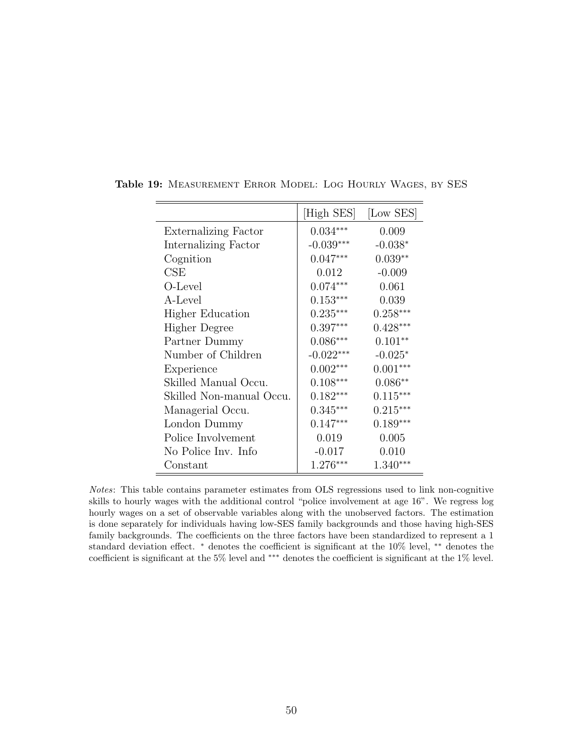**Table 19:** Measurement Error Model: Log Hourly Wages, by SES

| | [High SES] | [Low SES] |
|---|---|---|
| Externalizing Factor | 0.034*** | 0.009 |
| Internalizing Factor | -0.039*** | -0.038* |
| Cognition | 0.047*** | 0.039** |
| CSE | 0.012 | -0.009 |
| O-Level | 0.074*** | 0.061 |
| A-Level | 0.153*** | 0.039 |
| Higher Education | 0.235*** | 0.258*** |
| Higher Degree | 0.397*** | 0.428*** |
| Partner Dummy | 0.086*** | 0.101** |
| Number of Children | -0.022*** | -0.025* |
| Experience | 0.002*** | 0.001*** |
| Skilled Manual Occu. | 0.108*** | 0.086** |
| Skilled Non-manual Occu. | 0.182*** | 0.115*** |
| Managerial Occu. | 0.345*** | 0.215*** |
| London Dummy | 0.147*** | 0.189*** |
| Police Involvement | 0.019 | 0.005 |
| No Police Inv. Info | -0.017 | 0.010 |
| Constant | 1.276*** | 1.340*** |

*Notes*: This table contains parameter estimates from OLS regressions used to link non-cognitive skills to hourly wages with the additional control "police involvement at age 16". We regress log hourly wages on a set of observable variables along with the unobserved factors. The estimation is done separately for individuals having low-SES family backgrounds and those having high-SES family backgrounds. The coefficients on the three factors have been standardized to represent a 1 standard deviation effect. * denotes the coefficient is significant at the 10% level, ** denotes the coefficient is significant at the 5% level and *** denotes the coefficient is significant at the 1% level.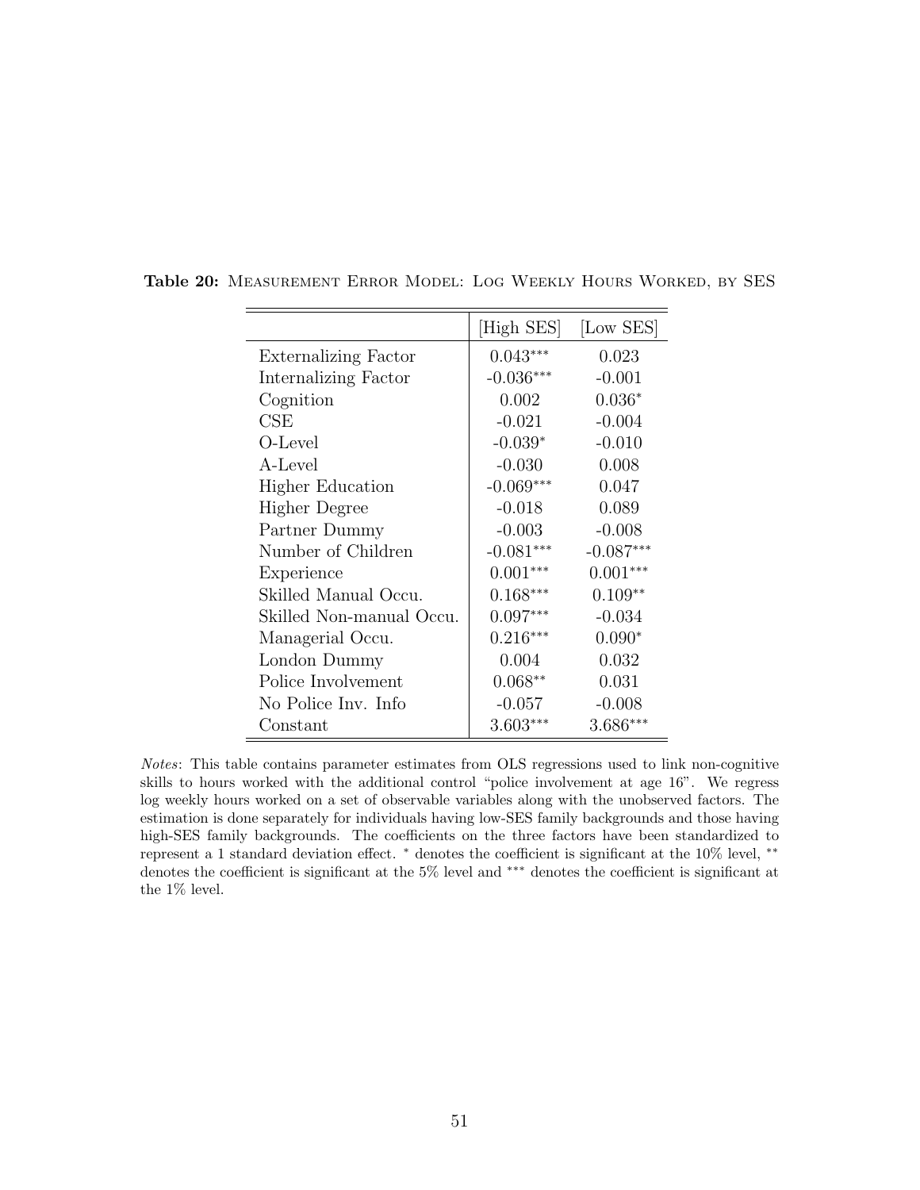**Table 20:** Measurement Error Model: Log Weekly Hours Worked, by SES

| | [High SES] | [Low SES] |
|---|---|---|
| Externalizing Factor | $0.043^{***}$ | 0.023 |
| Internalizing Factor | $-0.036^{***}$ | -0.001 |
| Cognition | 0.002 | $0.036^{*}$ |
| CSE | -0.021 | -0.004 |
| O-Level | $-0.039^{*}$ | -0.010 |
| A-Level | -0.030 | 0.008 |
| Higher Education | $-0.069^{***}$ | 0.047 |
| Higher Degree | -0.018 | 0.089 |
| Partner Dummy | -0.003 | -0.008 |
| Number of Children | $-0.081^{***}$ | $-0.087^{***}$ |
| Experience | $0.001^{***}$ | $0.001^{***}$ |
| Skilled Manual Occu. | $0.168^{***}$ | $0.109^{**}$ |
| Skilled Non-manual Occu. | $0.097^{***}$ | -0.034 |
| Managerial Occu. | $0.216^{***}$ | $0.090^{*}$ |
| London Dummy | 0.004 | 0.032 |
| Police Involvement | $0.068^{**}$ | 0.031 |
| No Police Inv. Info | -0.057 | -0.008 |
| Constant | $3.603^{***}$ | $3.686^{***}$ |

*Notes*: This table contains parameter estimates from OLS regressions used to link non-cognitive skills to hours worked with the additional control "police involvement at age 16". We regress log weekly hours worked on a set of observable variables along with the unobserved factors. The estimation is done separately for individuals having low-SES family backgrounds and those having high-SES family backgrounds. The coefficients on the three factors have been standardized to represent a 1 standard deviation effect. $^{*}$ denotes the coefficient is significant at the 10% level, $^{**}$ denotes the coefficient is significant at the 5% level and $^{***}$ denotes the coefficient is significant at the 1% level.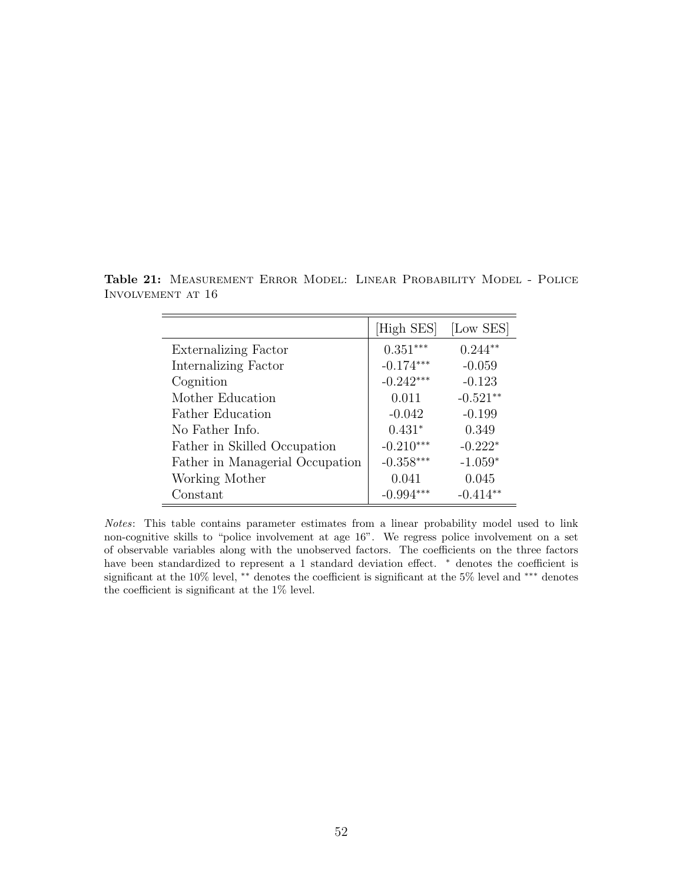**Table 21:** Measurement Error Model: Linear Probability Model - Police Involvement at 16

| | [High SES] | [Low SES] |
|---|---|---|
| Externalizing Factor | $0.351^{***}$ | $0.244^{**}$ |
| Internalizing Factor | $-0.174^{***}$ | -0.059 |
| Cognition | $-0.242^{***}$ | -0.123 |
| Mother Education | 0.011 | $-0.521^{**}$ |
| Father Education | -0.042 | -0.199 |
| No Father Info. | $0.431^{*}$ | 0.349 |
| Father in Skilled Occupation | $-0.210^{***}$ | $-0.222^{*}$ |
| Father in Managerial Occupation | $-0.358^{***}$ | $-1.059^{*}$ |
| Working Mother | 0.041 | 0.045 |
| Constant | $-0.994^{***}$ | $-0.414^{**}$ |

*Notes*: This table contains parameter estimates from a linear probability model used to link non-cognitive skills to "police involvement at age 16". We regress police involvement on a set of observable variables along with the unobserved factors. The coefficients on the three factors have been standardized to represent a 1 standard deviation effect. $^{*}$ denotes the coefficient is significant at the 10% level, $^{**}$ denotes the coefficient is significant at the 5% level and $^{***}$ denotes the coefficient is significant at the 1% level.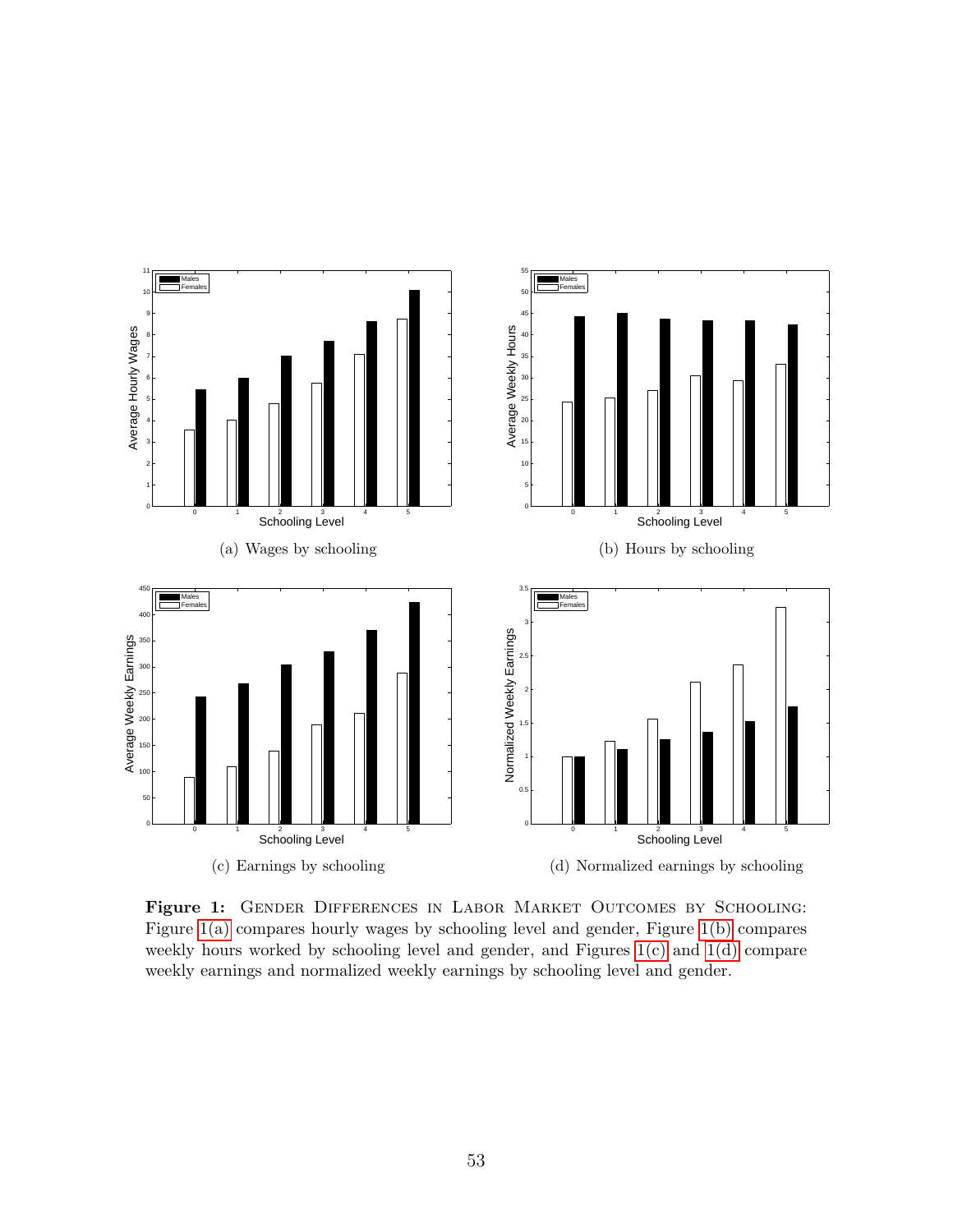(a) Wages by schooling

(b) Hours by schooling

(c) Earnings by schooling

(d) Normalized earnings by schooling

**Figure 1:** Gender Differences in Labor Market Outcomes by Schooling: Figure 1(a) compares hourly wages by schooling level and gender, Figure 1(b) compares weekly hours worked by schooling level and gender, and Figures 1(c) and 1(d) compare weekly earnings and normalized weekly earnings by schooling level and gender.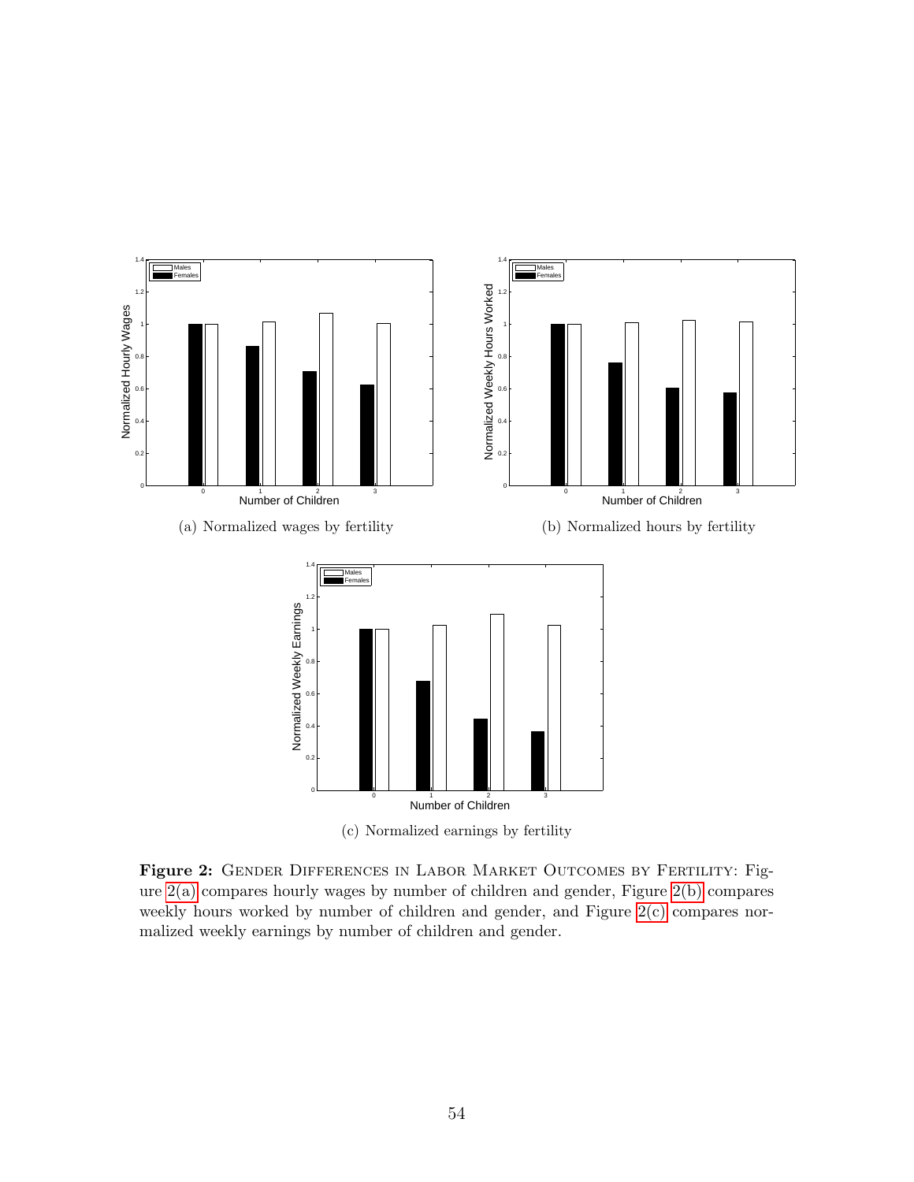(a) Normalized wages by fertility

(b) Normalized hours by fertility

(c) Normalized earnings by fertility

**Figure 2:** Gender Differences in Labor Market Outcomes by Fertility: Figure 2(a) compares hourly wages by number of children and gender, Figure 2(b) compares weekly hours worked by number of children and gender, and Figure 2(c) compares normalized weekly earnings by number of children and gender.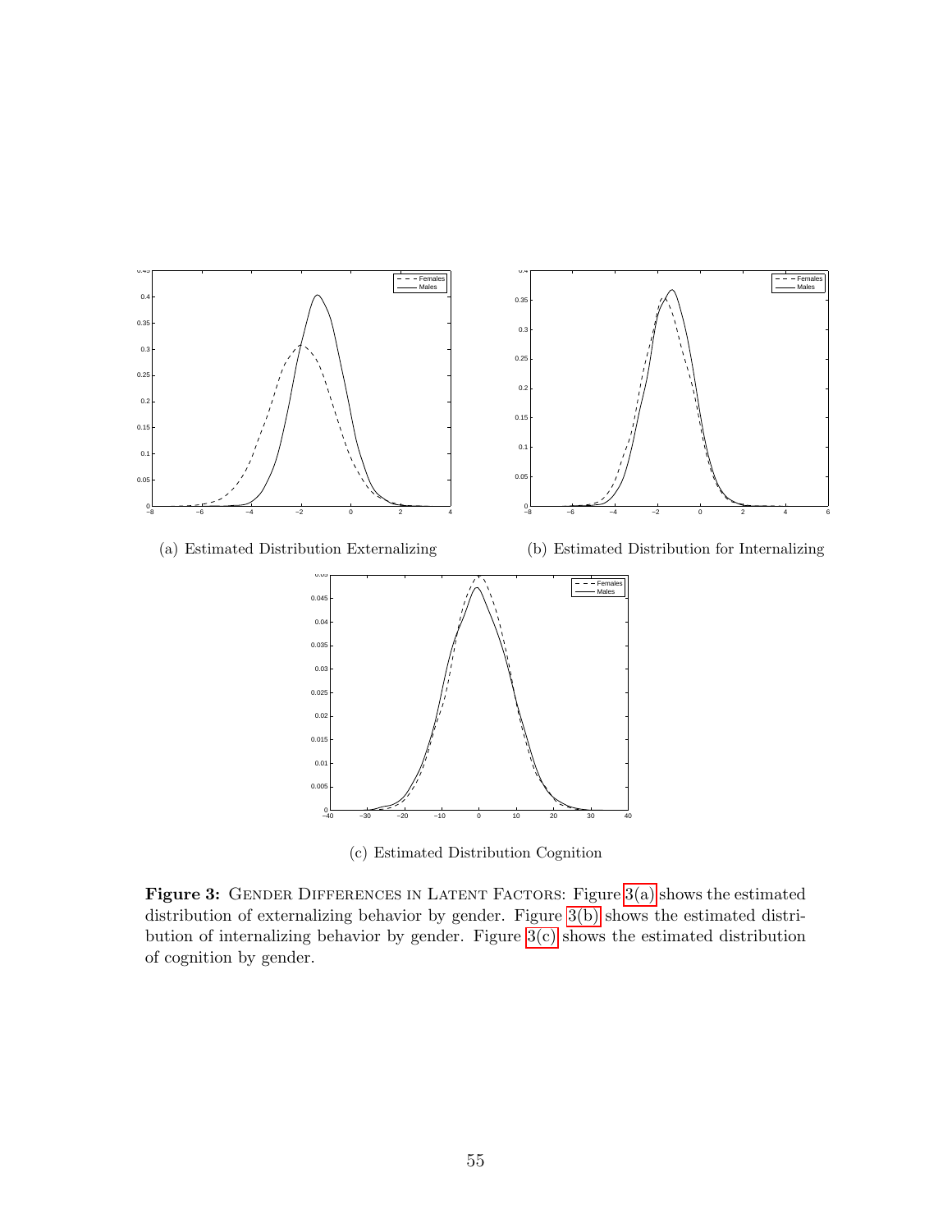(a) Estimated Distribution Externalizing

(b) Estimated Distribution for Internalizing

(c) Estimated Distribution Cognition

**Figure 3:** GENDER DIFFERENCES IN LATENT FACTORS: Figure 3(a) shows the estimated distribution of externalizing behavior by gender. Figure 3(b) shows the estimated distribution of internalizing behavior by gender. Figure 3(c) shows the estimated distribution of cognition by gender.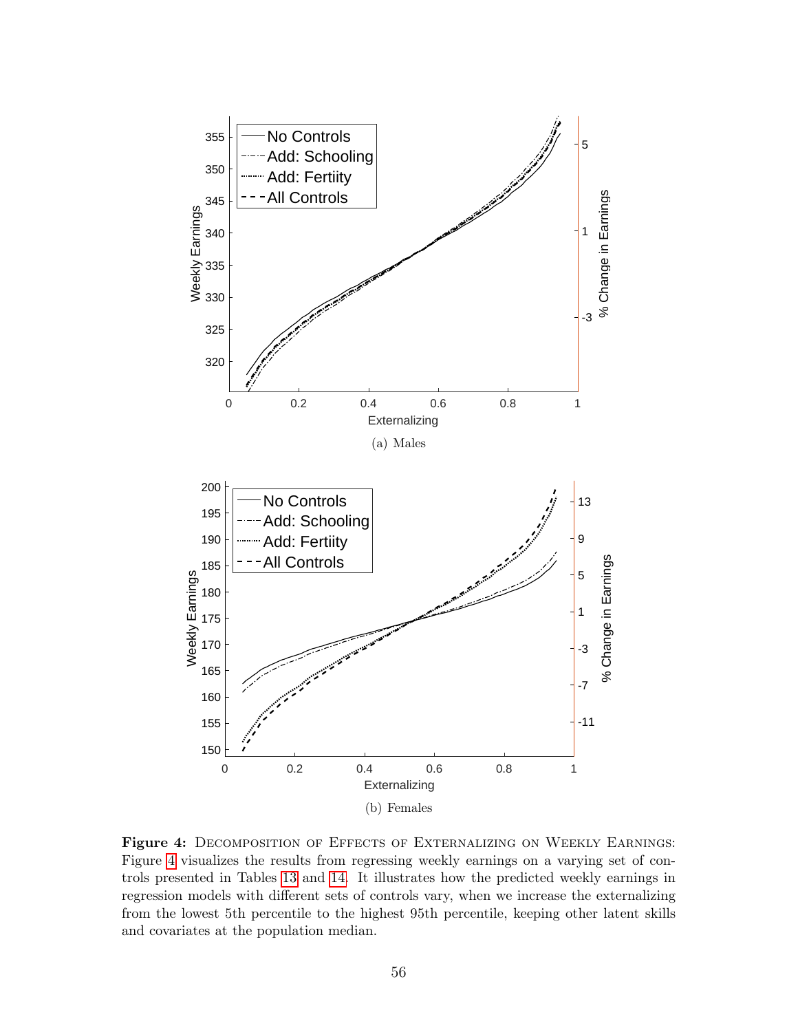355
350
345
340
335
330
325
320

Weekly Earnings

5
1
-3

% Change in Earnings

No Controls
Add: Schooling
Add: Fertiity
All Controls

0
0.2
0.4
0.6
0.8
1

Externalizing

(a) Males

200
195
190
185
180
175
170
165
160
155
150

Weekly Earnings

13
9
5
1
-3
-7
-11

% Change in Earnings

No Controls
Add: Schooling
Add: Fertiity
All Controls

0
0.2
0.4
0.6
0.8
1

Externalizing

(b) Females

**Figure 4:** Decomposition of Effects of Externalizing on Weekly Earnings: Figure 4 visualizes the results from regressing weekly earnings on a varying set of controls presented in Tables 13 and 14. It illustrates how the predicted weekly earnings in regression models with different sets of controls vary, when we increase the externalizing from the lowest 5th percentile to the highest 95th percentile, keeping other latent skills and covariates at the population median.